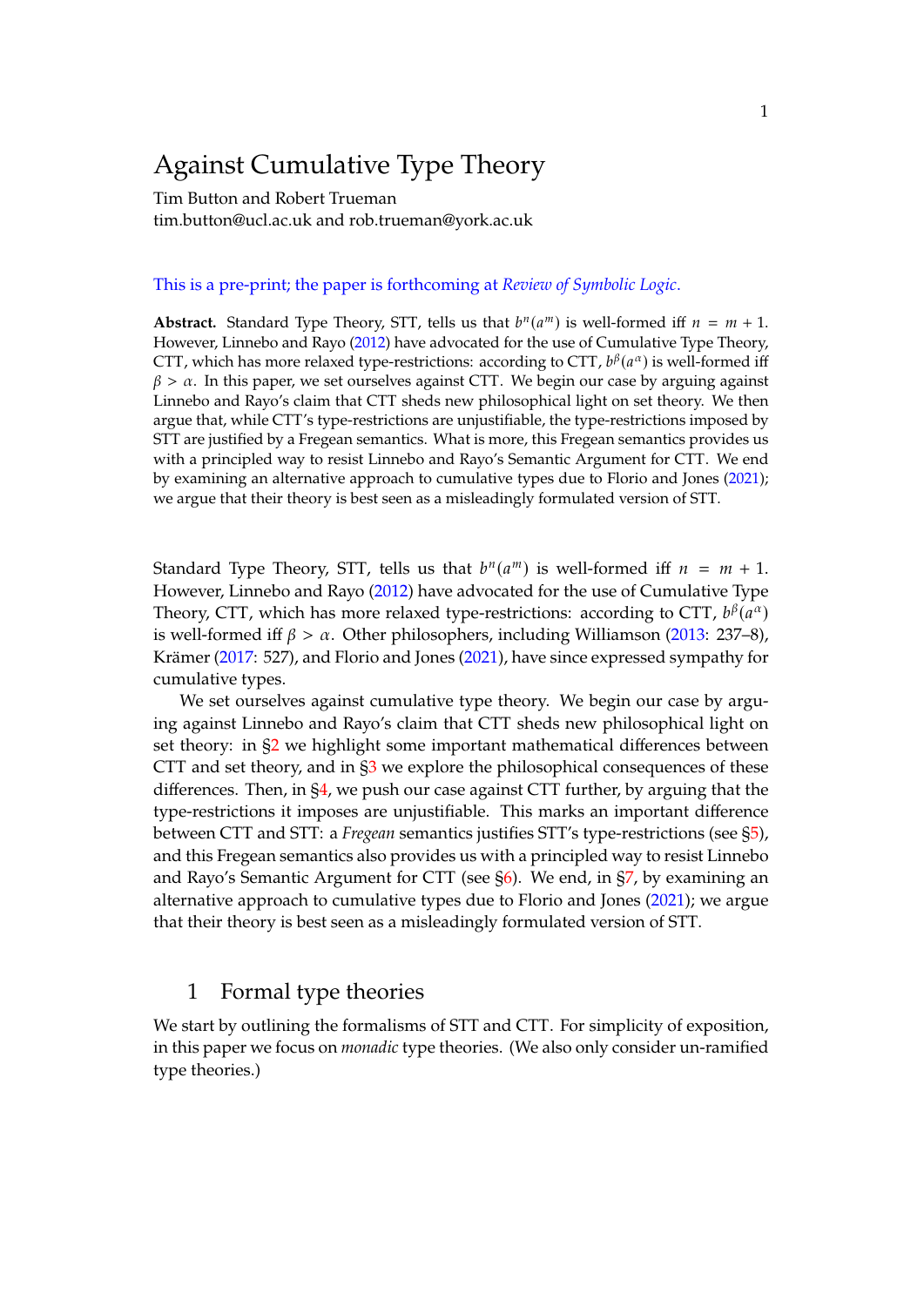# Against Cumulative Type Theory

Tim Button and Robert Trueman
tim.button@ucl.ac.uk and rob.trueman@york.ac.uk

This is a pre-print; the paper is forthcoming at *Review of Symbolic Logic*.

**Abstract.** Standard Type Theory, STT, tells us that $b^n(a^m)$ is well-formed iff $n = m + 1$. However, Linnebo and Rayo (2012) have advocated for the use of Cumulative Type Theory, CTT, which has more relaxed type-restrictions: according to CTT, $b^\beta(a^\alpha)$ is well-formed iff $\beta > \alpha$. In this paper, we set ourselves against CTT. We begin our case by arguing against Linnebo and Rayo's claim that CTT sheds new philosophical light on set theory. We then argue that, while CTT's type-restrictions are unjustifiable, the type-restrictions imposed by STT are justified by a Fregean semantics. What is more, this Fregean semantics provides us with a principled way to resist Linnebo and Rayo's Semantic Argument for CTT. We end by examining an alternative approach to cumulative types due to Florio and Jones (2021); we argue that their theory is best seen as a misleadingly formulated version of STT.

Standard Type Theory, STT, tells us that $b^n(a^m)$ is well-formed iff $n = m + 1$. However, Linnebo and Rayo (2012) have advocated for the use of Cumulative Type Theory, CTT, which has more relaxed type-restrictions: according to CTT, $b^\beta(a^\alpha)$ is well-formed iff $\beta > \alpha$. Other philosophers, including Williamson (2013: 237–8), Krämer (2017: 527), and Florio and Jones (2021), have since expressed sympathy for cumulative types.

We set ourselves against cumulative type theory. We begin our case by arguing against Linnebo and Rayo's claim that CTT sheds new philosophical light on set theory: in §2 we highlight some important mathematical differences between CTT and set theory, and in §3 we explore the philosophical consequences of these differences. Then, in §4, we push our case against CTT further, by arguing that the type-restrictions it imposes are unjustifiable. This marks an important difference between CTT and STT: a *Fregean* semantics justifies STT's type-restrictions (see §5), and this Fregean semantics also provides us with a principled way to resist Linnebo and Rayo's Semantic Argument for CTT (see §6). We end, in §7, by examining an alternative approach to cumulative types due to Florio and Jones (2021); we argue that their theory is best seen as a misleadingly formulated version of STT.

## 1 Formal type theories

We start by outlining the formalisms of STT and CTT. For simplicity of exposition, in this paper we focus on *monadic* type theories. (We also only consider un-ramified type theories.)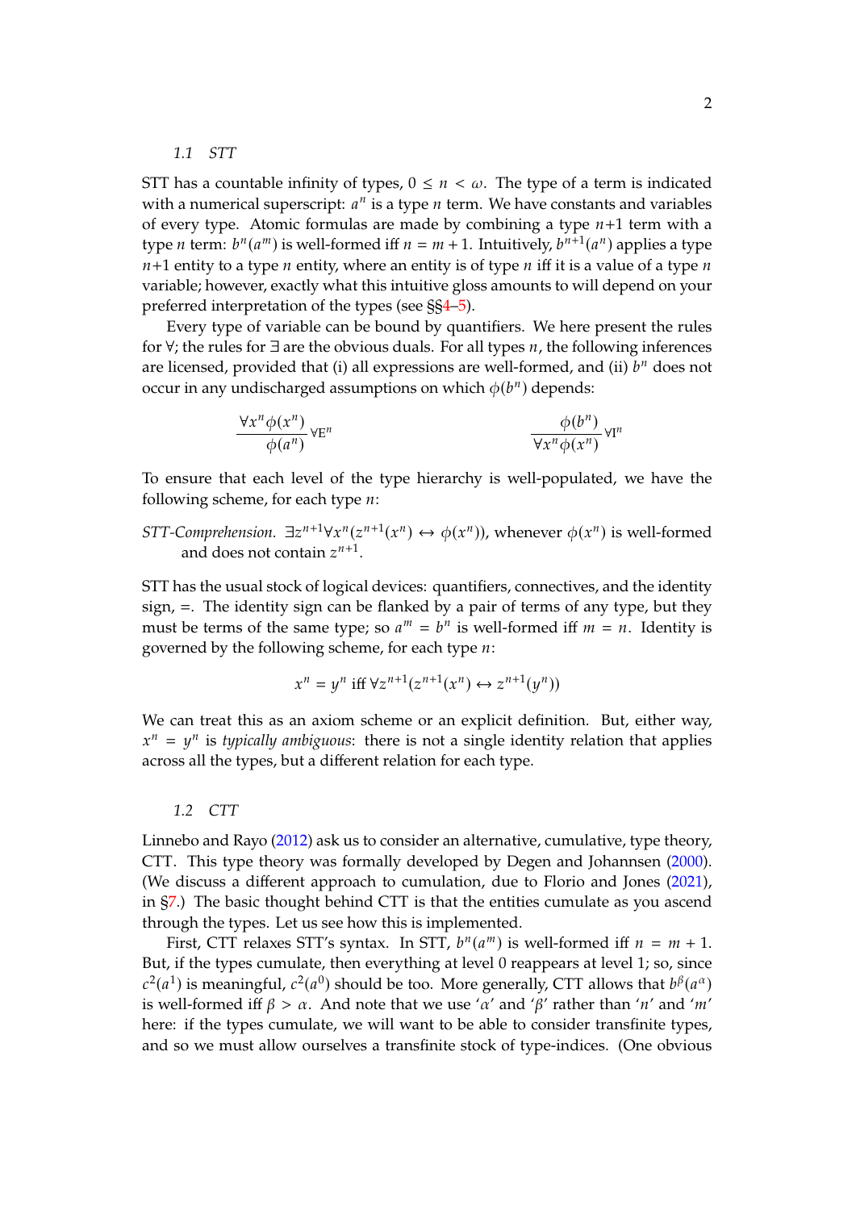### 1.1 STT

STT has a countable infinity of types, $0 \leq n < \omega$. The type of a term is indicated with a numerical superscript: $a^n$ is a type $n$ term. We have constants and variables of every type. Atomic formulas are made by combining a type $n$+1 term with a type $n$ term: $b^n(a^m)$ is well-formed iff $n = m + 1$. Intuitively, $b^{n+1}(a^n)$ applies a type $n$+1 entity to a type $n$ entity, where an entity is of type $n$ iff it is a value of a type $n$ variable; however, exactly what this intuitive gloss amounts to will depend on your preferred interpretation of the types (see §§4–5).

Every type of variable can be bound by quantifiers. We here present the rules for $\forall$; the rules for $\exists$ are the obvious duals. For all types $n$, the following inferences are licensed, provided that (i) all expressions are well-formed, and (ii) $b^n$ does not occur in any undischarged assumptions on which $\phi(b^n)$ depends:

$$\frac{\forall x^n \phi(x^n)}{\phi(a^n)}\forall\text{E}^n \qquad\qquad \frac{\phi(b^n)}{\forall x^n \phi(x^n)}\forall\text{I}^n$$

To ensure that each level of the type hierarchy is well-populated, we have the following scheme, for each type $n$:

*STT-Comprehension.* $\exists z^{n+1}\forall x^n(z^{n+1}(x^n) \leftrightarrow \phi(x^n))$, whenever $\phi(x^n)$ is well-formed and does not contain $z^{n+1}$.

STT has the usual stock of logical devices: quantifiers, connectives, and the identity sign, =. The identity sign can be flanked by a pair of terms of any type, but they must be terms of the same type; so $a^m = b^n$ is well-formed iff $m = n$. Identity is governed by the following scheme, for each type $n$:

$$x^n = y^n \text{ iff } \forall z^{n+1}(z^{n+1}(x^n) \leftrightarrow z^{n+1}(y^n))$$

We can treat this as an axiom scheme or an explicit definition. But, either way, $x^n = y^n$ is *typically ambiguous*: there is not a single identity relation that applies across all the types, but a different relation for each type.

### 1.2 CTT

Linnebo and Rayo (2012) ask us to consider an alternative, cumulative, type theory, CTT. This type theory was formally developed by Degen and Johannsen (2000). (We discuss a different approach to cumulation, due to Florio and Jones (2021), in §7.) The basic thought behind CTT is that the entities cumulate as you ascend through the types. Let us see how this is implemented.

First, CTT relaxes STT's syntax. In STT, $b^n(a^m)$ is well-formed iff $n = m + 1$. But, if the types cumulate, then everything at level 0 reappears at level 1; so, since $c^2(a^1)$ is meaningful, $c^2(a^0)$ should be too. More generally, CTT allows that $b^\beta(a^\alpha)$ is well-formed iff $\beta > \alpha$. And note that we use '$\alpha$' and '$\beta$' rather than '$n$' and '$m$' here: if the types cumulate, we will want to be able to consider transfinite types, and so we must allow ourselves a transfinite stock of type-indices. (One obvious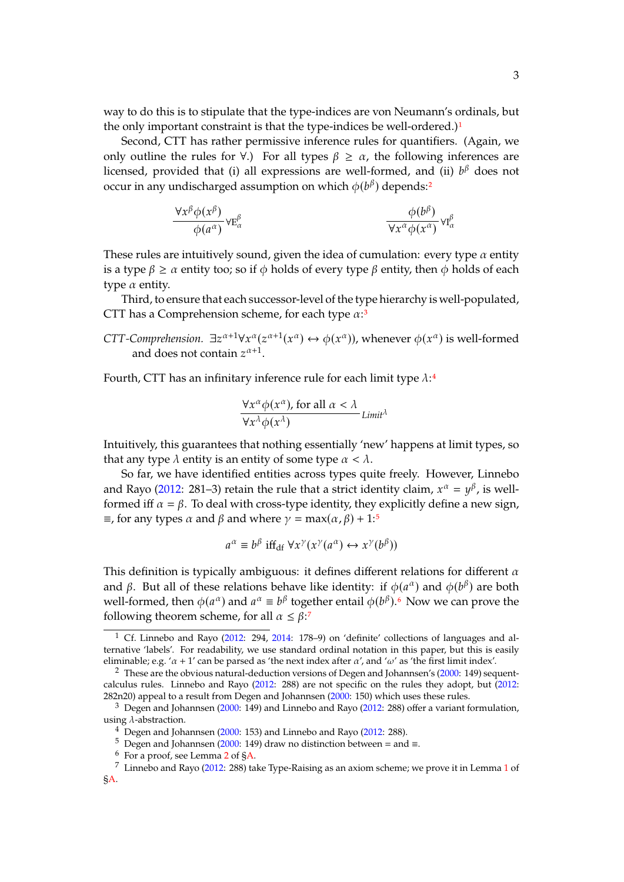way to do this is to stipulate that the type-indices are von Neumann's ordinals, but the only important constraint is that the type-indices be well-ordered.)[1]

Second, CTT has rather permissive inference rules for quantifiers. (Again, we only outline the rules for $\forall$.) For all types $\beta \geq \alpha$, the following inferences are licensed, provided that (i) all expressions are well-formed, and (ii) $b^\beta$ does not occur in any undischarged assumption on which $\phi(b^\beta)$ depends:[2]

$$\frac{\forall x^\beta \phi(x^\beta)}{\phi(a^\alpha)}\forall\text{E}^\beta_\alpha \qquad\qquad \frac{\phi(b^\beta)}{\forall x^\alpha \phi(x^\alpha)}\forall\text{I}^\beta_\alpha$$

These rules are intuitively sound, given the idea of cumulation: every type $\alpha$ entity is a type $\beta \geq \alpha$ entity too; so if $\phi$ holds of every type $\beta$ entity, then $\phi$ holds of each type $\alpha$ entity.

Third, to ensure that each successor-level of the type hierarchy is well-populated, CTT has a Comprehension scheme, for each type $\alpha$:[3]

*CTT-Comprehension.* $\exists z^{\alpha+1}\forall x^\alpha(z^{\alpha+1}(x^\alpha) \leftrightarrow \phi(x^\alpha))$, whenever $\phi(x^\alpha)$ is well-formed and does not contain $z^{\alpha+1}$.

Fourth, CTT has an infinitary inference rule for each limit type $\lambda$:[4]

$$\frac{\forall x^\alpha \phi(x^\alpha), \text{ for all } \alpha < \lambda}{\forall x^\lambda \phi(x^\lambda)}\textit{Limit}^\lambda$$

Intuitively, this guarantees that nothing essentially 'new' happens at limit types, so that any type $\lambda$ entity is an entity of some type $\alpha < \lambda$.

So far, we have identified entities across types quite freely. However, Linnebo and Rayo (2012: 281–3) retain the rule that a strict identity claim, $x^\alpha = y^\beta$, is well-formed iff $\alpha = \beta$. To deal with cross-type identity, they explicitly define a new sign, $\equiv$, for any types $\alpha$ and $\beta$ and where $\gamma = \max(\alpha, \beta) + 1$:[5]

$$a^\alpha \equiv b^\beta \text{ iff}_{\text{df}}\ \forall x^\gamma(x^\gamma(a^\alpha) \leftrightarrow x^\gamma(b^\beta))$$

This definition is typically ambiguous: it defines different relations for different $\alpha$ and $\beta$. But all of these relations behave like identity: if $\phi(a^\alpha)$ and $\phi(b^\beta)$ are both well-formed, then $\phi(a^\alpha)$ and $a^\alpha \equiv b^\beta$ together entail $\phi(b^\beta)$.[6] Now we can prove the following theorem scheme, for all $\alpha \leq \beta$:[7]

---

[1] Cf. Linnebo and Rayo (2012: 294, 2014: 178–9) on 'definite' collections of languages and alternative 'labels'. For readability, we use standard ordinal notation in this paper, but this is easily eliminable; e.g. '$\alpha + 1$' can be parsed as 'the next index after $\alpha$', and '$\omega$' as 'the first limit index'.

[2] These are the obvious natural-deduction versions of Degen and Johannsen's (2000: 149) sequent-calculus rules. Linnebo and Rayo (2012: 288) are not specific on the rules they adopt, but (2012: 282n20) appeal to a result from Degen and Johannsen (2000: 150) which uses these rules.

[3] Degen and Johannsen (2000: 149) and Linnebo and Rayo (2012: 288) offer a variant formulation, using $\lambda$-abstraction.

[4] Degen and Johannsen (2000: 153) and Linnebo and Rayo (2012: 288).

[5] Degen and Johannsen (2000: 149) draw no distinction between = and $\equiv$.

[6] For a proof, see Lemma 2 of §A.

[7] Linnebo and Rayo (2012: 288) take Type-Raising as an axiom scheme; we prove it in Lemma 1 of §A.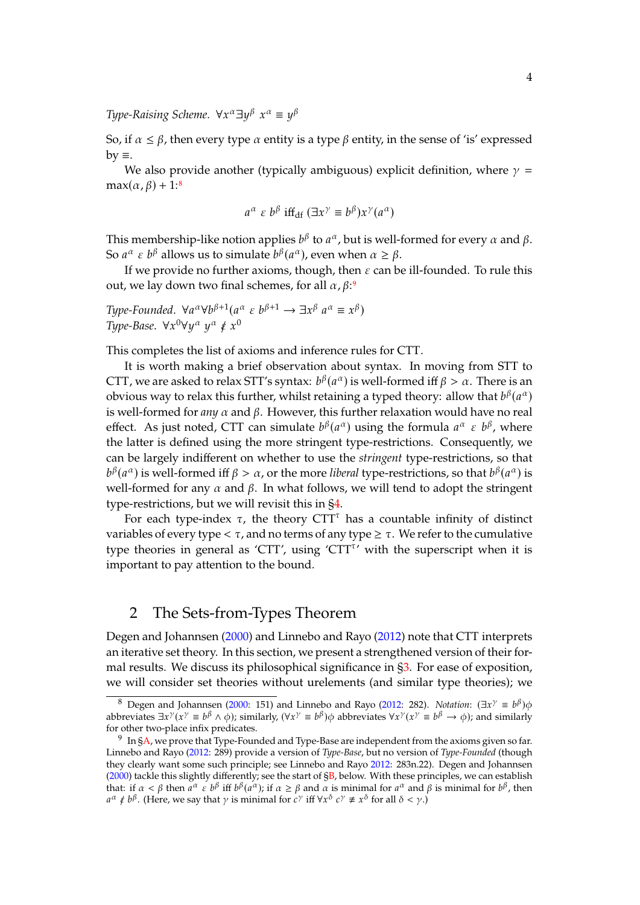*Type-Raising Scheme.* $\forall x^\alpha \exists y^\beta \; x^\alpha \equiv y^\beta$

So, if $\alpha \leq \beta$, then every type $\alpha$ entity is a type $\beta$ entity, in the sense of 'is' expressed by $\equiv$.

We also provide another (typically ambiguous) explicit definition, where $\gamma = \max(\alpha, \beta) + 1$:[8]

$$a^\alpha \; \varepsilon \; b^\beta \text{ iff}_{\text{df}} \; (\exists x^\gamma \equiv b^\beta) x^\gamma(a^\alpha)$$

This membership-like notion applies $b^\beta$ to $a^\alpha$, but is well-formed for every $\alpha$ and $\beta$. So $a^\alpha \; \varepsilon \; b^\beta$ allows us to simulate $b^\beta(a^\alpha)$, even when $\alpha \geq \beta$.

If we provide no further axioms, though, then $\varepsilon$ can be ill-founded. To rule this out, we lay down two final schemes, for all $\alpha, \beta$:[9]

*Type-Founded.* $\forall a^\alpha \forall b^{\beta+1} (a^\alpha \; \varepsilon \; b^{\beta+1} \rightarrow \exists x^\beta \; a^\alpha \equiv x^\beta)$
*Type-Base.* $\forall x^0 \forall y^\alpha \; y^\alpha \notin x^0$

This completes the list of axioms and inference rules for CTT.

It is worth making a brief observation about syntax. In moving from STT to CTT, we are asked to relax STT's syntax: $b^\beta(a^\alpha)$ is well-formed iff $\beta > \alpha$. There is an obvious way to relax this further, whilst retaining a typed theory: allow that $b^\beta(a^\alpha)$ is well-formed for *any* $\alpha$ and $\beta$. However, this further relaxation would have no real effect. As just noted, CTT can simulate $b^\beta(a^\alpha)$ using the formula $a^\alpha \; \varepsilon \; b^\beta$, where the latter is defined using the more stringent type-restrictions. Consequently, we can be largely indifferent on whether to use the *stringent* type-restrictions, so that $b^\beta(a^\alpha)$ is well-formed iff $\beta > \alpha$, or the more *liberal* type-restrictions, so that $b^\beta(a^\alpha)$ is well-formed for any $\alpha$ and $\beta$. In what follows, we will tend to adopt the stringent type-restrictions, but we will revisit this in §4.

For each type-index $\tau$, the theory $\text{CTT}^\tau$ has a countable infinity of distinct variables of every type $< \tau$, and no terms of any type $\geq \tau$. We refer to the cumulative type theories in general as 'CTT', using '$\text{CTT}^\tau$' with the superscript when it is important to pay attention to the bound.

## 2 The Sets-from-Types Theorem

Degen and Johannsen (2000) and Linnebo and Rayo (2012) note that CTT interprets an iterative set theory. In this section, we present a strengthened version of their formal results. We discuss its philosophical significance in §3. For ease of exposition, we will consider set theories without urelements (and similar type theories); we

---

[8] Degen and Johannsen (2000: 151) and Linnebo and Rayo (2012: 282). *Notation*: $(\exists x^\gamma \equiv b^\beta)\phi$ abbreviates $\exists x^\gamma (x^\gamma \equiv b^\beta \wedge \phi)$; similarly, $(\forall x^\gamma \equiv b^\beta)\phi$ abbreviates $\forall x^\gamma (x^\gamma \equiv b^\beta \rightarrow \phi)$; and similarly for other two-place infix predicates.

[9] In §A, we prove that Type-Founded and Type-Base are independent from the axioms given so far. Linnebo and Rayo (2012: 289) provide a version of *Type-Base*, but no version of *Type-Founded* (though they clearly want some such principle; see Linnebo and Rayo 2012: 283n.22). Degen and Johannsen (2000) tackle this slightly differently; see the start of §B, below. With these principles, we can establish that: if $\alpha < \beta$ then $a^\alpha \; \varepsilon \; b^\beta$ iff $b^\beta(a^\alpha)$; if $\alpha \geq \beta$ and $\alpha$ is minimal for $a^\alpha$ and $\beta$ is minimal for $b^\beta$, then $a^\alpha \notin b^\beta$. (Here, we say that $\gamma$ is minimal for $c^\gamma$ iff $\forall x^\delta \; c^\gamma \not\equiv x^\delta$ for all $\delta < \gamma$.)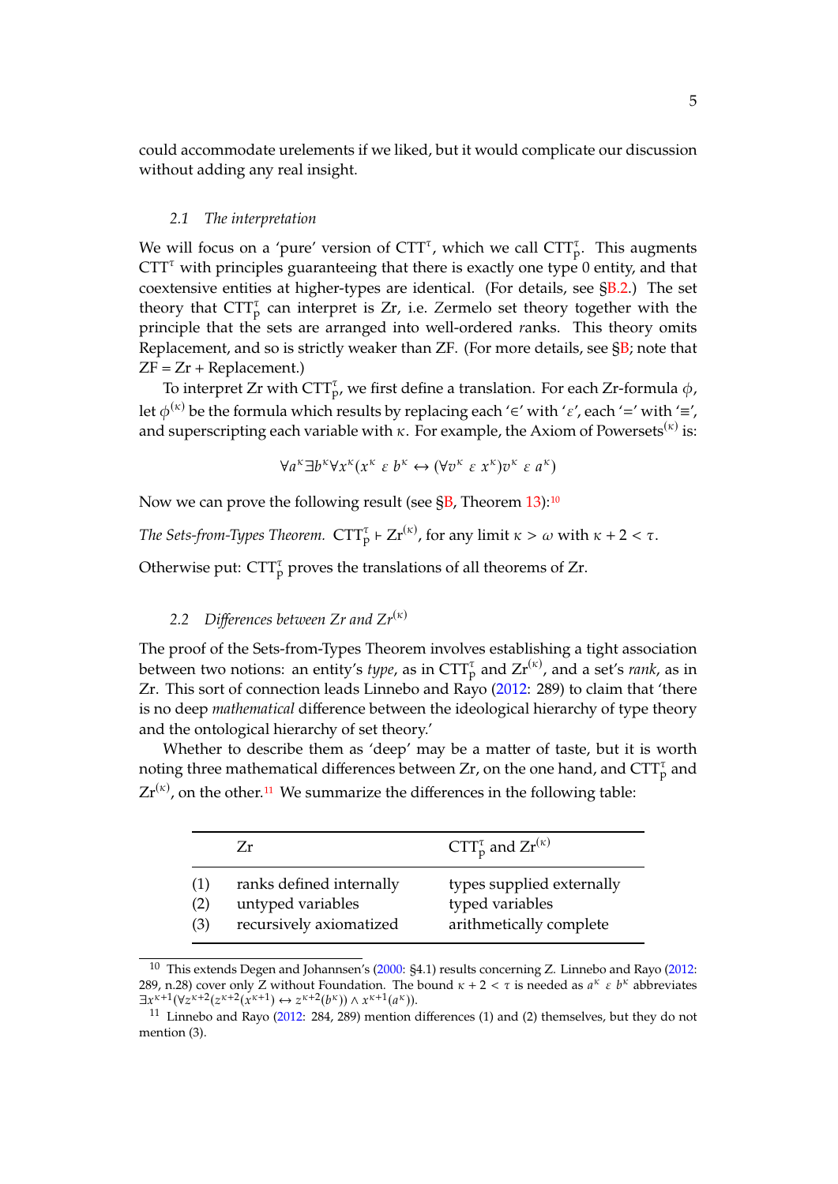could accommodate urelements if we liked, but it would complicate our discussion without adding any real insight.

### 2.1 The interpretation

We will focus on a 'pure' version of $\text{CTT}^\tau$, which we call $\text{CTT}^\tau_\text{p}$. This augments $\text{CTT}^\tau$ with principles guaranteeing that there is exactly one type 0 entity, and that coextensive entities at higher-types are identical. (For details, see §B.2.) The set theory that $\text{CTT}^\tau_\text{p}$ can interpret is Zr, i.e. Zermelo set theory together with the principle that the sets are arranged into well-ordered *r*anks. This theory omits Replacement, and so is strictly weaker than ZF. (For more details, see §B; note that ZF = Zr + Replacement.)

To interpret Zr with $\text{CTT}^\tau_\text{p}$, we first define a translation. For each Zr-formula $\phi$, let $\phi^{(\kappa)}$ be the formula which results by replacing each '$\in$' with '$\varepsilon$', each '$=$' with '$\equiv$', and superscripting each variable with $\kappa$. For example, the Axiom of Powersets$^{(\kappa)}$ is:

$$\forall a^\kappa \exists b^\kappa \forall x^\kappa (x^\kappa \ \varepsilon\ b^\kappa \leftrightarrow (\forall v^\kappa \ \varepsilon\ x^\kappa) v^\kappa \ \varepsilon\ a^\kappa)$$

Now we can prove the following result (see §B, Theorem 13):[10]

*The Sets-from-Types Theorem.* $\text{CTT}^\tau_\text{p} \vdash \text{Zr}^{(\kappa)}$, for any limit $\kappa > \omega$ with $\kappa + 2 < \tau$.

Otherwise put: $\text{CTT}^\tau_\text{p}$ proves the translations of all theorems of Zr.

### 2.2 Differences between Zr and $\text{Zr}^{(\kappa)}$

The proof of the Sets-from-Types Theorem involves establishing a tight association between two notions: an entity's *type*, as in $\text{CTT}^\tau_\text{p}$ and $\text{Zr}^{(\kappa)}$, and a set's *rank*, as in Zr. This sort of connection leads Linnebo and Rayo (2012: 289) to claim that 'there is no deep *mathematical* difference between the ideological hierarchy of type theory and the ontological hierarchy of set theory.'

Whether to describe them as 'deep' may be a matter of taste, but it is worth noting three mathematical differences between Zr, on the one hand, and $\text{CTT}^\tau_\text{p}$ and $\text{Zr}^{(\kappa)}$, on the other.[11] We summarize the differences in the following table:

| | Zr | $\text{CTT}^\tau_\text{p}$ and $\text{Zr}^{(\kappa)}$ |
|---|---|---|
| (1) | ranks defined internally | types supplied externally |
| (2) | untyped variables | typed variables |
| (3) | recursively axiomatized | arithmetically complete |

---

[10] This extends Degen and Johannsen's (2000: §4.1) results concerning Z. Linnebo and Rayo (2012: 289, n.28) cover only Z without Foundation. The bound $\kappa + 2 < \tau$ is needed as $a^\kappa \ \varepsilon\ b^\kappa$ abbreviates $\exists x^{\kappa+1}(\forall z^{\kappa+2}(z^{\kappa+2}(x^{\kappa+1}) \leftrightarrow z^{\kappa+2}(b^\kappa)) \wedge x^{\kappa+1}(a^\kappa))$.

[11] Linnebo and Rayo (2012: 284, 289) mention differences (1) and (2) themselves, but they do not mention (3).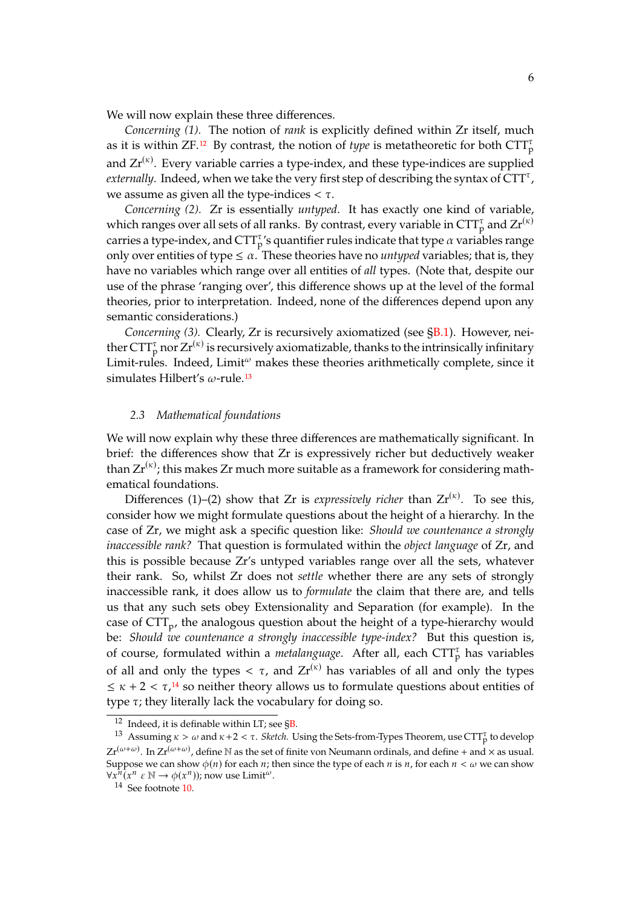We will now explain these three differences.

*Concerning (1).* The notion of *rank* is explicitly defined within Zr itself, much as it is within ZF.[12] By contrast, the notion of *type* is metatheoretic for both $\text{CTT}^\tau_\text{p}$ and $\text{Zr}^{(\kappa)}$. Every variable carries a type-index, and these type-indices are supplied *externally*. Indeed, when we take the very first step of describing the syntax of $\text{CTT}^\tau$, we assume as given all the type-indices $< \tau$.

*Concerning (2).* Zr is essentially *untyped*. It has exactly one kind of variable, which ranges over all sets of all ranks. By contrast, every variable in $\text{CTT}^\tau_\text{p}$ and $\text{Zr}^{(\kappa)}$ carries a type-index, and $\text{CTT}^\tau_\text{p}$'s quantifier rules indicate that type $\alpha$ variables range only over entities of type $\leq \alpha$. These theories have no *untyped* variables; that is, they have no variables which range over all entities of *all* types. (Note that, despite our use of the phrase 'ranging over', this difference shows up at the level of the formal theories, prior to interpretation. Indeed, none of the differences depend upon any semantic considerations.)

*Concerning (3).* Clearly, Zr is recursively axiomatized (see §B.1). However, neither $\text{CTT}^\tau_\text{p}$ nor $\text{Zr}^{(\kappa)}$ is recursively axiomatizable, thanks to the intrinsically infinitary Limit-rules. Indeed, $\text{Limit}^\omega$ makes these theories arithmetically complete, since it simulates Hilbert's $\omega$-rule.[13]

### 2.3 Mathematical foundations

We will now explain why these three differences are mathematically significant. In brief: the differences show that Zr is expressively richer but deductively weaker than $\text{Zr}^{(\kappa)}$; this makes Zr much more suitable as a framework for considering mathematical foundations.

Differences (1)–(2) show that Zr is *expressively richer* than $\text{Zr}^{(\kappa)}$. To see this, consider how we might formulate questions about the height of a hierarchy. In the case of Zr, we might ask a specific question like: *Should we countenance a strongly inaccessible rank?* That question is formulated within the *object language* of Zr, and this is possible because Zr's untyped variables range over all the sets, whatever their rank. So, whilst Zr does not *settle* whether there are any sets of strongly inaccessible rank, it does allow us to *formulate* the claim that there are, and tells us that any such sets obey Extensionality and Separation (for example). In the case of $\text{CTT}_\text{p}$, the analogous question about the height of a type-hierarchy would be: *Should we countenance a strongly inaccessible type-index?* But this question is, of course, formulated within a *metalanguage*. After all, each $\text{CTT}^\tau_\text{p}$ has variables of all and only the types $< \tau$, and $\text{Zr}^{(\kappa)}$ has variables of all and only the types $\leq \kappa + 2 < \tau$,[14] so neither theory allows us to formulate questions about entities of type $\tau$; they literally lack the vocabulary for doing so.

---

[12] Indeed, it is definable within LT; see §B.

[13] Assuming $\kappa > \omega$ and $\kappa + 2 < \tau$. *Sketch.* Using the Sets-from-Types Theorem, use $\text{CTT}^\tau_\text{p}$ to develop $\text{Zr}^{(\omega+\omega)}$. In $\text{Zr}^{(\omega+\omega)}$, define $\mathbb{N}$ as the set of finite von Neumann ordinals, and define $+$ and $\times$ as usual. Suppose we can show $\phi(n)$ for each $n$; then since the type of each $n$ is $n$, for each $n < \omega$ we can show $\forall x^n(x^n \mathrel{\varepsilon} \mathbb{N} \to \phi(x^n))$; now use $\text{Limit}^\omega$.

[14] See footnote 10.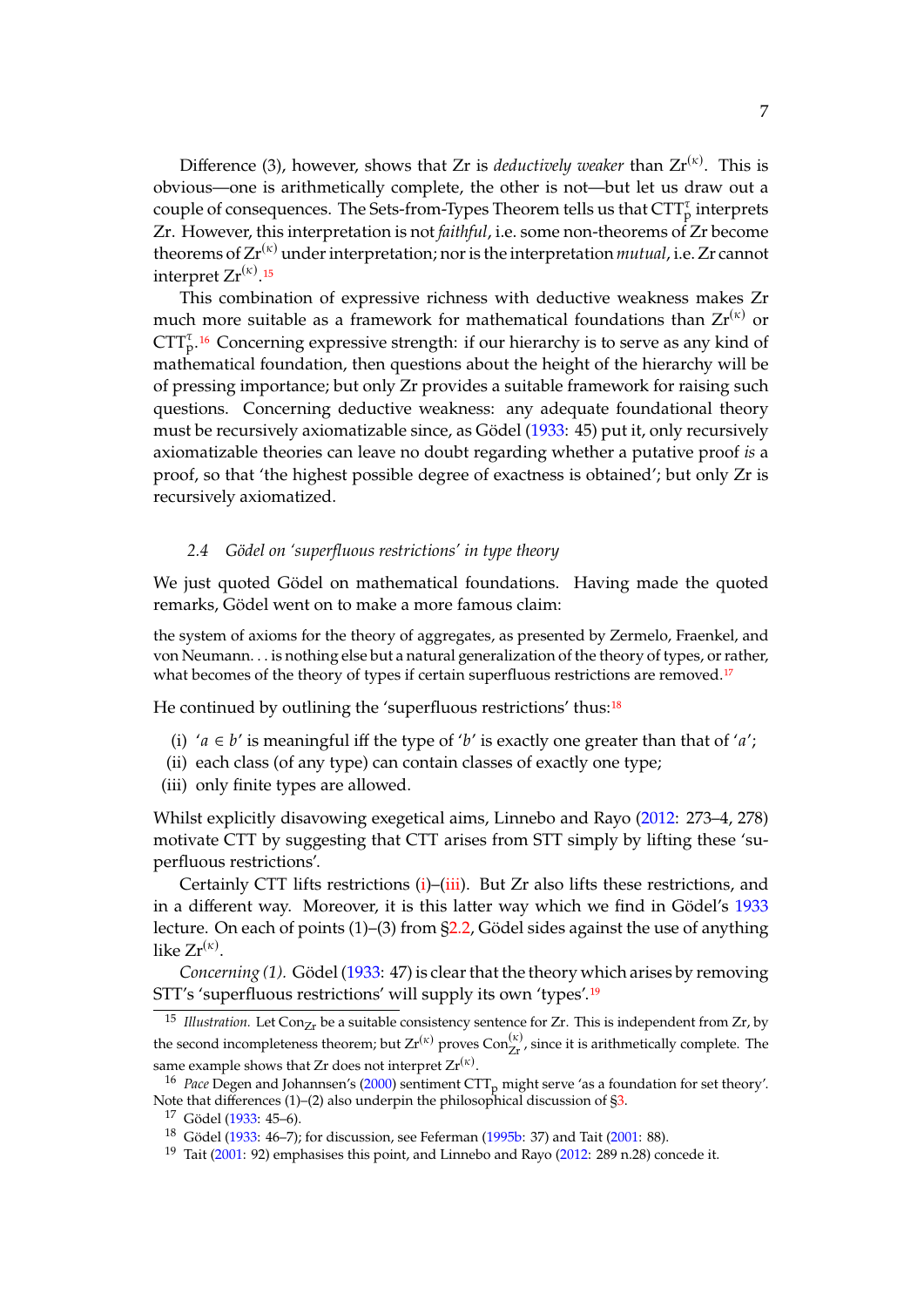Difference (3), however, shows that Zr is *deductively weaker* than $\text{Zr}^{(\kappa)}$. This is obvious—one is arithmetically complete, the other is not—but let us draw out a couple of consequences. The Sets-from-Types Theorem tells us that $\text{CTT}^{\tau}_{\text{p}}$ interprets Zr. However, this interpretation is not *faithful*, i.e. some non-theorems of Zr become theorems of $\text{Zr}^{(\kappa)}$ under interpretation; nor is the interpretation *mutual*, i.e. Zr cannot interpret $\text{Zr}^{(\kappa)}$.[15]

This combination of expressive richness with deductive weakness makes Zr much more suitable as a framework for mathematical foundations than $\text{Zr}^{(\kappa)}$ or $\text{CTT}^{\tau}_{\text{p}}$.[16] Concerning expressive strength: if our hierarchy is to serve as any kind of mathematical foundation, then questions about the height of the hierarchy will be of pressing importance; but only Zr provides a suitable framework for raising such questions. Concerning deductive weakness: any adequate foundational theory must be recursively axiomatizable since, as Gödel (1933: 45) put it, only recursively axiomatizable theories can leave no doubt regarding whether a putative proof *is* a proof, so that 'the highest possible degree of exactness is obtained'; but only Zr is recursively axiomatized.

### 2.4 Gödel on 'superfluous restrictions' in type theory

We just quoted Gödel on mathematical foundations. Having made the quoted remarks, Gödel went on to make a more famous claim:

> the system of axioms for the theory of aggregates, as presented by Zermelo, Fraenkel, and von Neumann. . . is nothing else but a natural generalization of the theory of types, or rather, what becomes of the theory of types if certain superfluous restrictions are removed.[17]

He continued by outlining the 'superfluous restrictions' thus:[18]

(i) '$a \in b$' is meaningful iff the type of '$b$' is exactly one greater than that of '$a$';
(ii) each class (of any type) can contain classes of exactly one type;
(iii) only finite types are allowed.

Whilst explicitly disavowing exegetical aims, Linnebo and Rayo (2012: 273–4, 278) motivate CTT by suggesting that CTT arises from STT simply by lifting these 'superfluous restrictions'.

Certainly CTT lifts restrictions (i)–(iii). But Zr also lifts these restrictions, and in a different way. Moreover, it is this latter way which we find in Gödel's 1933 lecture. On each of points (1)–(3) from §2.2, Gödel sides against the use of anything like $\text{Zr}^{(\kappa)}$.

*Concerning (1).* Gödel (1933: 47) is clear that the theory which arises by removing STT's 'superfluous restrictions' will supply its own 'types'.[19]

---

[15] *Illustration.* Let $\text{Con}_{\text{Zr}}$ be a suitable consistency sentence for Zr. This is independent from Zr, by the second incompleteness theorem; but $\text{Zr}^{(\kappa)}$ proves $\text{Con}^{(\kappa)}_{\text{Zr}}$, since it is arithmetically complete. The same example shows that Zr does not interpret $\text{Zr}^{(\kappa)}$.

[16] *Pace* Degen and Johannsen's (2000) sentiment $\text{CTT}_{\text{p}}$ might serve 'as a foundation for set theory'. Note that differences (1)–(2) also underpin the philosophical discussion of §3.

[17] Gödel (1933: 45–6).

[18] Gödel (1933: 46–7); for discussion, see Feferman (1995b: 37) and Tait (2001: 88).

[19] Tait (2001: 92) emphasises this point, and Linnebo and Rayo (2012: 289 n.28) concede it.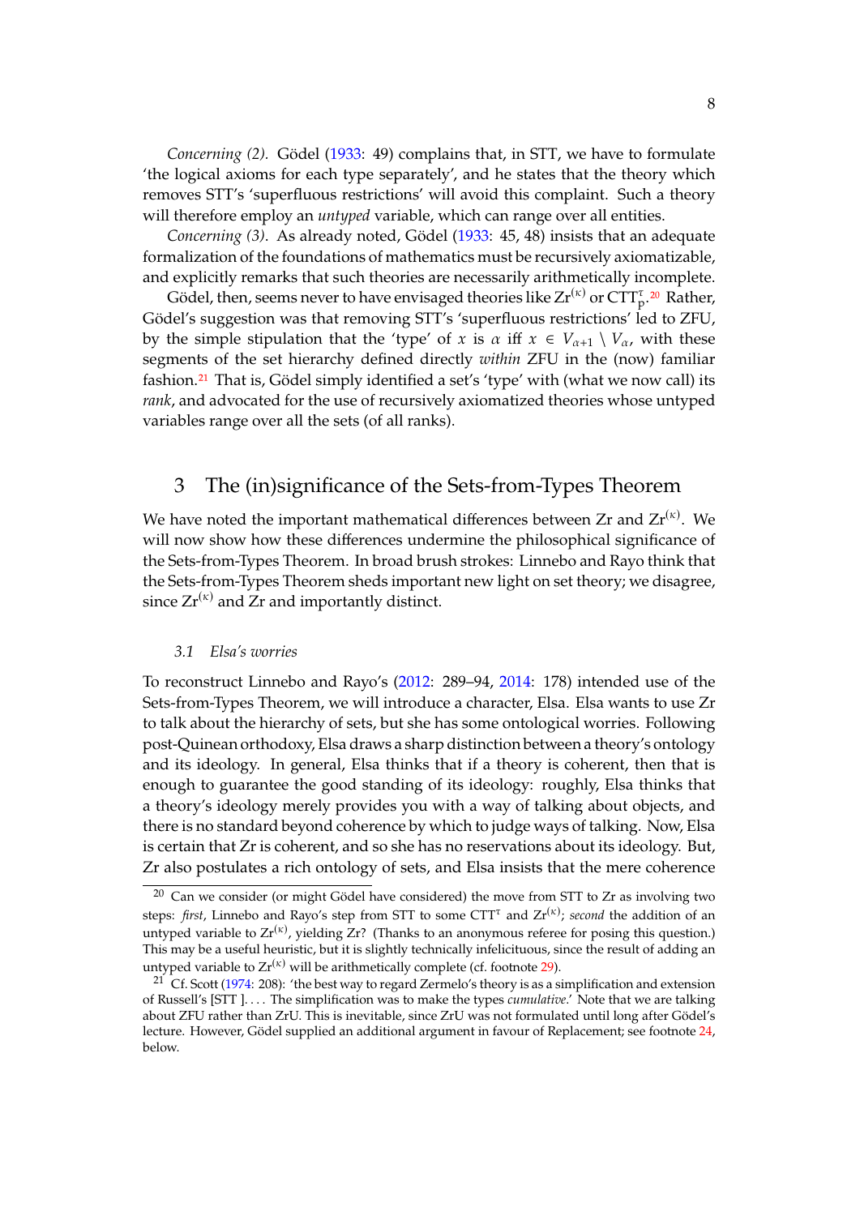*Concerning (2).* Gödel (1933: 49) complains that, in STT, we have to formulate 'the logical axioms for each type separately', and he states that the theory which removes STT's 'superfluous restrictions' will avoid this complaint. Such a theory will therefore employ an *untyped* variable, which can range over all entities.

*Concerning (3).* As already noted, Gödel (1933: 45, 48) insists that an adequate formalization of the foundations of mathematics must be recursively axiomatizable, and explicitly remarks that such theories are necessarily arithmetically incomplete.

Gödel, then, seems never to have envisaged theories like $\mathrm{Zr}^{(\kappa)}$ or $\mathrm{CTT}^{\tau}_{\mathrm{P}}$.[20] Rather, Gödel's suggestion was that removing STT's 'superfluous restrictions' led to ZFU, by the simple stipulation that the 'type' of $x$ is $\alpha$ iff $x \in V_{\alpha+1} \setminus V_\alpha$, with these segments of the set hierarchy defined directly *within* ZFU in the (now) familiar fashion.[21] That is, Gödel simply identified a set's 'type' with (what we now call) its *rank*, and advocated for the use of recursively axiomatized theories whose untyped variables range over all the sets (of all ranks).

## 3 The (in)significance of the Sets-from-Types Theorem

We have noted the important mathematical differences between Zr and $\mathrm{Zr}^{(\kappa)}$. We will now show how these differences undermine the philosophical significance of the Sets-from-Types Theorem. In broad brush strokes: Linnebo and Rayo think that the Sets-from-Types Theorem sheds important new light on set theory; we disagree, since $\mathrm{Zr}^{(\kappa)}$ and Zr and importantly distinct.

### 3.1 *Elsa's worries*

To reconstruct Linnebo and Rayo's (2012: 289–94, 2014: 178) intended use of the Sets-from-Types Theorem, we will introduce a character, Elsa. Elsa wants to use Zr to talk about the hierarchy of sets, but she has some ontological worries. Following post-Quinean orthodoxy, Elsa draws a sharp distinction between a theory's ontology and its ideology. In general, Elsa thinks that if a theory is coherent, then that is enough to guarantee the good standing of its ideology: roughly, Elsa thinks that a theory's ideology merely provides you with a way of talking about objects, and there is no standard beyond coherence by which to judge ways of talking. Now, Elsa is certain that Zr is coherent, and so she has no reservations about its ideology. But, Zr also postulates a rich ontology of sets, and Elsa insists that the mere coherence

---

[20] Can we consider (or might Gödel have considered) the move from STT to Zr as involving two steps: *first*, Linnebo and Rayo's step from STT to some $\mathrm{CTT}^{\tau}$ and $\mathrm{Zr}^{(\kappa)}$; *second* the addition of an untyped variable to $\mathrm{Zr}^{(\kappa)}$, yielding Zr? (Thanks to an anonymous referee for posing this question.) This may be a useful heuristic, but it is slightly technically infelicituous, since the result of adding an untyped variable to $\mathrm{Zr}^{(\kappa)}$ will be arithmetically complete (cf. footnote 29).

[21] Cf. Scott (1974: 208): 'the best way to regard Zermelo's theory is as a simplification and extension of Russell's [STT ]. . . . The simplification was to make the types *cumulative*.' Note that we are talking about ZFU rather than ZrU. This is inevitable, since ZrU was not formulated until long after Gödel's lecture. However, Gödel supplied an additional argument in favour of Replacement; see footnote 24, below.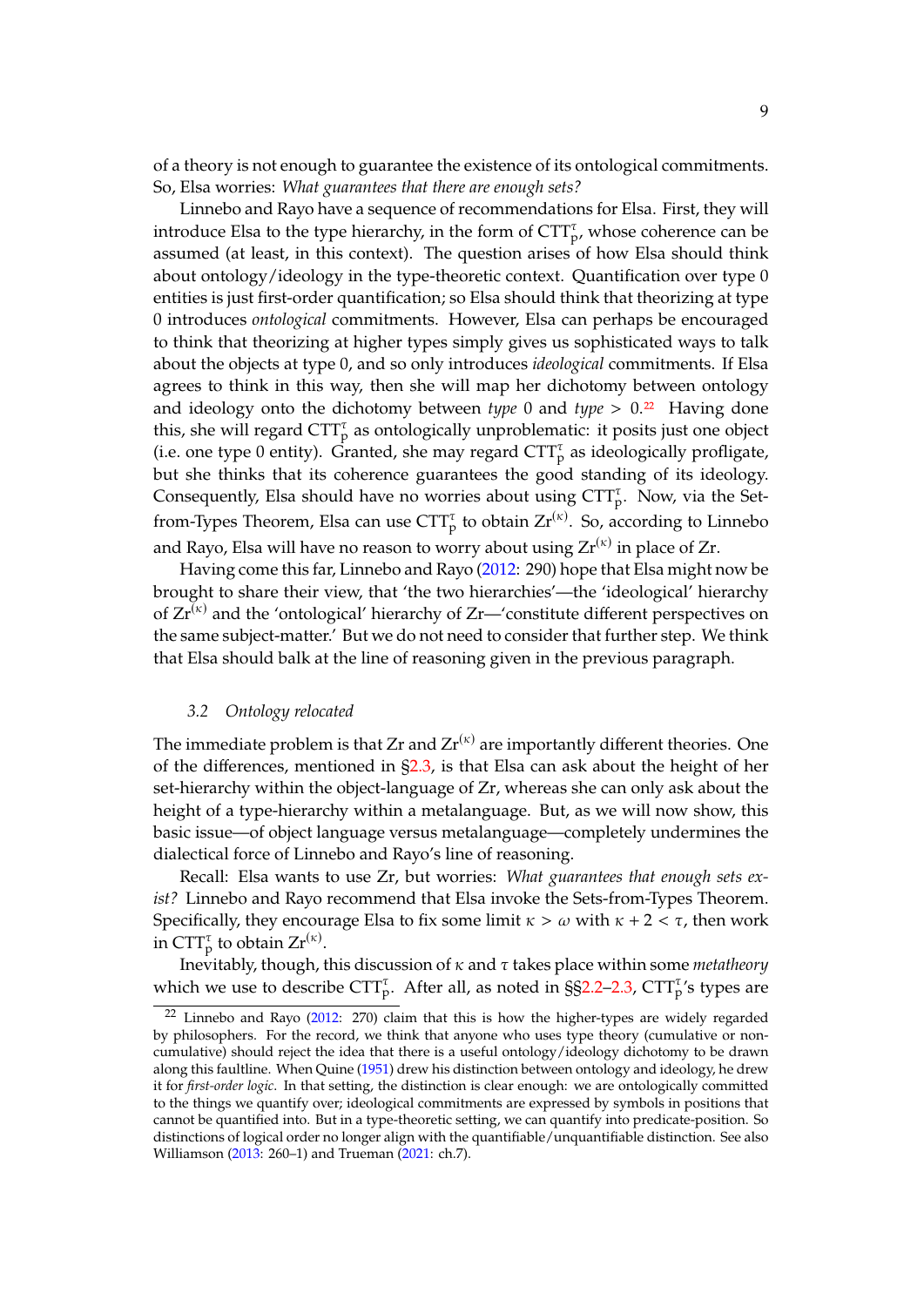of a theory is not enough to guarantee the existence of its ontological commitments. So, Elsa worries: *What guarantees that there are enough sets?*

Linnebo and Rayo have a sequence of recommendations for Elsa. First, they will introduce Elsa to the type hierarchy, in the form of $\text{CTT}^{\tau}_{\text{p}}$, whose coherence can be assumed (at least, in this context). The question arises of how Elsa should think about ontology/ideology in the type-theoretic context. Quantification over type 0 entities is just first-order quantification; so Elsa should think that theorizing at type 0 introduces *ontological* commitments. However, Elsa can perhaps be encouraged to think that theorizing at higher types simply gives us sophisticated ways to talk about the objects at type 0, and so only introduces *ideological* commitments. If Elsa agrees to think in this way, then she will map her dichotomy between ontology and ideology onto the dichotomy between *type* 0 and *type* $> 0$.[22] Having done this, she will regard $\text{CTT}^{\tau}_{\text{p}}$ as ontologically unproblematic: it posits just one object (i.e. one type 0 entity). Granted, she may regard $\text{CTT}^{\tau}_{\text{p}}$ as ideologically profligate, but she thinks that its coherence guarantees the good standing of its ideology. Consequently, Elsa should have no worries about using $\text{CTT}^{\tau}_{\text{p}}$. Now, via the Set-from-Types Theorem, Elsa can use $\text{CTT}^{\tau}_{\text{p}}$ to obtain $\text{Zr}^{(\kappa)}$. So, according to Linnebo and Rayo, Elsa will have no reason to worry about using $\text{Zr}^{(\kappa)}$ in place of Zr.

Having come this far, Linnebo and Rayo (2012: 290) hope that Elsa might now be brought to share their view, that 'the two hierarchies'—the 'ideological' hierarchy of $\text{Zr}^{(\kappa)}$ and the 'ontological' hierarchy of Zr—'constitute different perspectives on the same subject-matter.' But we do not need to consider that further step. We think that Elsa should balk at the line of reasoning given in the previous paragraph.

### 3.2 *Ontology relocated*

The immediate problem is that Zr and $\text{Zr}^{(\kappa)}$ are importantly different theories. One of the differences, mentioned in §2.3, is that Elsa can ask about the height of her set-hierarchy within the object-language of Zr, whereas she can only ask about the height of a type-hierarchy within a metalanguage. But, as we will now show, this basic issue—of object language versus metalanguage—completely undermines the dialectical force of Linnebo and Rayo's line of reasoning.

Recall: Elsa wants to use Zr, but worries: *What guarantees that enough sets exist?* Linnebo and Rayo recommend that Elsa invoke the Sets-from-Types Theorem. Specifically, they encourage Elsa to fix some limit $\kappa > \omega$ with $\kappa + 2 < \tau$, then work in $\text{CTT}^{\tau}_{\text{p}}$ to obtain $\text{Zr}^{(\kappa)}$.

Inevitably, though, this discussion of $\kappa$ and $\tau$ takes place within some *metatheory* which we use to describe $\text{CTT}^{\tau}_{\text{p}}$. After all, as noted in §§2.2–2.3, $\text{CTT}^{\tau}_{\text{p}}$'s types are

[22] Linnebo and Rayo (2012: 270) claim that this is how the higher-types are widely regarded by philosophers. For the record, we think that anyone who uses type theory (cumulative or non-cumulative) should reject the idea that there is a useful ontology/ideology dichotomy to be drawn along this faultline. When Quine (1951) drew his distinction between ontology and ideology, he drew it for *first-order logic*. In that setting, the distinction is clear enough: we are ontologically committed to the things we quantify over; ideological commitments are expressed by symbols in positions that cannot be quantified into. But in a type-theoretic setting, we can quantify into predicate-position. So distinctions of logical order no longer align with the quantifiable/unquantifiable distinction. See also Williamson (2013: 260–1) and Trueman (2021: ch.7).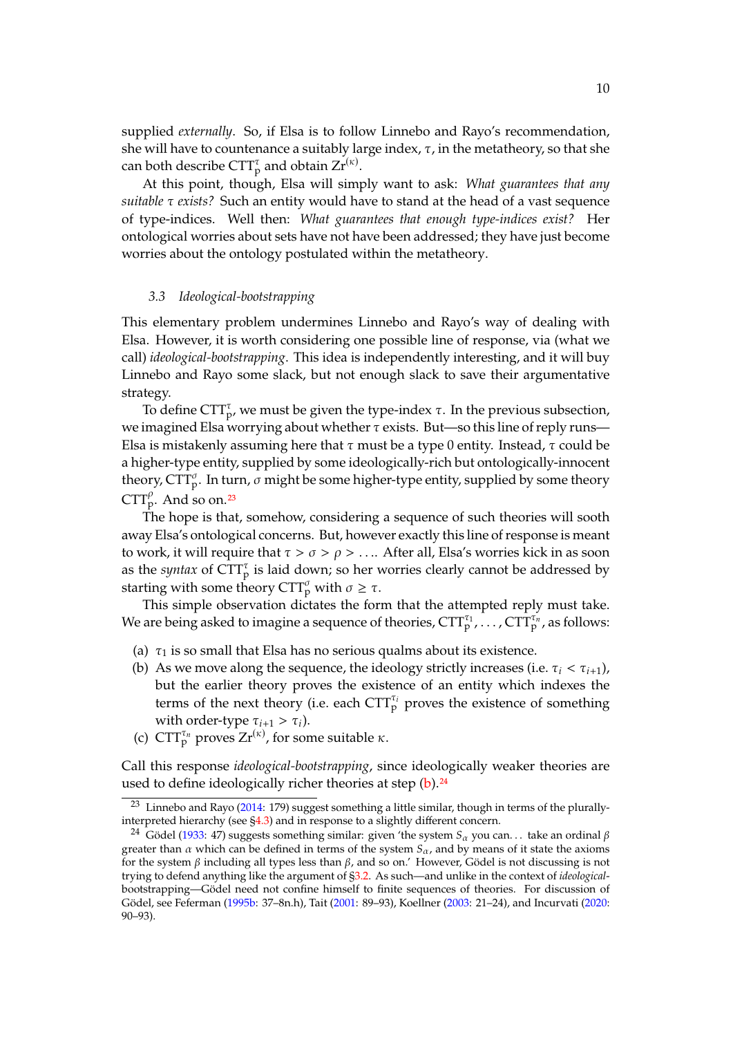supplied *externally*. So, if Elsa is to follow Linnebo and Rayo's recommendation, she will have to countenance a suitably large index, $\tau$, in the metatheory, so that she can both describe $\text{CTT}^{\tau}_{\text{p}}$ and obtain $\text{Zr}^{(\kappa)}$.

At this point, though, Elsa will simply want to ask: *What guarantees that any suitable $\tau$ exists?* Such an entity would have to stand at the head of a vast sequence of type-indices. Well then: *What guarantees that enough type-indices exist?* Her ontological worries about sets have not have been addressed; they have just become worries about the ontology postulated within the metatheory.

### 3.3 Ideological-bootstrapping

This elementary problem undermines Linnebo and Rayo's way of dealing with Elsa. However, it is worth considering one possible line of response, via (what we call) *ideological-bootstrapping*. This idea is independently interesting, and it will buy Linnebo and Rayo some slack, but not enough slack to save their argumentative strategy.

To define $\text{CTT}^{\tau}_{\text{p}}$, we must be given the type-index $\tau$. In the previous subsection, we imagined Elsa worrying about whether $\tau$ exists. But—so this line of reply runs—Elsa is mistakenly assuming here that $\tau$ must be a type 0 entity. Instead, $\tau$ could be a higher-type entity, supplied by some ideologically-rich but ontologically-innocent theory, $\text{CTT}^{\sigma}_{\text{p}}$. In turn, $\sigma$ might be some higher-type entity, supplied by some theory $\text{CTT}^{\rho}_{\text{p}}$. And so on.[23]

The hope is that, somehow, considering a sequence of such theories will sooth away Elsa's ontological concerns. But, however exactly this line of response is meant to work, it will require that $\tau > \sigma > \rho > \ldots$. After all, Elsa's worries kick in as soon as the *syntax* of $\text{CTT}^{\tau}_{\text{p}}$ is laid down; so her worries clearly cannot be addressed by starting with some theory $\text{CTT}^{\sigma}_{\text{p}}$ with $\sigma \geq \tau$.

This simple observation dictates the form that the attempted reply must take. We are being asked to imagine a sequence of theories, $\text{CTT}^{\tau_1}_{\text{p}}, \ldots, \text{CTT}^{\tau_n}_{\text{p}}$, as follows:

(a) $\tau_1$ is so small that Elsa has no serious qualms about its existence.
(b) As we move along the sequence, the ideology strictly increases (i.e. $\tau_i < \tau_{i+1}$), but the earlier theory proves the existence of an entity which indexes the terms of the next theory (i.e. each $\text{CTT}^{\tau_i}_{\text{p}}$ proves the existence of something with order-type $\tau_{i+1} > \tau_i$).
(c) $\text{CTT}^{\tau_n}_{\text{p}}$ proves $\text{Zr}^{(\kappa)}$, for some suitable $\kappa$.

Call this response *ideological-bootstrapping*, since ideologically weaker theories are used to define ideologically richer theories at step (b).[24]

---

[23] Linnebo and Rayo (2014: 179) suggest something a little similar, though in terms of the plurally-interpreted hierarchy (see §4.3) and in response to a slightly different concern.

[24] Gödel (1933: 47) suggests something similar: given 'the system $S_\alpha$ you can... take an ordinal $\beta$ greater than $\alpha$ which can be defined in terms of the system $S_\alpha$, and by means of it state the axioms for the system $\beta$ including all types less than $\beta$, and so on.' However, Gödel is not discussing is not trying to defend anything like the argument of §3.2. As such—and unlike in the context of *ideological-bootstrapping*—Gödel need not confine himself to finite sequences of theories. For discussion of Gödel, see Feferman (1995b: 37–8n.h), Tait (2001: 89–93), Koellner (2003: 21–24), and Incurvati (2020: 90–93).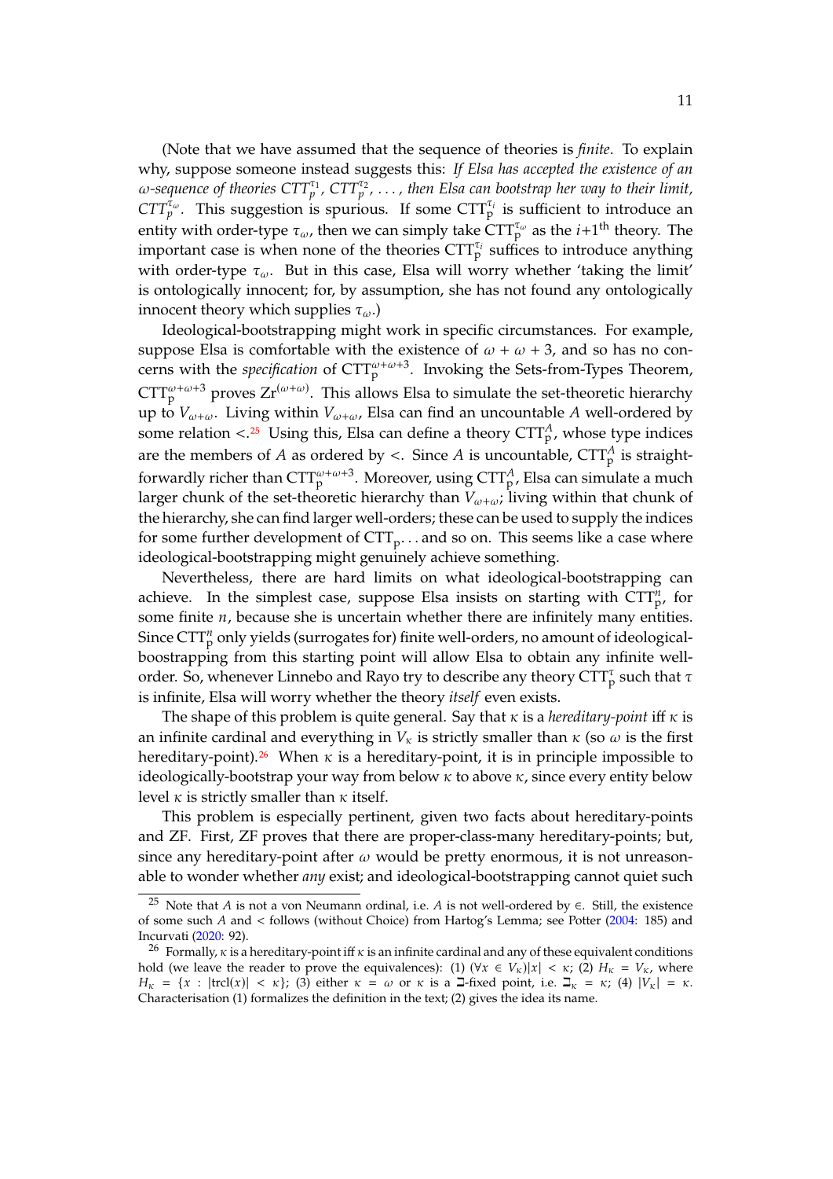(Note that we have assumed that the sequence of theories is *finite*. To explain why, suppose someone instead suggests this: *If Elsa has accepted the existence of an $\omega$-sequence of theories $CTT_p^{\tau_1}$, $CTT_p^{\tau_2}$, ..., then Elsa can bootstrap her way to their limit, $CTT_p^{\tau_\omega}$.* This suggestion is spurious. If some $\text{CTT}_\text{p}^{\tau_i}$ is sufficient to introduce an entity with order-type $\tau_\omega$, then we can simply take $\text{CTT}_\text{p}^{\tau_\omega}$ as the $i{+}1^{\text{th}}$ theory. The important case is when none of the theories $\text{CTT}_\text{p}^{\tau_i}$ suffices to introduce anything with order-type $\tau_\omega$. But in this case, Elsa will worry whether 'taking the limit' is ontologically innocent; for, by assumption, she has not found any ontologically innocent theory which supplies $\tau_\omega$.)

Ideological-bootstrapping might work in specific circumstances. For example, suppose Elsa is comfortable with the existence of $\omega + \omega + 3$, and so has no concerns with the *specification* of $\text{CTT}_\text{p}^{\omega+\omega+3}$. Invoking the Sets-from-Types Theorem, $\text{CTT}_\text{p}^{\omega+\omega+3}$ proves $\text{Zr}^{(\omega+\omega)}$. This allows Elsa to simulate the set-theoretic hierarchy up to $V_{\omega+\omega}$. Living within $V_{\omega+\omega}$, Elsa can find an uncountable $A$ well-ordered by some relation $<$.[25] Using this, Elsa can define a theory $\text{CTT}_\text{p}^{A}$, whose type indices are the members of $A$ as ordered by $<$. Since $A$ is uncountable, $\text{CTT}_\text{p}^{A}$ is straightforwardly richer than $\text{CTT}_\text{p}^{\omega+\omega+3}$. Moreover, using $\text{CTT}_\text{p}^{A}$, Elsa can simulate a much larger chunk of the set-theoretic hierarchy than $V_{\omega+\omega}$; living within that chunk of the hierarchy, she can find larger well-orders; these can be used to supply the indices for some further development of $\text{CTT}_\text{p}$... and so on. This seems like a case where ideological-bootstrapping might genuinely achieve something.

Nevertheless, there are hard limits on what ideological-bootstrapping can achieve. In the simplest case, suppose Elsa insists on starting with $\text{CTT}_\text{p}^{n}$, for some finite $n$, because she is uncertain whether there are infinitely many entities. Since $\text{CTT}_\text{p}^{n}$ only yields (surrogates for) finite well-orders, no amount of ideological-boostrapping from this starting point will allow Elsa to obtain any infinite well-order. So, whenever Linnebo and Rayo try to describe any theory $\text{CTT}_\text{p}^{\tau}$ such that $\tau$ is infinite, Elsa will worry whether the theory *itself* even exists.

The shape of this problem is quite general. Say that $\kappa$ is a *hereditary-point* iff $\kappa$ is an infinite cardinal and everything in $V_\kappa$ is strictly smaller than $\kappa$ (so $\omega$ is the first hereditary-point).[26] When $\kappa$ is a hereditary-point, it is in principle impossible to ideologically-bootstrap your way from below $\kappa$ to above $\kappa$, since every entity below level $\kappa$ is strictly smaller than $\kappa$ itself.

This problem is especially pertinent, given two facts about hereditary-points and ZF. First, ZF proves that there are proper-class-many hereditary-points; but, since any hereditary-point after $\omega$ would be pretty enormous, it is not unreasonable to wonder whether *any* exist; and ideological-bootstrapping cannot quiet such

[25] Note that $A$ is not a von Neumann ordinal, i.e. $A$ is not well-ordered by $\in$. Still, the existence of some such $A$ and $<$ follows (without Choice) from Hartog's Lemma; see Potter (2004: 185) and Incurvati (2020: 92).

[26] Formally, $\kappa$ is a hereditary-point iff $\kappa$ is an infinite cardinal and any of these equivalent conditions hold (we leave the reader to prove the equivalences): (1) $(\forall x \in V_\kappa)|x| < \kappa$; (2) $H_\kappa = V_\kappa$, where $H_\kappa = \{x : |\text{trcl}(x)| < \kappa\}$; (3) either $\kappa = \omega$ or $\kappa$ is a $\beth$-fixed point, i.e. $\beth_\kappa = \kappa$; (4) $|V_\kappa| = \kappa$. Characterisation (1) formalizes the definition in the text; (2) gives the idea its name.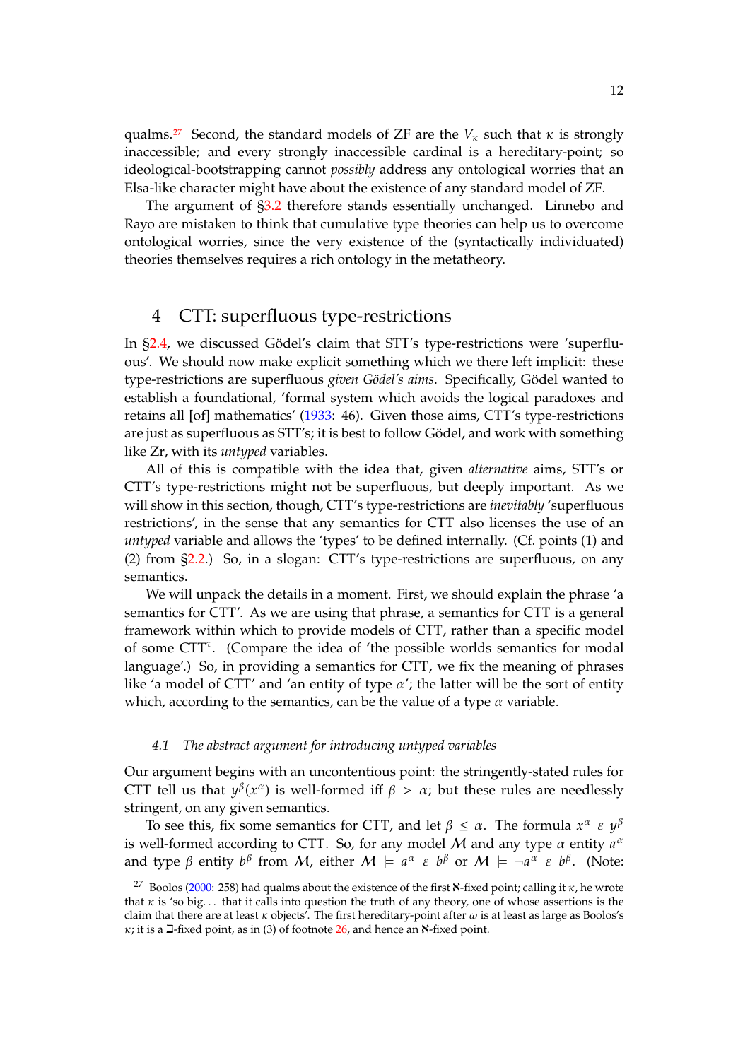qualms.[27] Second, the standard models of ZF are the $V_\kappa$ such that $\kappa$ is strongly inaccessible; and every strongly inaccessible cardinal is a hereditary-point; so ideological-bootstrapping cannot *possibly* address any ontological worries that an Elsa-like character might have about the existence of any standard model of ZF.

The argument of §3.2 therefore stands essentially unchanged. Linnebo and Rayo are mistaken to think that cumulative type theories can help us to overcome ontological worries, since the very existence of the (syntactically individuated) theories themselves requires a rich ontology in the metatheory.

## 4 CTT: superfluous type-restrictions

In §2.4, we discussed Gödel's claim that STT's type-restrictions were 'superfluous'. We should now make explicit something which we there left implicit: these type-restrictions are superfluous *given Gödel's aims*. Specifically, Gödel wanted to establish a foundational, 'formal system which avoids the logical paradoxes and retains all [of] mathematics' (1933: 46). Given those aims, CTT's type-restrictions are just as superfluous as STT's; it is best to follow Gödel, and work with something like Zr, with its *untyped* variables.

All of this is compatible with the idea that, given *alternative* aims, STT's or CTT's type-restrictions might not be superfluous, but deeply important. As we will show in this section, though, CTT's type-restrictions are *inevitably* 'superfluous restrictions', in the sense that any semantics for CTT also licenses the use of an *untyped* variable and allows the 'types' to be defined internally. (Cf. points (1) and (2) from §2.2.) So, in a slogan: CTT's type-restrictions are superfluous, on any semantics.

We will unpack the details in a moment. First, we should explain the phrase 'a semantics for CTT'. As we are using that phrase, a semantics for CTT is a general framework within which to provide models of CTT, rather than a specific model of some CTT$^\tau$. (Compare the idea of 'the possible worlds semantics for modal language'.) So, in providing a semantics for CTT, we fix the meaning of phrases like 'a model of CTT' and 'an entity of type $\alpha$'; the latter will be the sort of entity which, according to the semantics, can be the value of a type $\alpha$ variable.

### 4.1 *The abstract argument for introducing untyped variables*

Our argument begins with an uncontentious point: the stringently-stated rules for CTT tell us that $y^\beta(x^\alpha)$ is well-formed iff $\beta > \alpha$; but these rules are needlessly stringent, on any given semantics.

To see this, fix some semantics for CTT, and let $\beta \leq \alpha$. The formula $x^\alpha \ \varepsilon \ y^\beta$ is well-formed according to CTT. So, for any model $\mathcal{M}$ and any type $\alpha$ entity $a^\alpha$ and type $\beta$ entity $b^\beta$ from $\mathcal{M}$, either $\mathcal{M} \models a^\alpha \ \varepsilon \ b^\beta$ or $\mathcal{M} \models \neg a^\alpha \ \varepsilon \ b^\beta$. (Note:

[27] Boolos (2000: 258) had qualms about the existence of the first $\aleph$-fixed point; calling it $\kappa$, he wrote that $\kappa$ is 'so big... that it calls into question the truth of any theory, one of whose assertions is the claim that there are at least $\kappa$ objects'. The first hereditary-point after $\omega$ is at least as large as Boolos's $\kappa$; it is a $\beth$-fixed point, as in (3) of footnote 26, and hence an $\aleph$-fixed point.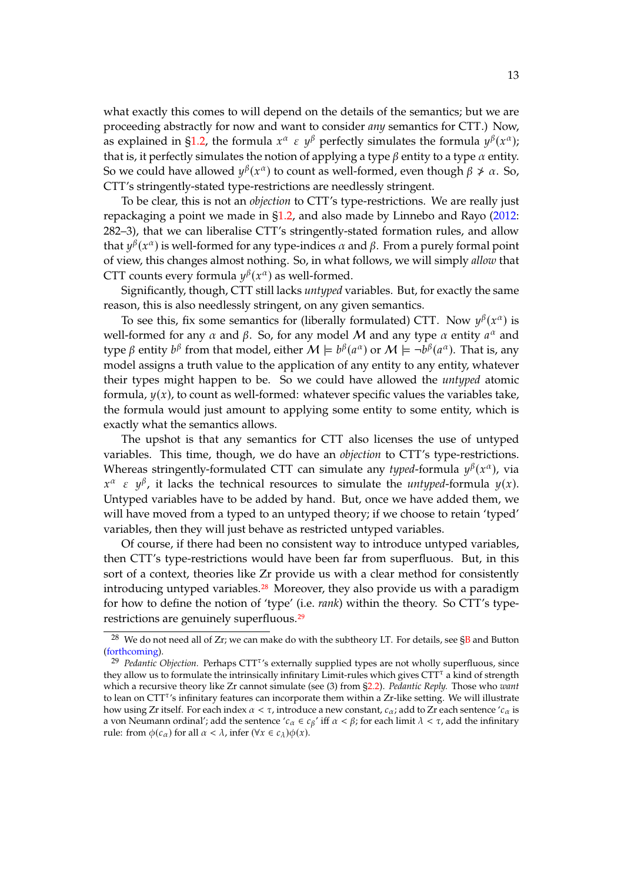what exactly this comes to will depend on the details of the semantics; but we are proceeding abstractly for now and want to consider *any* semantics for CTT.) Now, as explained in §1.2, the formula $x^\alpha \ \varepsilon \ y^\beta$ perfectly simulates the formula $y^\beta(x^\alpha)$; that is, it perfectly simulates the notion of applying a type $\beta$ entity to a type $\alpha$ entity. So we could have allowed $y^\beta(x^\alpha)$ to count as well-formed, even though $\beta \not\succ \alpha$. So, CTT's stringently-stated type-restrictions are needlessly stringent.

To be clear, this is not an *objection* to CTT's type-restrictions. We are really just repackaging a point we made in §1.2, and also made by Linnebo and Rayo (2012: 282–3), that we can liberalise CTT's stringently-stated formation rules, and allow that $y^\beta(x^\alpha)$ is well-formed for any type-indices $\alpha$ and $\beta$. From a purely formal point of view, this changes almost nothing. So, in what follows, we will simply *allow* that CTT counts every formula $y^\beta(x^\alpha)$ as well-formed.

Significantly, though, CTT still lacks *untyped* variables. But, for exactly the same reason, this is also needlessly stringent, on any given semantics.

To see this, fix some semantics for (liberally formulated) CTT. Now $y^\beta(x^\alpha)$ is well-formed for any $\alpha$ and $\beta$. So, for any model $\mathcal{M}$ and any type $\alpha$ entity $a^\alpha$ and type $\beta$ entity $b^\beta$ from that model, either $\mathcal{M} \models b^\beta(a^\alpha)$ or $\mathcal{M} \models \neg b^\beta(a^\alpha)$. That is, any model assigns a truth value to the application of any entity to any entity, whatever their types might happen to be. So we could have allowed the *untyped* atomic formula, $y(x)$, to count as well-formed: whatever specific values the variables take, the formula would just amount to applying some entity to some entity, which is exactly what the semantics allows.

The upshot is that any semantics for CTT also licenses the use of untyped variables. This time, though, we do have an *objection* to CTT's type-restrictions. Whereas stringently-formulated CTT can simulate any *typed*-formula $y^\beta(x^\alpha)$, via $x^\alpha \ \varepsilon \ y^\beta$, it lacks the technical resources to simulate the *untyped*-formula $y(x)$. Untyped variables have to be added by hand. But, once we have added them, we will have moved from a typed to an untyped theory; if we choose to retain 'typed' variables, then they will just behave as restricted untyped variables.

Of course, if there had been no consistent way to introduce untyped variables, then CTT's type-restrictions would have been far from superfluous. But, in this sort of a context, theories like Zr provide us with a clear method for consistently introducing untyped variables.[28] Moreover, they also provide us with a paradigm for how to define the notion of 'type' (i.e. *rank*) within the theory. So CTT's type-restrictions are genuinely superfluous.[29]

---

[28] We do not need all of Zr; we can make do with the subtheory LT. For details, see §B and Button (forthcoming).

[29] *Pedantic Objection.* Perhaps $\text{CTT}^\tau$'s externally supplied types are not wholly superfluous, since they allow us to formulate the intrinsically infinitary Limit-rules which gives $\text{CTT}^\tau$ a kind of strength which a recursive theory like Zr cannot simulate (see (3) from §2.2). *Pedantic Reply.* Those who *want* to lean on $\text{CTT}^\tau$'s infinitary features can incorporate them within a Zr-like setting. We will illustrate how using Zr itself. For each index $\alpha < \tau$, introduce a new constant, $c_\alpha$; add to Zr each sentence '$c_\alpha$ is a von Neumann ordinal'; add the sentence '$c_\alpha \in c_\beta$' iff $\alpha < \beta$; for each limit $\lambda < \tau$, add the infinitary rule: from $\phi(c_\alpha)$ for all $\alpha < \lambda$, infer $(\forall x \in c_\lambda)\phi(x)$.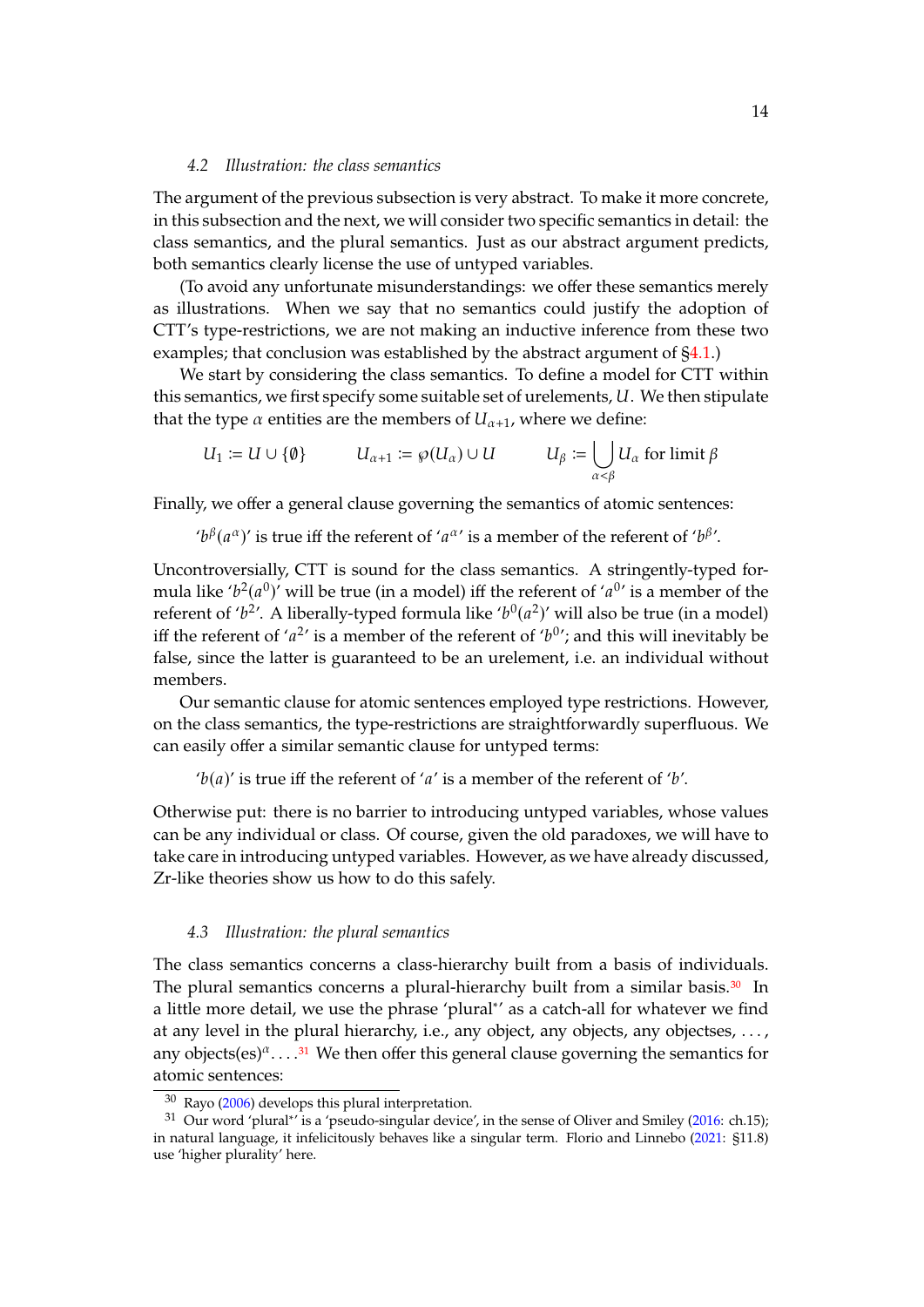### 4.2 *Illustration: the class semantics*

The argument of the previous subsection is very abstract. To make it more concrete, in this subsection and the next, we will consider two specific semantics in detail: the class semantics, and the plural semantics. Just as our abstract argument predicts, both semantics clearly license the use of untyped variables.

(To avoid any unfortunate misunderstandings: we offer these semantics merely as illustrations. When we say that no semantics could justify the adoption of CTT's type-restrictions, we are not making an inductive inference from these two examples; that conclusion was established by the abstract argument of §4.1.)

We start by considering the class semantics. To define a model for CTT within this semantics, we first specify some suitable set of urelements, $U$. We then stipulate that the type $\alpha$ entities are the members of $U_{\alpha+1}$, where we define:

$$U_1 := U \cup \{\emptyset\} \qquad U_{\alpha+1} := \wp(U_\alpha) \cup U \qquad U_\beta := \bigcup_{\alpha<\beta} U_\alpha \text{ for limit } \beta$$

Finally, we offer a general clause governing the semantics of atomic sentences:

> '$b^\beta(a^\alpha)$' is true iff the referent of '$a^\alpha$' is a member of the referent of '$b^\beta$'.

Uncontroversially, CTT is sound for the class semantics. A stringently-typed formula like '$b^2(a^0)$' will be true (in a model) iff the referent of '$a^0$' is a member of the referent of '$b^2$'. A liberally-typed formula like '$b^0(a^2)$' will also be true (in a model) iff the referent of '$a^2$' is a member of the referent of '$b^0$'; and this will inevitably be false, since the latter is guaranteed to be an urelement, i.e. an individual without members.

Our semantic clause for atomic sentences employed type restrictions. However, on the class semantics, the type-restrictions are straightforwardly superfluous. We can easily offer a similar semantic clause for untyped terms:

> '$b(a)$' is true iff the referent of '$a$' is a member of the referent of '$b$'.

Otherwise put: there is no barrier to introducing untyped variables, whose values can be any individual or class. Of course, given the old paradoxes, we will have to take care in introducing untyped variables. However, as we have already discussed, Zr-like theories show us how to do this safely.

### 4.3 *Illustration: the plural semantics*

The class semantics concerns a class-hierarchy built from a basis of individuals. The plural semantics concerns a plural-hierarchy built from a similar basis.[30] In a little more detail, we use the phrase 'plural$^*$' as a catch-all for whatever we find at any level in the plural hierarchy, i.e., any object, any objects, any objectses, ..., any objects(es)$^\alpha$....[31] We then offer this general clause governing the semantics for atomic sentences:

---

[30] Rayo (2006) develops this plural interpretation.

[31] Our word 'plural$^*$' is a 'pseudo-singular device', in the sense of Oliver and Smiley (2016: ch.15); in natural language, it infelicitously behaves like a singular term. Florio and Linnebo (2021: §11.8) use 'higher plurality' here.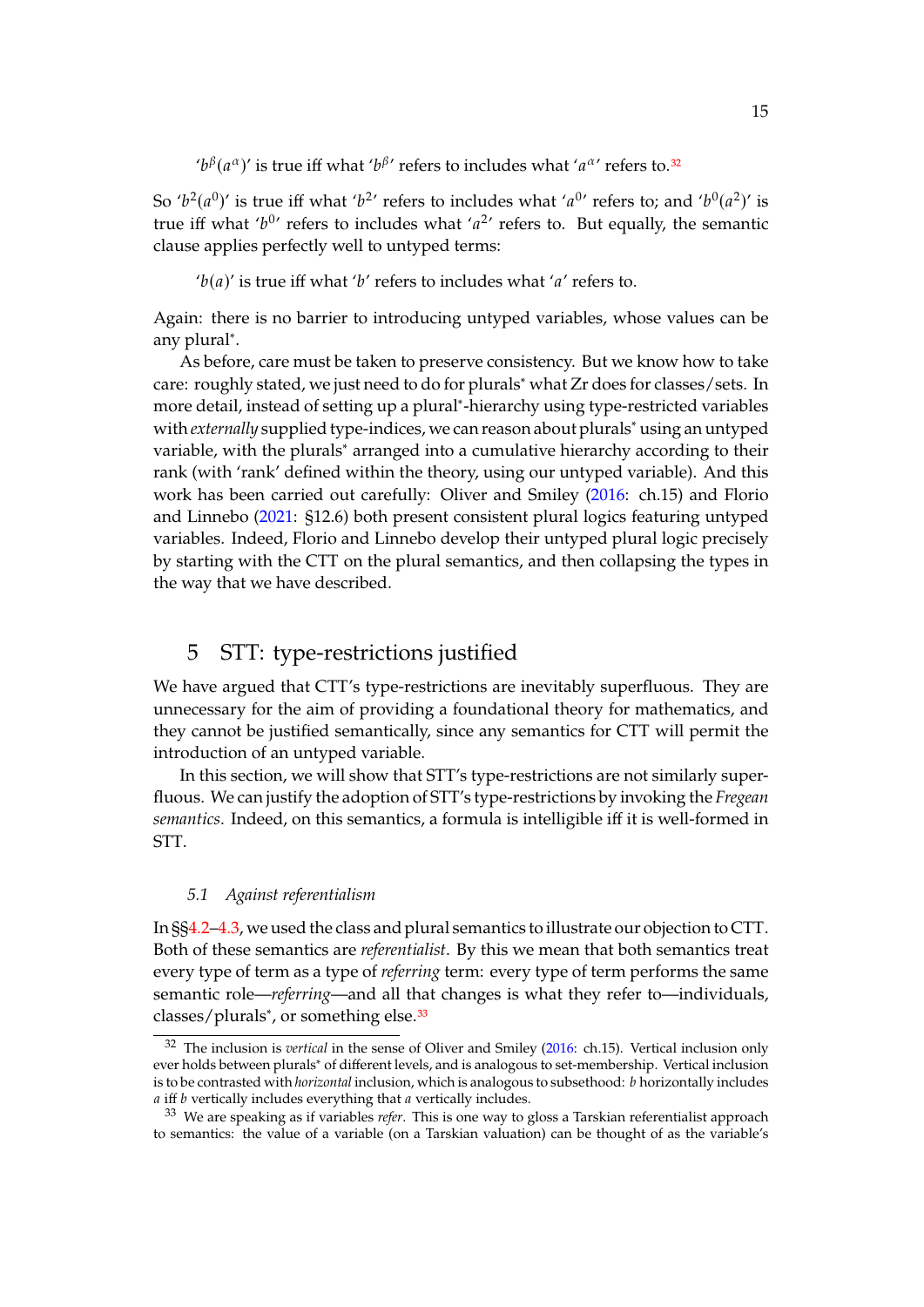'$b^\beta(a^\alpha)$' is true iff what '$b^\beta$' refers to includes what '$a^\alpha$' refers to.[32]

So '$b^2(a^0)$' is true iff what '$b^2$' refers to includes what '$a^0$' refers to; and '$b^0(a^2)$' is true iff what '$b^0$' refers to includes what '$a^2$' refers to. But equally, the semantic clause applies perfectly well to untyped terms:

'$b(a)$' is true iff what '$b$' refers to includes what '$a$' refers to.

Again: there is no barrier to introducing untyped variables, whose values can be any plural*.

As before, care must be taken to preserve consistency. But we know how to take care: roughly stated, we just need to do for plurals* what Zr does for classes/sets. In more detail, instead of setting up a plural*-hierarchy using type-restricted variables with *externally* supplied type-indices, we can reason about plurals* using an untyped variable, with the plurals* arranged into a cumulative hierarchy according to their rank (with 'rank' defined within the theory, using our untyped variable). And this work has been carried out carefully: Oliver and Smiley (2016: ch.15) and Florio and Linnebo (2021: §12.6) both present consistent plural logics featuring untyped variables. Indeed, Florio and Linnebo develop their untyped plural logic precisely by starting with the CTT on the plural semantics, and then collapsing the types in the way that we have described.

## 5 STT: type-restrictions justified

We have argued that CTT's type-restrictions are inevitably superfluous. They are unnecessary for the aim of providing a foundational theory for mathematics, and they cannot be justified semantically, since any semantics for CTT will permit the introduction of an untyped variable.

In this section, we will show that STT's type-restrictions are not similarly superfluous. We can justify the adoption of STT's type-restrictions by invoking the *Fregean semantics*. Indeed, on this semantics, a formula is intelligible iff it is well-formed in STT.

### 5.1 Against referentialism

In §§4.2–4.3, we used the class and plural semantics to illustrate our objection to CTT. Both of these semantics are *referentialist*. By this we mean that both semantics treat every type of term as a type of *referring* term: every type of term performs the same semantic role—*referring*—and all that changes is what they refer to—individuals, classes/plurals*, or something else.[33]

[32] The inclusion is *vertical* in the sense of Oliver and Smiley (2016: ch.15). Vertical inclusion only ever holds between plurals* of different levels, and is analogous to set-membership. Vertical inclusion is to be contrasted with *horizontal* inclusion, which is analogous to subsethood: $b$ horizontally includes $a$ iff $b$ vertically includes everything that $a$ vertically includes.

[33] We are speaking as if variables *refer*. This is one way to gloss a Tarskian referentialist approach to semantics: the value of a variable (on a Tarskian valuation) can be thought of as the variable's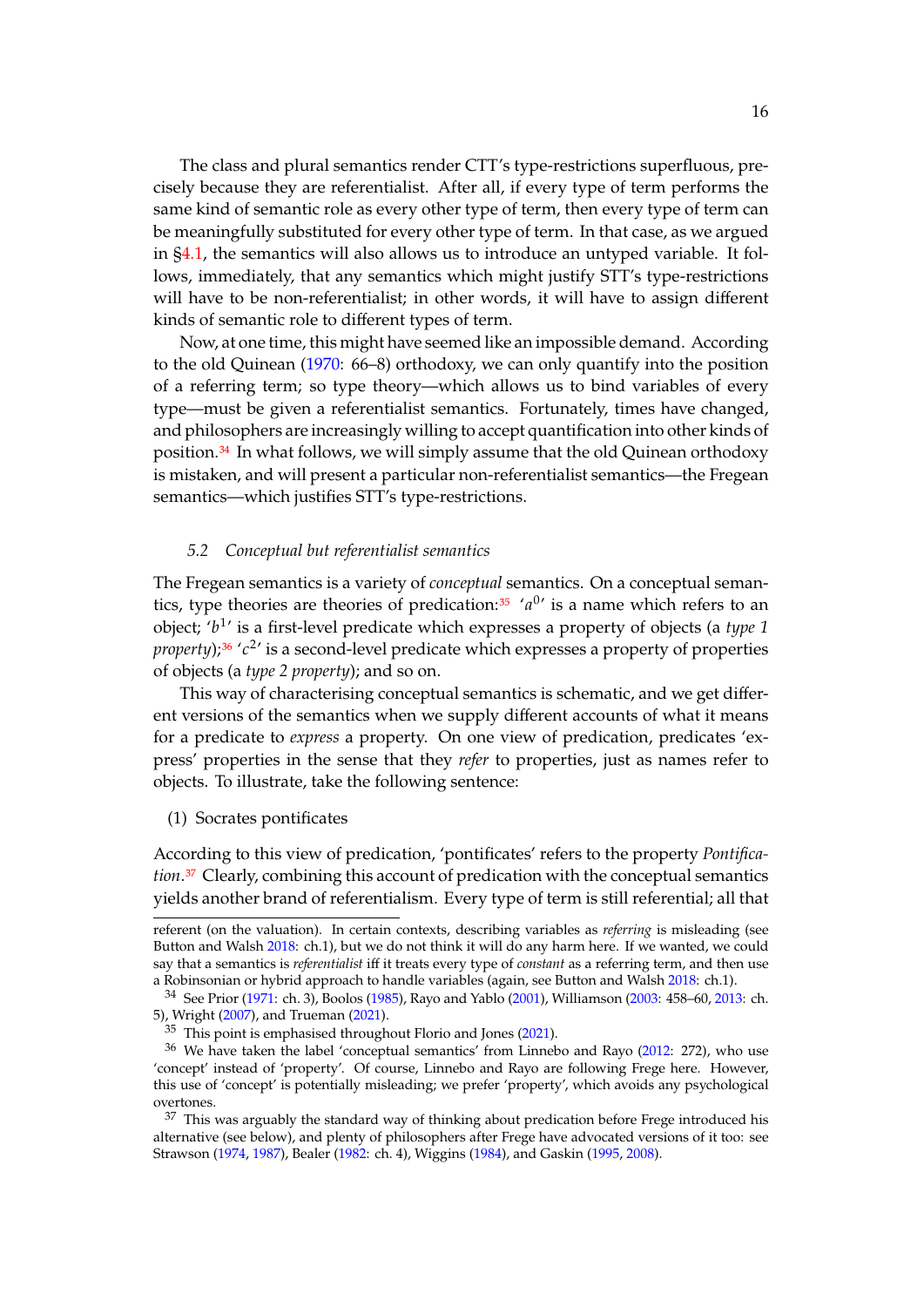The class and plural semantics render CTT's type-restrictions superfluous, precisely because they are referentialist. After all, if every type of term performs the same kind of semantic role as every other type of term, then every type of term can be meaningfully substituted for every other type of term. In that case, as we argued in §4.1, the semantics will also allows us to introduce an untyped variable. It follows, immediately, that any semantics which might justify STT's type-restrictions will have to be non-referentialist; in other words, it will have to assign different kinds of semantic role to different types of term.

Now, at one time, this might have seemed like an impossible demand. According to the old Quinean (1970: 66–8) orthodoxy, we can only quantify into the position of a referring term; so type theory—which allows us to bind variables of every type—must be given a referentialist semantics. Fortunately, times have changed, and philosophers are increasingly willing to accept quantification into other kinds of position.[34] In what follows, we will simply assume that the old Quinean orthodoxy is mistaken, and will present a particular non-referentialist semantics—the Fregean semantics—which justifies STT's type-restrictions.

### 5.2 Conceptual but referentialist semantics

The Fregean semantics is a variety of *conceptual* semantics. On a conceptual semantics, type theories are theories of predication:[35] '$a^0$' is a name which refers to an object; '$b^1$' is a first-level predicate which expresses a property of objects (a *type 1 property*);[36] '$c^2$' is a second-level predicate which expresses a property of properties of objects (a *type 2 property*); and so on.

This way of characterising conceptual semantics is schematic, and we get different versions of the semantics when we supply different accounts of what it means for a predicate to *express* a property. On one view of predication, predicates 'express' properties in the sense that they *refer* to properties, just as names refer to objects. To illustrate, take the following sentence:

(1) Socrates pontificates

According to this view of predication, 'pontificates' refers to the property *Pontification*.[37] Clearly, combining this account of predication with the conceptual semantics yields another brand of referentialism. Every type of term is still referential; all that

---

referent (on the valuation). In certain contexts, describing variables as *referring* is misleading (see Button and Walsh 2018: ch.1), but we do not think it will do any harm here. If we wanted, we could say that a semantics is *referentialist* iff it treats every type of *constant* as a referring term, and then use a Robinsonian or hybrid approach to handle variables (again, see Button and Walsh 2018: ch.1).

[34] See Prior (1971: ch. 3), Boolos (1985), Rayo and Yablo (2001), Williamson (2003: 458–60, 2013: ch. 5), Wright (2007), and Trueman (2021).

[35] This point is emphasised throughout Florio and Jones (2021).

[36] We have taken the label 'conceptual semantics' from Linnebo and Rayo (2012: 272), who use 'concept' instead of 'property'. Of course, Linnebo and Rayo are following Frege here. However, this use of 'concept' is potentially misleading; we prefer 'property', which avoids any psychological overtones.

[37] This was arguably the standard way of thinking about predication before Frege introduced his alternative (see below), and plenty of philosophers after Frege have advocated versions of it too: see Strawson (1974, 1987), Bealer (1982: ch. 4), Wiggins (1984), and Gaskin (1995, 2008).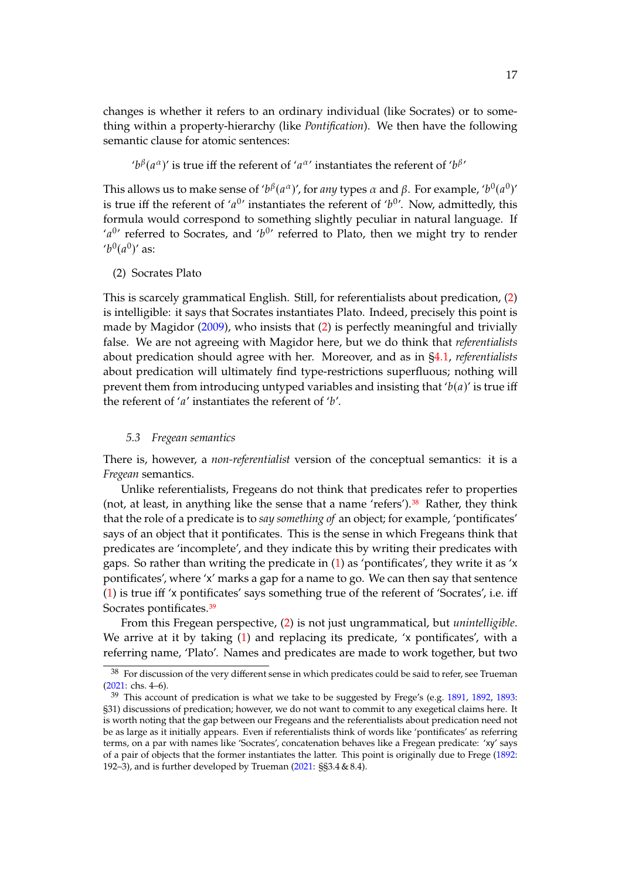changes is whether it refers to an ordinary individual (like Socrates) or to something within a property-hierarchy (like *Pontification*). We then have the following semantic clause for atomic sentences:

> '$b^\beta(a^\alpha)$' is true iff the referent of '$a^\alpha$' instantiates the referent of '$b^\beta$'

This allows us to make sense of '$b^\beta(a^\alpha)$', for *any* types $\alpha$ and $\beta$. For example, '$b^0(a^0)$' is true iff the referent of '$a^0$' instantiates the referent of '$b^0$'. Now, admittedly, this formula would correspond to something slightly peculiar in natural language. If '$a^0$' referred to Socrates, and '$b^0$' referred to Plato, then we might try to render '$b^0(a^0)$' as:

(2) Socrates Plato

This is scarcely grammatical English. Still, for referentialists about predication, (2) is intelligible: it says that Socrates instantiates Plato. Indeed, precisely this point is made by Magidor (2009), who insists that (2) is perfectly meaningful and trivially false. We are not agreeing with Magidor here, but we do think that *referentialists* about predication should agree with her. Moreover, and as in §4.1, *referentialists* about predication will ultimately find type-restrictions superfluous; nothing will prevent them from introducing untyped variables and insisting that '$b(a)$' is true iff the referent of '$a$' instantiates the referent of '$b$'.

### 5.3 Fregean semantics

There is, however, a *non-referentialist* version of the conceptual semantics: it is a *Fregean* semantics.

Unlike referentialists, Fregeans do not think that predicates refer to properties (not, at least, in anything like the sense that a name 'refers').[38] Rather, they think that the role of a predicate is to *say something of* an object; for example, 'pontificates' says of an object that it pontificates. This is the sense in which Fregeans think that predicates are 'incomplete', and they indicate this by writing their predicates with gaps. So rather than writing the predicate in (1) as 'pontificates', they write it as 'x pontificates', where 'x' marks a gap for a name to go. We can then say that sentence (1) is true iff 'x pontificates' says something true of the referent of 'Socrates', i.e. iff Socrates pontificates.[39]

From this Fregean perspective, (2) is not just ungrammatical, but *unintelligible*. We arrive at it by taking (1) and replacing its predicate, 'x pontificates', with a referring name, 'Plato'. Names and predicates are made to work together, but two

---

[38] For discussion of the very different sense in which predicates could be said to refer, see Trueman (2021: chs. 4–6).

[39] This account of predication is what we take to be suggested by Frege's (e.g. 1891, 1892, 1893: §31) discussions of predication; however, we do not want to commit to any exegetical claims here. It is worth noting that the gap between our Fregeans and the referentialists about predication need not be as large as it initially appears. Even if referentialists think of words like 'pontificates' as referring terms, on a par with names like 'Socrates', concatenation behaves like a Fregean predicate: 'xy' says of a pair of objects that the former instantiates the latter. This point is originally due to Frege (1892: 192–3), and is further developed by Trueman (2021: §§3.4 & 8.4).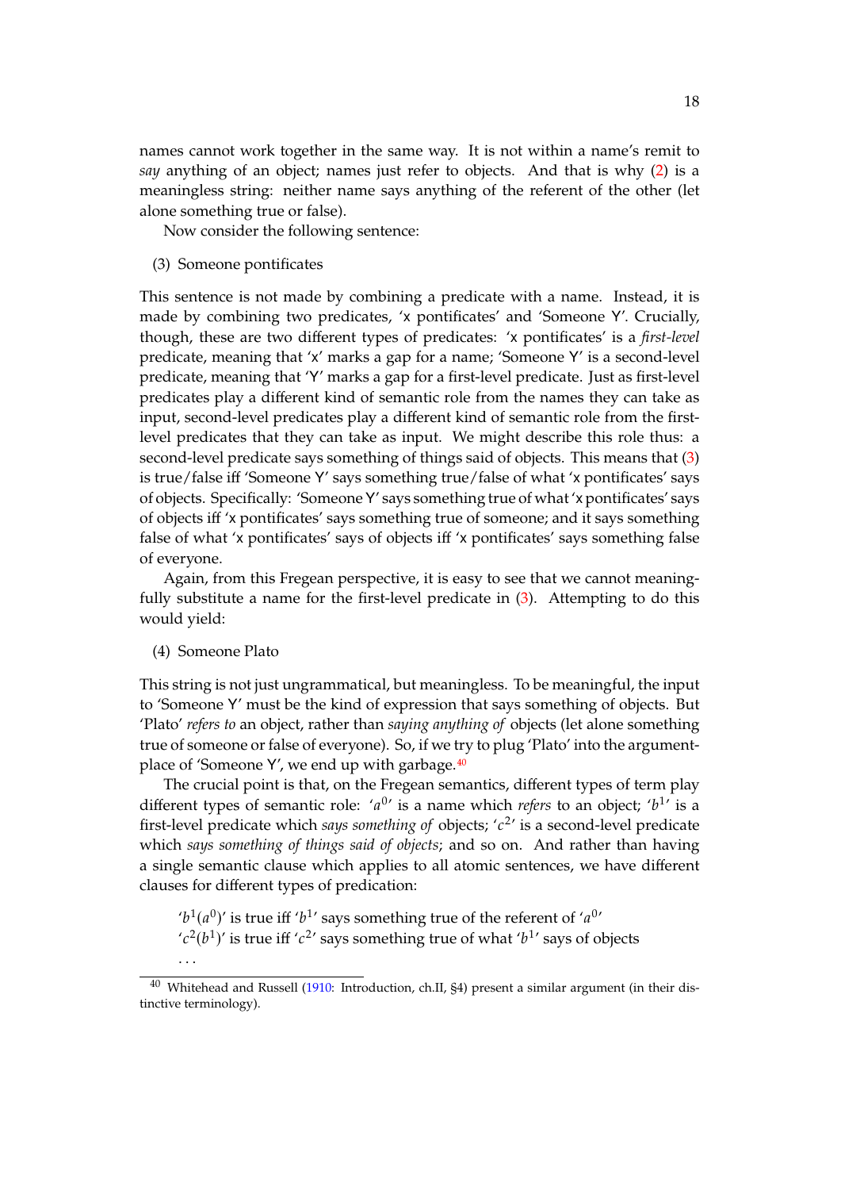names cannot work together in the same way. It is not within a name's remit to *say* anything of an object; names just refer to objects. And that is why (2) is a meaningless string: neither name says anything of the referent of the other (let alone something true or false).

Now consider the following sentence:

(3) Someone pontificates

This sentence is not made by combining a predicate with a name. Instead, it is made by combining two predicates, 'x pontificates' and 'Someone Y'. Crucially, though, these are two different types of predicates: 'x pontificates' is a *first-level* predicate, meaning that 'x' marks a gap for a name; 'Someone Y' is a second-level predicate, meaning that 'Y' marks a gap for a first-level predicate. Just as first-level predicates play a different kind of semantic role from the names they can take as input, second-level predicates play a different kind of semantic role from the first-level predicates that they can take as input. We might describe this role thus: a second-level predicate says something of things said of objects. This means that (3) is true/false iff 'Someone Y' says something true/false of what 'x pontificates' says of objects. Specifically: 'Someone Y' says something true of what 'x pontificates' says of objects iff 'x pontificates' says something true of someone; and it says something false of what 'x pontificates' says of objects iff 'x pontificates' says something false of everyone.

Again, from this Fregean perspective, it is easy to see that we cannot meaningfully substitute a name for the first-level predicate in (3). Attempting to do this would yield:

(4) Someone Plato

This string is not just ungrammatical, but meaningless. To be meaningful, the input to 'Someone Y' must be the kind of expression that says something of objects. But 'Plato' *refers to* an object, rather than *saying anything of* objects (let alone something true of someone or false of everyone). So, if we try to plug 'Plato' into the argument-place of 'Someone Y', we end up with garbage.[40]

The crucial point is that, on the Fregean semantics, different types of term play different types of semantic role: '$a^0$' is a name which *refers* to an object; '$b^1$' is a first-level predicate which *says something of* objects; '$c^2$' is a second-level predicate which *says something of things said of objects*; and so on. And rather than having a single semantic clause which applies to all atomic sentences, we have different clauses for different types of predication:

> '$b^1(a^0)$' is true iff '$b^1$' says something true of the referent of '$a^0$'
> '$c^2(b^1)$' is true iff '$c^2$' says something true of what '$b^1$' says of objects
> ...

[40] Whitehead and Russell (1910: Introduction, ch.II, §4) present a similar argument (in their distinctive terminology).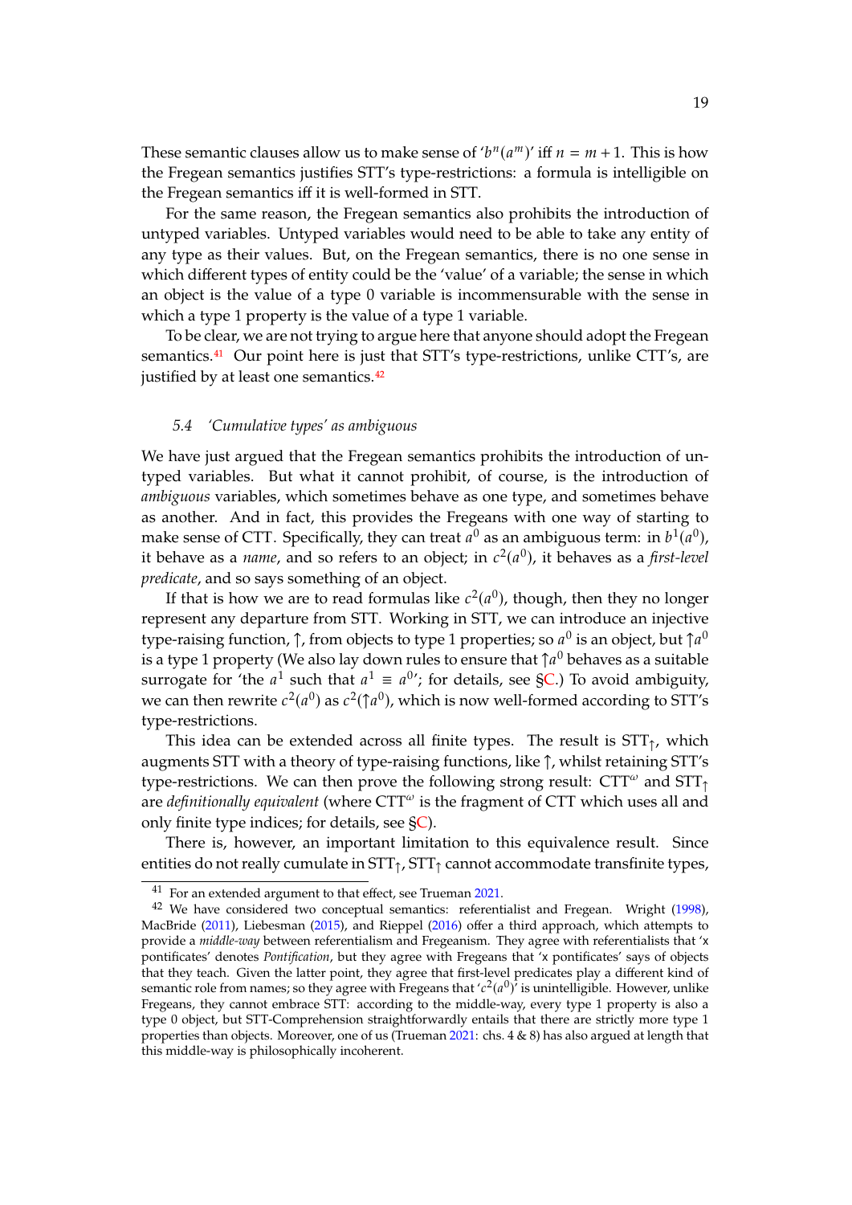These semantic clauses allow us to make sense of '$b^n(a^m)$' iff $n = m + 1$. This is how the Fregean semantics justifies STT's type-restrictions: a formula is intelligible on the Fregean semantics iff it is well-formed in STT.

For the same reason, the Fregean semantics also prohibits the introduction of untyped variables. Untyped variables would need to be able to take any entity of any type as their values. But, on the Fregean semantics, there is no one sense in which different types of entity could be the 'value' of a variable; the sense in which an object is the value of a type 0 variable is incommensurable with the sense in which a type 1 property is the value of a type 1 variable.

To be clear, we are not trying to argue here that anyone should adopt the Fregean semantics.[41] Our point here is just that STT's type-restrictions, unlike CTT's, are justified by at least one semantics.[42]

### 5.4 'Cumulative types' as ambiguous

We have just argued that the Fregean semantics prohibits the introduction of untyped variables. But what it cannot prohibit, of course, is the introduction of *ambiguous* variables, which sometimes behave as one type, and sometimes behave as another. And in fact, this provides the Fregeans with one way of starting to make sense of CTT. Specifically, they can treat $a^0$ as an ambiguous term: in $b^1(a^0)$, it behave as a *name*, and so refers to an object; in $c^2(a^0)$, it behaves as a *first-level predicate*, and so says something of an object.

If that is how we are to read formulas like $c^2(a^0)$, though, then they no longer represent any departure from STT. Working in STT, we can introduce an injective type-raising function, $\uparrow$, from objects to type 1 properties; so $a^0$ is an object, but $\uparrow a^0$ is a type 1 property (We also lay down rules to ensure that $\uparrow a^0$ behaves as a suitable surrogate for 'the $a^1$ such that $a^1 \equiv a^0$'; for details, see §C.) To avoid ambiguity, we can then rewrite $c^2(a^0)$ as $c^2(\uparrow a^0)$, which is now well-formed according to STT's type-restrictions.

This idea can be extended across all finite types. The result is $\text{STT}_\uparrow$, which augments STT with a theory of type-raising functions, like $\uparrow$, whilst retaining STT's type-restrictions. We can then prove the following strong result: $\text{CTT}^\omega$ and $\text{STT}_\uparrow$ are *definitionally equivalent* (where $\text{CTT}^\omega$ is the fragment of CTT which uses all and only finite type indices; for details, see §C).

There is, however, an important limitation to this equivalence result. Since entities do not really cumulate in $\text{STT}_\uparrow$, $\text{STT}_\uparrow$ cannot accommodate transfinite types,

---

[41] For an extended argument to that effect, see Trueman 2021.

[42] We have considered two conceptual semantics: referentialist and Fregean. Wright (1998), MacBride (2011), Liebesman (2015), and Rieppel (2016) offer a third approach, which attempts to provide a *middle-way* between referentialism and Fregeanism. They agree with referentialists that 'x pontificates' denotes *Pontification*, but they agree with Fregeans that 'x pontificates' says of objects that they teach. Given the latter point, they agree that first-level predicates play a different kind of semantic role from names; so they agree with Fregeans that '$c^2(a^0)$' is unintelligible. However, unlike Fregeans, they cannot embrace STT: according to the middle-way, every type 1 property is also a type 0 object, but STT-Comprehension straightforwardly entails that there are strictly more type 1 properties than objects. Moreover, one of us (Trueman 2021: chs. 4 & 8) has also argued at length that this middle-way is philosophically incoherent.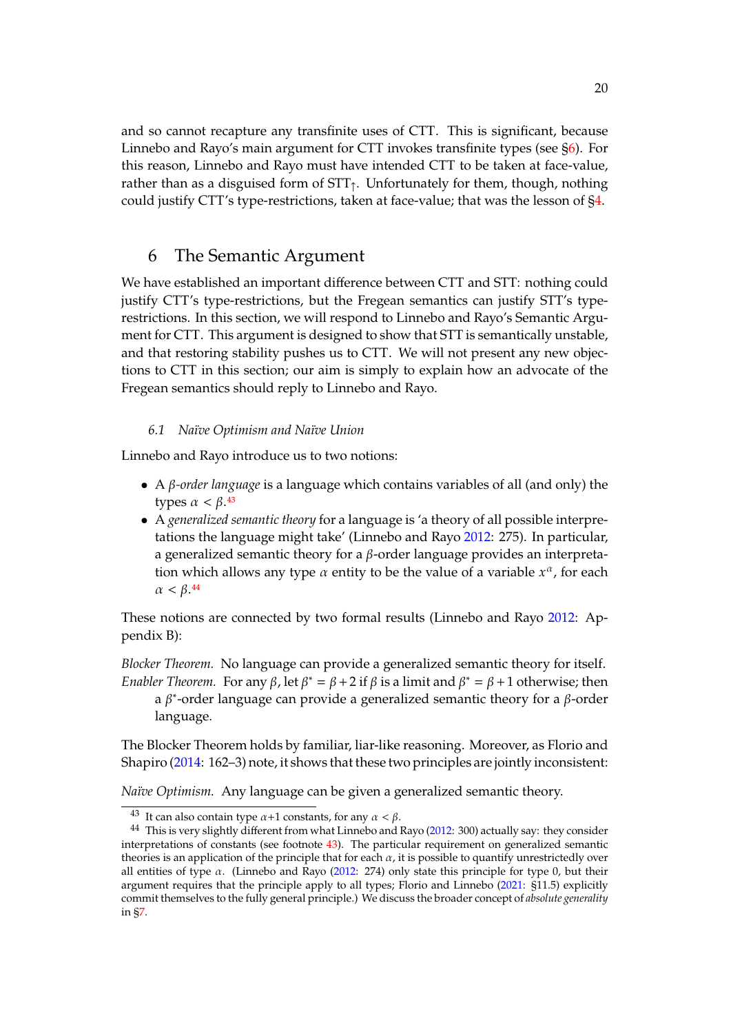and so cannot recapture any transfinite uses of CTT. This is significant, because Linnebo and Rayo's main argument for CTT invokes transfinite types (see §6). For this reason, Linnebo and Rayo must have intended CTT to be taken at face-value, rather than as a disguised form of $\text{STT}_{\uparrow}$. Unfortunately for them, though, nothing could justify CTT's type-restrictions, taken at face-value; that was the lesson of §4.

## 6 The Semantic Argument

We have established an important difference between CTT and STT: nothing could justify CTT's type-restrictions, but the Fregean semantics can justify STT's type-restrictions. In this section, we will respond to Linnebo and Rayo's Semantic Argument for CTT. This argument is designed to show that STT is semantically unstable, and that restoring stability pushes us to CTT. We will not present any new objections to CTT in this section; our aim is simply to explain how an advocate of the Fregean semantics should reply to Linnebo and Rayo.

### 6.1 *Naïve Optimism and Naïve Union*

Linnebo and Rayo introduce us to two notions:

- A *$\beta$-order language* is a language which contains variables of all (and only) the types $\alpha < \beta$.[43]
- A *generalized semantic theory* for a language is 'a theory of all possible interpretations the language might take' (Linnebo and Rayo 2012: 275). In particular, a generalized semantic theory for a $\beta$-order language provides an interpretation which allows any type $\alpha$ entity to be the value of a variable $x^\alpha$, for each $\alpha < \beta$.[44]

These notions are connected by two formal results (Linnebo and Rayo 2012: Appendix B):

*Blocker Theorem.* No language can provide a generalized semantic theory for itself.

*Enabler Theorem.* For any $\beta$, let $\beta^* = \beta + 2$ if $\beta$ is a limit and $\beta^* = \beta + 1$ otherwise; then a $\beta^*$-order language can provide a generalized semantic theory for a $\beta$-order language.

The Blocker Theorem holds by familiar, liar-like reasoning. Moreover, as Florio and Shapiro (2014: 162–3) note, it shows that these two principles are jointly inconsistent:

*Naïve Optimism.* Any language can be given a generalized semantic theory.

---

[43] It can also contain type $\alpha+1$ constants, for any $\alpha < \beta$.

[44] This is very slightly different from what Linnebo and Rayo (2012: 300) actually say: they consider interpretations of constants (see footnote 43). The particular requirement on generalized semantic theories is an application of the principle that for each $\alpha$, it is possible to quantify unrestrictedly over all entities of type $\alpha$. (Linnebo and Rayo (2012: 274) only state this principle for type 0, but their argument requires that the principle apply to all types; Florio and Linnebo (2021: §11.5) explicitly commit themselves to the fully general principle.) We discuss the broader concept of *absolute generality* in §7.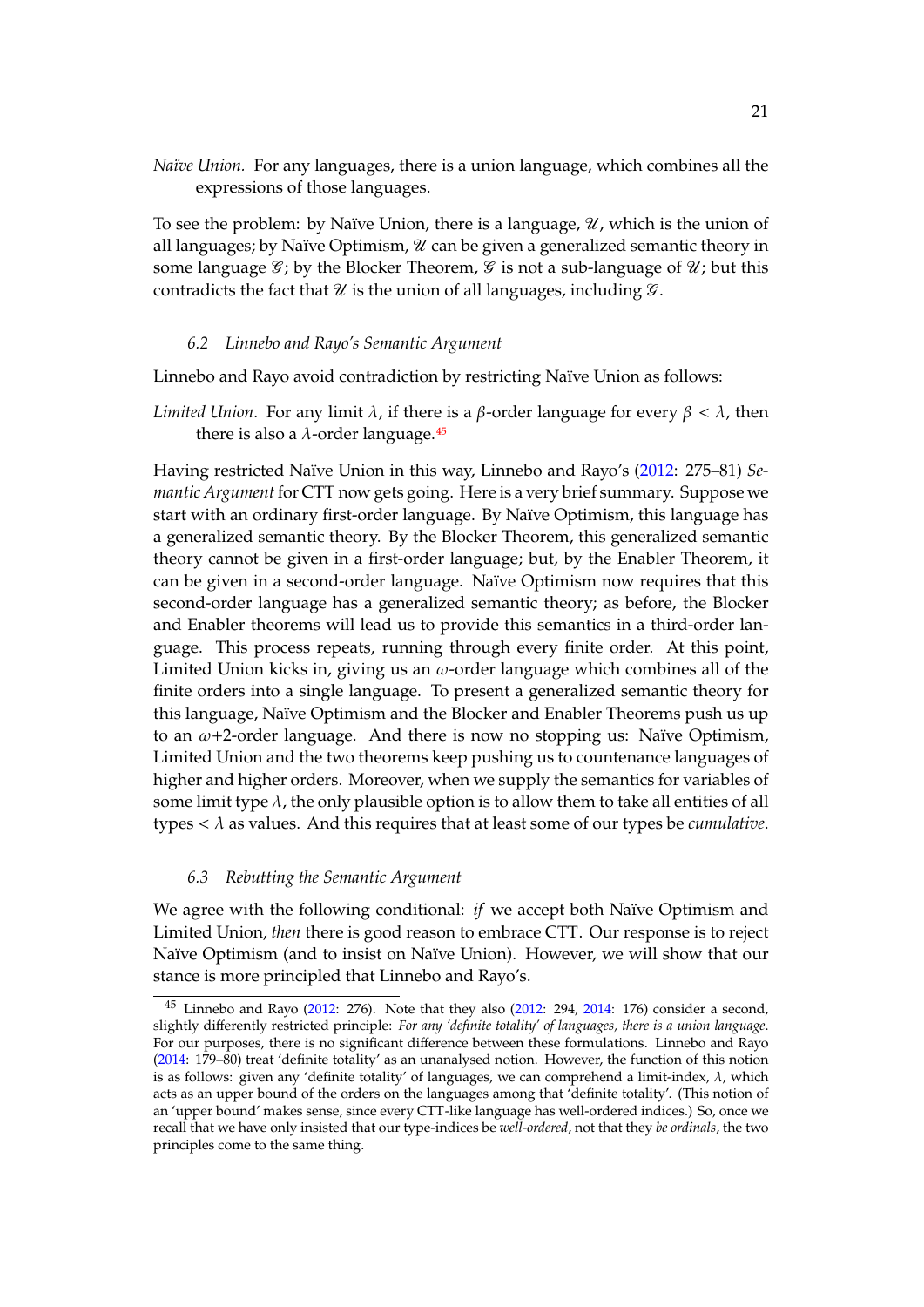*Naïve Union.* For any languages, there is a union language, which combines all the expressions of those languages.

To see the problem: by Naïve Union, there is a language, $\mathscr{U}$, which is the union of all languages; by Naïve Optimism, $\mathscr{U}$ can be given a generalized semantic theory in some language $\mathscr{G}$; by the Blocker Theorem, $\mathscr{G}$ is not a sub-language of $\mathscr{U}$; but this contradicts the fact that $\mathscr{U}$ is the union of all languages, including $\mathscr{G}$.

### 6.2 Linnebo and Rayo's Semantic Argument

Linnebo and Rayo avoid contradiction by restricting Naïve Union as follows:

*Limited Union*. For any limit $\lambda$, if there is a $\beta$-order language for every $\beta < \lambda$, then there is also a $\lambda$-order language.[45]

Having restricted Naïve Union in this way, Linnebo and Rayo's (2012: 275–81) *Semantic Argument* for CTT now gets going. Here is a very brief summary. Suppose we start with an ordinary first-order language. By Naïve Optimism, this language has a generalized semantic theory. By the Blocker Theorem, this generalized semantic theory cannot be given in a first-order language; but, by the Enabler Theorem, it can be given in a second-order language. Naïve Optimism now requires that this second-order language has a generalized semantic theory; as before, the Blocker and Enabler theorems will lead us to provide this semantics in a third-order language. This process repeats, running through every finite order. At this point, Limited Union kicks in, giving us an $\omega$-order language which combines all of the finite orders into a single language. To present a generalized semantic theory for this language, Naïve Optimism and the Blocker and Enabler Theorems push us up to an $\omega$+2-order language. And there is now no stopping us: Naïve Optimism, Limited Union and the two theorems keep pushing us to countenance languages of higher and higher orders. Moreover, when we supply the semantics for variables of some limit type $\lambda$, the only plausible option is to allow them to take all entities of all types $< \lambda$ as values. And this requires that at least some of our types be *cumulative*.

### 6.3 Rebutting the Semantic Argument

We agree with the following conditional: *if* we accept both Naïve Optimism and Limited Union, *then* there is good reason to embrace CTT. Our response is to reject Naïve Optimism (and to insist on Naïve Union). However, we will show that our stance is more principled that Linnebo and Rayo's.

---

[45] Linnebo and Rayo (2012: 276). Note that they also (2012: 294, 2014: 176) consider a second, slightly differently restricted principle: *For any 'definite totality' of languages, there is a union language.* For our purposes, there is no significant difference between these formulations. Linnebo and Rayo (2014: 179–80) treat 'definite totality' as an unanalysed notion. However, the function of this notion is as follows: given any 'definite totality' of languages, we can comprehend a limit-index, $\lambda$, which acts as an upper bound of the orders on the languages among that 'definite totality'. (This notion of an 'upper bound' makes sense, since every CTT-like language has well-ordered indices.) So, once we recall that we have only insisted that our type-indices be *well-ordered*, not that they *be ordinals*, the two principles come to the same thing.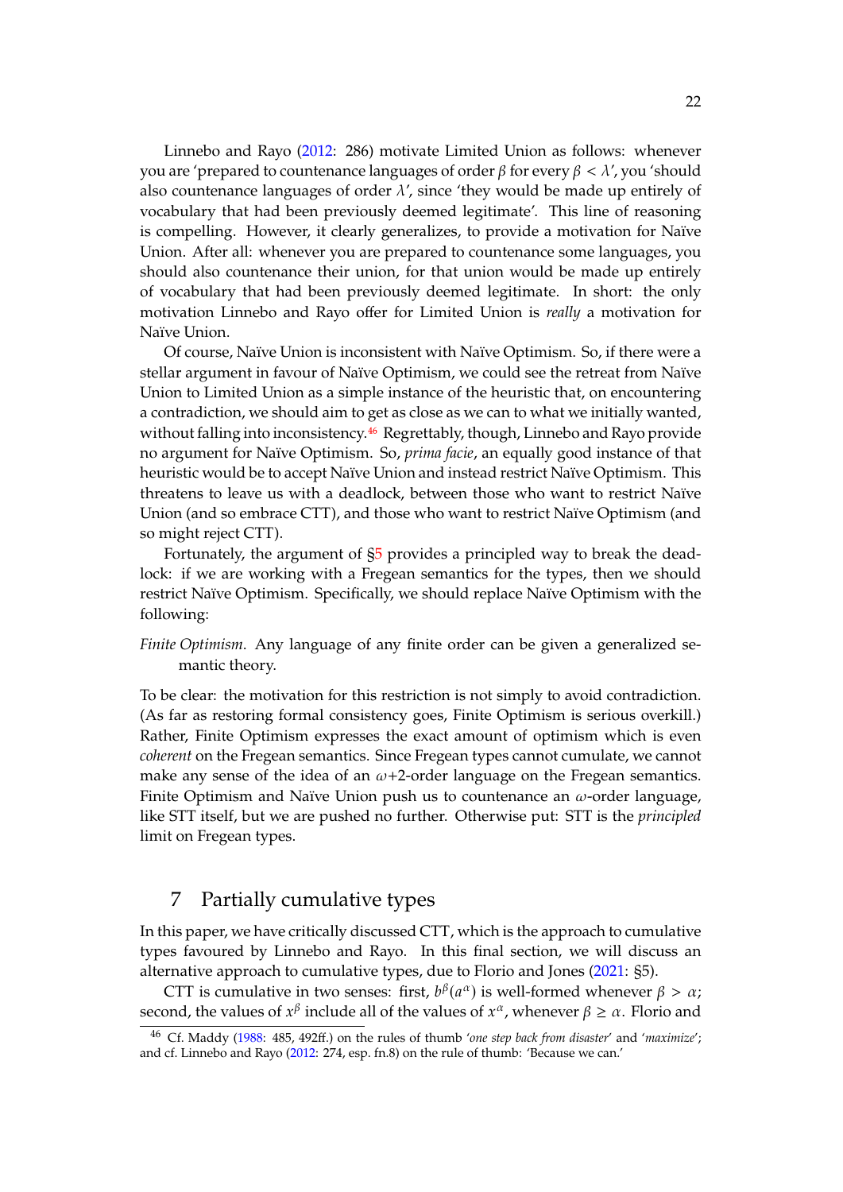Linnebo and Rayo (2012: 286) motivate Limited Union as follows: whenever you are 'prepared to countenance languages of order $\beta$ for every $\beta < \lambda$', you 'should also countenance languages of order $\lambda$', since 'they would be made up entirely of vocabulary that had been previously deemed legitimate'. This line of reasoning is compelling. However, it clearly generalizes, to provide a motivation for Naïve Union. After all: whenever you are prepared to countenance some languages, you should also countenance their union, for that union would be made up entirely of vocabulary that had been previously deemed legitimate. In short: the only motivation Linnebo and Rayo offer for Limited Union is *really* a motivation for Naïve Union.

Of course, Naïve Union is inconsistent with Naïve Optimism. So, if there were a stellar argument in favour of Naïve Optimism, we could see the retreat from Naïve Union to Limited Union as a simple instance of the heuristic that, on encountering a contradiction, we should aim to get as close as we can to what we initially wanted, without falling into inconsistency.[46] Regrettably, though, Linnebo and Rayo provide no argument for Naïve Optimism. So, *prima facie*, an equally good instance of that heuristic would be to accept Naïve Union and instead restrict Naïve Optimism. This threatens to leave us with a deadlock, between those who want to restrict Naïve Union (and so embrace CTT), and those who want to restrict Naïve Optimism (and so might reject CTT).

Fortunately, the argument of §5 provides a principled way to break the deadlock: if we are working with a Fregean semantics for the types, then we should restrict Naïve Optimism. Specifically, we should replace Naïve Optimism with the following:

> *Finite Optimism*. Any language of any finite order can be given a generalized semantic theory.

To be clear: the motivation for this restriction is not simply to avoid contradiction. (As far as restoring formal consistency goes, Finite Optimism is serious overkill.) Rather, Finite Optimism expresses the exact amount of optimism which is even *coherent* on the Fregean semantics. Since Fregean types cannot cumulate, we cannot make any sense of the idea of an $\omega$+2-order language on the Fregean semantics. Finite Optimism and Naïve Union push us to countenance an $\omega$-order language, like STT itself, but we are pushed no further. Otherwise put: STT is the *principled* limit on Fregean types.

## 7 Partially cumulative types

In this paper, we have critically discussed CTT, which is the approach to cumulative types favoured by Linnebo and Rayo. In this final section, we will discuss an alternative approach to cumulative types, due to Florio and Jones (2021: §5).

CTT is cumulative in two senses: first, $b^\beta(a^\alpha)$ is well-formed whenever $\beta > \alpha$; second, the values of $x^\beta$ include all of the values of $x^\alpha$, whenever $\beta \geq \alpha$. Florio and

---

[46] Cf. Maddy (1988: 485, 492ff.) on the rules of thumb '*one step back from disaster*' and '*maximize*'; and cf. Linnebo and Rayo (2012: 274, esp. fn.8) on the rule of thumb: 'Because we can.'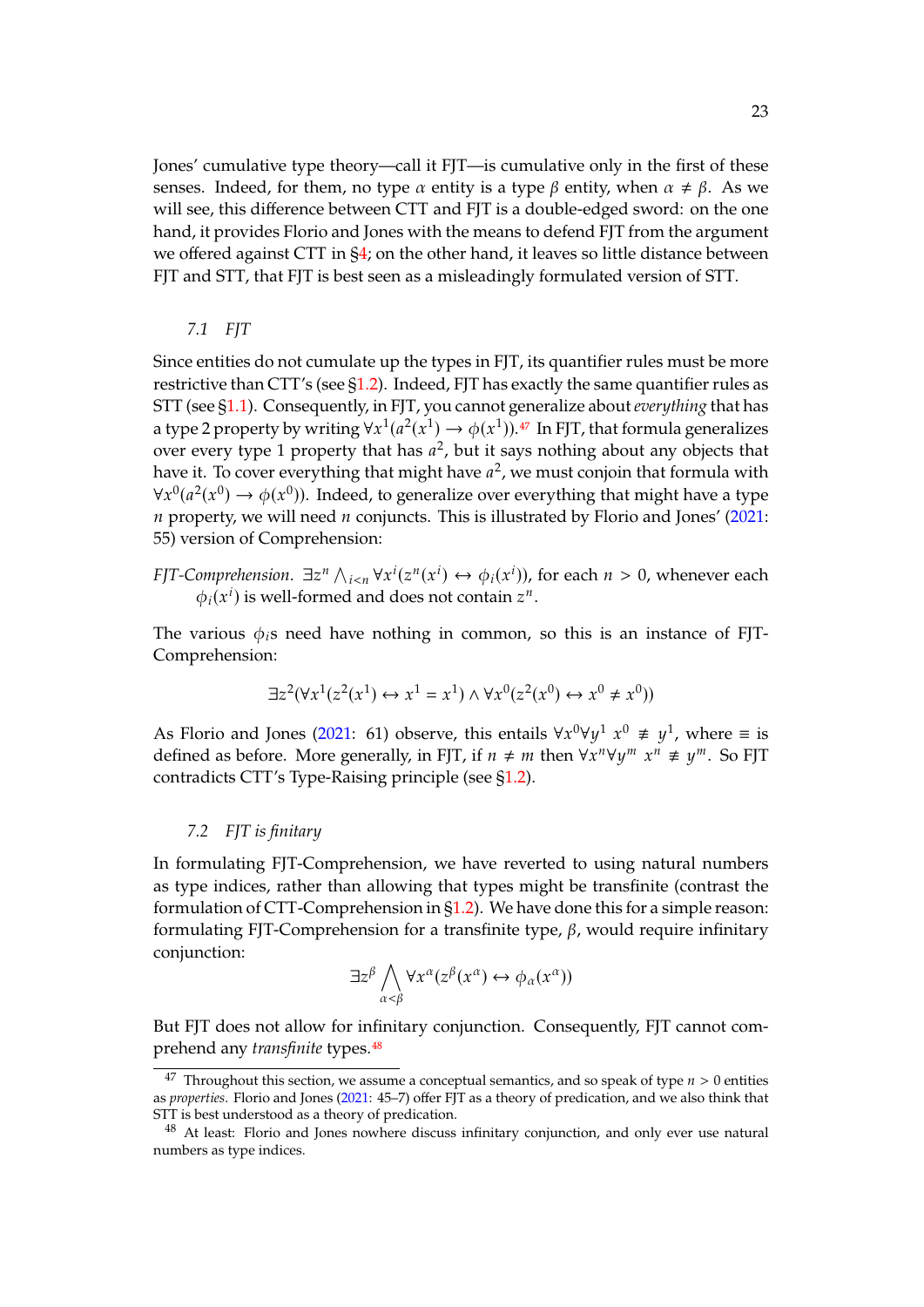Jones' cumulative type theory—call it FJT—is cumulative only in the first of these senses. Indeed, for them, no type $\alpha$ entity is a type $\beta$ entity, when $\alpha \neq \beta$. As we will see, this difference between CTT and FJT is a double-edged sword: on the one hand, it provides Florio and Jones with the means to defend FJT from the argument we offered against CTT in §4; on the other hand, it leaves so little distance between FJT and STT, that FJT is best seen as a misleadingly formulated version of STT.

### *7.1 FJT*

Since entities do not cumulate up the types in FJT, its quantifier rules must be more restrictive than CTT's (see §1.2). Indeed, FJT has exactly the same quantifier rules as STT (see §1.1). Consequently, in FJT, you cannot generalize about *everything* that has a type 2 property by writing $\forall x^1(a^2(x^1) \rightarrow \phi(x^1))$.[47] In FJT, that formula generalizes over every type 1 property that has $a^2$, but it says nothing about any objects that have it. To cover everything that might have $a^2$, we must conjoin that formula with $\forall x^0(a^2(x^0) \rightarrow \phi(x^0))$. Indeed, to generalize over everything that might have a type $n$ property, we will need $n$ conjuncts. This is illustrated by Florio and Jones' (2021: 55) version of Comprehension:

*FJT-Comprehension*. $\exists z^n \bigwedge_{i<n} \forall x^i(z^n(x^i) \leftrightarrow \phi_i(x^i))$, for each $n > 0$, whenever each $\phi_i(x^i)$ is well-formed and does not contain $z^n$.

The various $\phi_i$s need have nothing in common, so this is an instance of FJT-Comprehension:

$$\exists z^2(\forall x^1(z^2(x^1) \leftrightarrow x^1 = x^1) \wedge \forall x^0(z^2(x^0) \leftrightarrow x^0 \neq x^0))$$

As Florio and Jones (2021: 61) observe, this entails $\forall x^0 \forall y^1\ x^0 \not\equiv y^1$, where $\equiv$ is defined as before. More generally, in FJT, if $n \neq m$ then $\forall x^n \forall y^m\ x^n \not\equiv y^m$. So FJT contradicts CTT's Type-Raising principle (see §1.2).

### *7.2 FJT is finitary*

In formulating FJT-Comprehension, we have reverted to using natural numbers as type indices, rather than allowing that types might be transfinite (contrast the formulation of CTT-Comprehension in §1.2). We have done this for a simple reason: formulating FJT-Comprehension for a transfinite type, $\beta$, would require infinitary conjunction:

$$\exists z^\beta \bigwedge_{\alpha<\beta} \forall x^\alpha(z^\beta(x^\alpha) \leftrightarrow \phi_\alpha(x^\alpha))$$

But FJT does not allow for infinitary conjunction. Consequently, FJT cannot comprehend any *transfinite* types.[48]

---

[47] Throughout this section, we assume a conceptual semantics, and so speak of type $n > 0$ entities as *properties*. Florio and Jones (2021: 45–7) offer FJT as a theory of predication, and we also think that STT is best understood as a theory of predication.

[48] At least: Florio and Jones nowhere discuss infinitary conjunction, and only ever use natural numbers as type indices.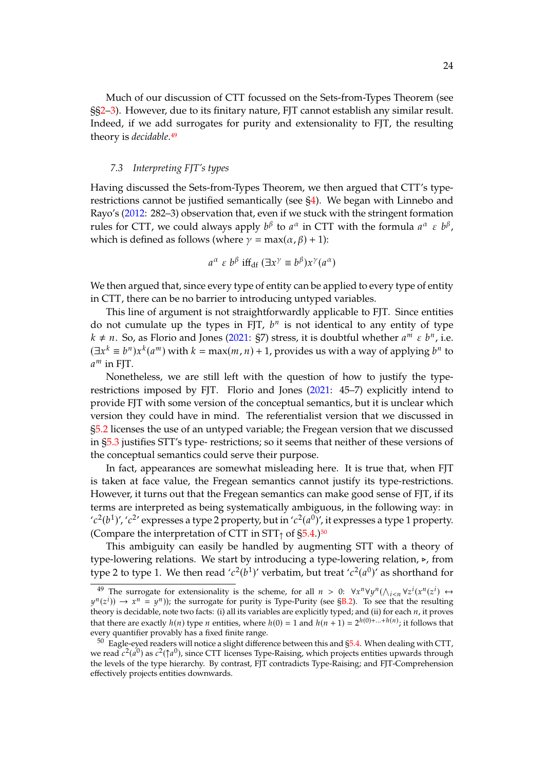Much of our discussion of CTT focussed on the Sets-from-Types Theorem (see §§2–3). However, due to its finitary nature, FJT cannot establish any similar result. Indeed, if we add surrogates for purity and extensionality to FJT, the resulting theory is *decidable*.[49]

### 7.3 *Interpreting FJT's types*

Having discussed the Sets-from-Types Theorem, we then argued that CTT's type-restrictions cannot be justified semantically (see §4). We began with Linnebo and Rayo's (2012: 282–3) observation that, even if we stuck with the stringent formation rules for CTT, we could always apply $b^\beta$ to $a^\alpha$ in CTT with the formula $a^\alpha \mathrel{\varepsilon} b^\beta$, which is defined as follows (where $\gamma = \max(\alpha, \beta) + 1$):

$$a^\alpha \mathrel{\varepsilon} b^\beta \text{ iff}_{\text{df}} (\exists x^\gamma \equiv b^\beta) x^\gamma(a^\alpha)$$

We then argued that, since every type of entity can be applied to every type of entity in CTT, there can be no barrier to introducing untyped variables.

This line of argument is not straightforwardly applicable to FJT. Since entities do not cumulate up the types in FJT, $b^n$ is not identical to any entity of type $k \neq n$. So, as Florio and Jones (2021: §7) stress, it is doubtful whether $a^m \mathrel{\varepsilon} b^n$, i.e. $(\exists x^k \equiv b^n) x^k(a^m)$ with $k = \max(m, n) + 1$, provides us with a way of applying $b^n$ to $a^m$ in FJT.

Nonetheless, we are still left with the question of how to justify the type-restrictions imposed by FJT. Florio and Jones (2021: 45–7) explicitly intend to provide FJT with some version of the conceptual semantics, but it is unclear which version they could have in mind. The referentialist version that we discussed in §5.2 licenses the use of an untyped variable; the Fregean version that we discussed in §5.3 justifies STT's type- restrictions; so it seems that neither of these versions of the conceptual semantics could serve their purpose.

In fact, appearances are somewhat misleading here. It is true that, when FJT is taken at face value, the Fregean semantics cannot justify its type-restrictions. However, it turns out that the Fregean semantics can make good sense of FJT, if its terms are interpreted as being systematically ambiguous, in the following way: in '$c^2(b^1)$', '$c^2$' expresses a type 2 property, but in '$c^2(a^0)$', it expresses a type 1 property. (Compare the interpretation of CTT in $\text{STT}_\uparrow$ of §5.4.)[50]

This ambiguity can easily be handled by augmenting STT with a theory of type-lowering relations. We start by introducing a type-lowering relation, $\triangleright$, from type 2 to type 1. We then read '$c^2(b^1)$' verbatim, but treat '$c^2(a^0)$' as shorthand for

---

[49] The surrogate for extensionality is the scheme, for all $n > 0$: $\forall x^n \forall y^n (\bigwedge_{i<n} \forall z^i (x^n(z^i) \leftrightarrow y^n(z^i)) \rightarrow x^n = y^n)$; the surrogate for purity is Type-Purity (see §B.2). To see that the resulting theory is decidable, note two facts: (i) all its variables are explicitly typed; and (ii) for each $n$, it proves that there are exactly $h(n)$ type $n$ entities, where $h(0) = 1$ and $h(n+1) = 2^{h(0)+\ldots+h(n)}$; it follows that every quantifier provably has a fixed finite range.

[50] Eagle-eyed readers will notice a slight difference between this and §5.4. When dealing with CTT, we read $c^2(a^0)$ as $c^2(\uparrow a^0)$, since CTT licenses Type-Raising, which projects entities upwards through the levels of the type hierarchy. By contrast, FJT contradicts Type-Raising; and FJT-Comprehension effectively projects entities downwards.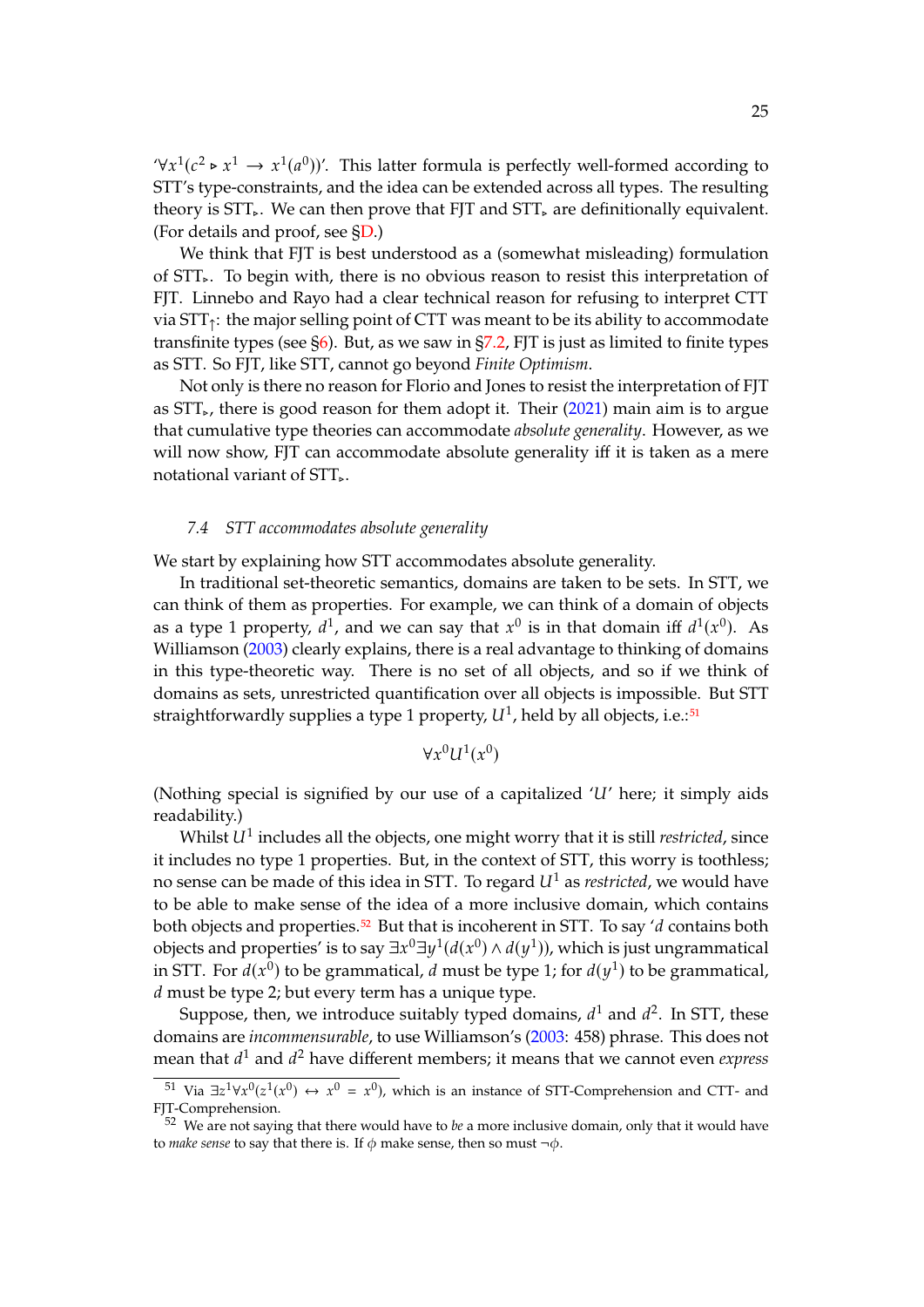'$\forall x^1(c^2 \triangleright x^1 \rightarrow x^1(a^0))$'. This latter formula is perfectly well-formed according to STT's type-constraints, and the idea can be extended across all types. The resulting theory is $\text{STT}_\triangleright$. We can then prove that FJT and $\text{STT}_\triangleright$ are definitionally equivalent. (For details and proof, see §D.)

We think that FJT is best understood as a (somewhat misleading) formulation of $\text{STT}_\triangleright$. To begin with, there is no obvious reason to resist this interpretation of FJT. Linnebo and Rayo had a clear technical reason for refusing to interpret CTT via $\text{STT}_\uparrow$: the major selling point of CTT was meant to be its ability to accommodate transfinite types (see §6). But, as we saw in §7.2, FJT is just as limited to finite types as STT. So FJT, like STT, cannot go beyond *Finite Optimism*.

Not only is there no reason for Florio and Jones to resist the interpretation of FJT as $\text{STT}_\triangleright$, there is good reason for them adopt it. Their (2021) main aim is to argue that cumulative type theories can accommodate *absolute generality*. However, as we will now show, FJT can accommodate absolute generality iff it is taken as a mere notational variant of $\text{STT}_\triangleright$.

### 7.4 STT accommodates absolute generality

We start by explaining how STT accommodates absolute generality.

In traditional set-theoretic semantics, domains are taken to be sets. In STT, we can think of them as properties. For example, we can think of a domain of objects as a type 1 property, $d^1$, and we can say that $x^0$ is in that domain iff $d^1(x^0)$. As Williamson (2003) clearly explains, there is a real advantage to thinking of domains in this type-theoretic way. There is no set of all objects, and so if we think of domains as sets, unrestricted quantification over all objects is impossible. But STT straightforwardly supplies a type 1 property, $U^1$, held by all objects, i.e.:[51]

$$\forall x^0 U^1(x^0)$$

(Nothing special is signified by our use of a capitalized '$U$' here; it simply aids readability.)

Whilst $U^1$ includes all the objects, one might worry that it is still *restricted*, since it includes no type 1 properties. But, in the context of STT, this worry is toothless; no sense can be made of this idea in STT. To regard $U^1$ as *restricted*, we would have to be able to make sense of the idea of a more inclusive domain, which contains both objects and properties.[52] But that is incoherent in STT. To say '$d$ contains both objects and properties' is to say $\exists x^0 \exists y^1(d(x^0) \land d(y^1))$, which is just ungrammatical in STT. For $d(x^0)$ to be grammatical, $d$ must be type 1; for $d(y^1)$ to be grammatical, $d$ must be type 2; but every term has a unique type.

Suppose, then, we introduce suitably typed domains, $d^1$ and $d^2$. In STT, these domains are *incommensurable*, to use Williamson's (2003: 458) phrase. This does not mean that $d^1$ and $d^2$ have different members; it means that we cannot even *express*

---

[51] Via $\exists z^1 \forall x^0(z^1(x^0) \leftrightarrow x^0 = x^0)$, which is an instance of STT-Comprehension and CTT- and FJT-Comprehension.

[52] We are not saying that there would have to *be* a more inclusive domain, only that it would have to *make sense* to say that there is. If $\phi$ make sense, then so must $\neg\phi$.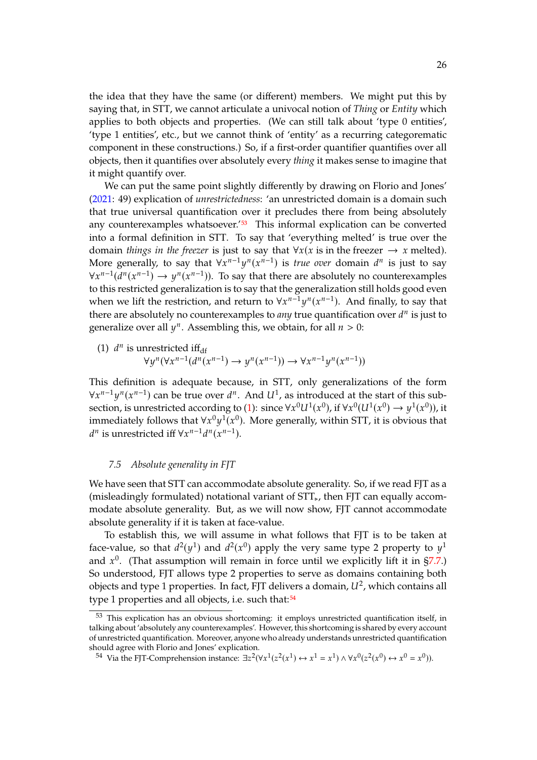the idea that they have the same (or different) members. We might put this by saying that, in STT, we cannot articulate a univocal notion of *Thing* or *Entity* which applies to both objects and properties. (We can still talk about 'type 0 entities', 'type 1 entities', etc., but we cannot think of 'entity' as a recurring categorematic component in these constructions.) So, if a first-order quantifier quantifies over all objects, then it quantifies over absolutely every *thing* it makes sense to imagine that it might quantify over.

We can put the same point slightly differently by drawing on Florio and Jones' (2021: 49) explication of *unrestrictedness*: 'an unrestricted domain is a domain such that true universal quantification over it precludes there from being absolutely any counterexamples whatsoever.'[53] This informal explication can be converted into a formal definition in STT. To say that 'everything melted' is true over the domain *things in the freezer* is just to say that $\forall x(x \text{ is in the freezer} \rightarrow x \text{ melted})$. More generally, to say that $\forall x^{n-1} y^n(x^{n-1})$ is *true over* domain $d^n$ is just to say $\forall x^{n-1}(d^n(x^{n-1}) \rightarrow y^n(x^{n-1}))$. To say that there are absolutely no counterexamples to this restricted generalization is to say that the generalization still holds good even when we lift the restriction, and return to $\forall x^{n-1} y^n(x^{n-1})$. And finally, to say that there are absolutely no counterexamples to *any* true quantification over $d^n$ is just to generalize over all $y^n$. Assembling this, we obtain, for all $n > 0$:

(1) $d^n$ is unrestricted iff$_{\text{df}}$
$$\forall y^n(\forall x^{n-1}(d^n(x^{n-1}) \rightarrow y^n(x^{n-1})) \rightarrow \forall x^{n-1} y^n(x^{n-1}))$$

This definition is adequate because, in STT, only generalizations of the form $\forall x^{n-1} y^n(x^{n-1})$ can be true over $d^n$. And $U^1$, as introduced at the start of this subsection, is unrestricted according to (1): since $\forall x^0 U^1(x^0)$, if $\forall x^0(U^1(x^0) \rightarrow y^1(x^0))$, it immediately follows that $\forall x^0 y^1(x^0)$. More generally, within STT, it is obvious that $d^n$ is unrestricted iff $\forall x^{n-1} d^n(x^{n-1})$.

### 7.5 Absolute generality in FJT

We have seen that STT can accommodate absolute generality. So, if we read FJT as a (misleadingly formulated) notational variant of $\text{STT}_{\triangleright}$, then FJT can equally accommodate absolute generality. But, as we will now show, FJT cannot accommodate absolute generality if it is taken at face-value.

To establish this, we will assume in what follows that FJT is to be taken at face-value, so that $d^2(y^1)$ and $d^2(x^0)$ apply the very same type 2 property to $y^1$ and $x^0$. (That assumption will remain in force until we explicitly lift it in §7.7.) So understood, FJT allows type 2 properties to serve as domains containing both objects and type 1 properties. In fact, FJT delivers a domain, $U^2$, which contains all type 1 properties and all objects, i.e. such that:[54]

---

[53] This explication has an obvious shortcoming: it employs unrestricted quantification itself, in talking about 'absolutely any counterexamples'. However, this shortcoming is shared by every account of unrestricted quantification. Moreover, anyone who already understands unrestricted quantification should agree with Florio and Jones' explication.

[54] Via the FJT-Comprehension instance: $\exists z^2(\forall x^1(z^2(x^1) \leftrightarrow x^1 = x^1) \wedge \forall x^0(z^2(x^0) \leftrightarrow x^0 = x^0))$.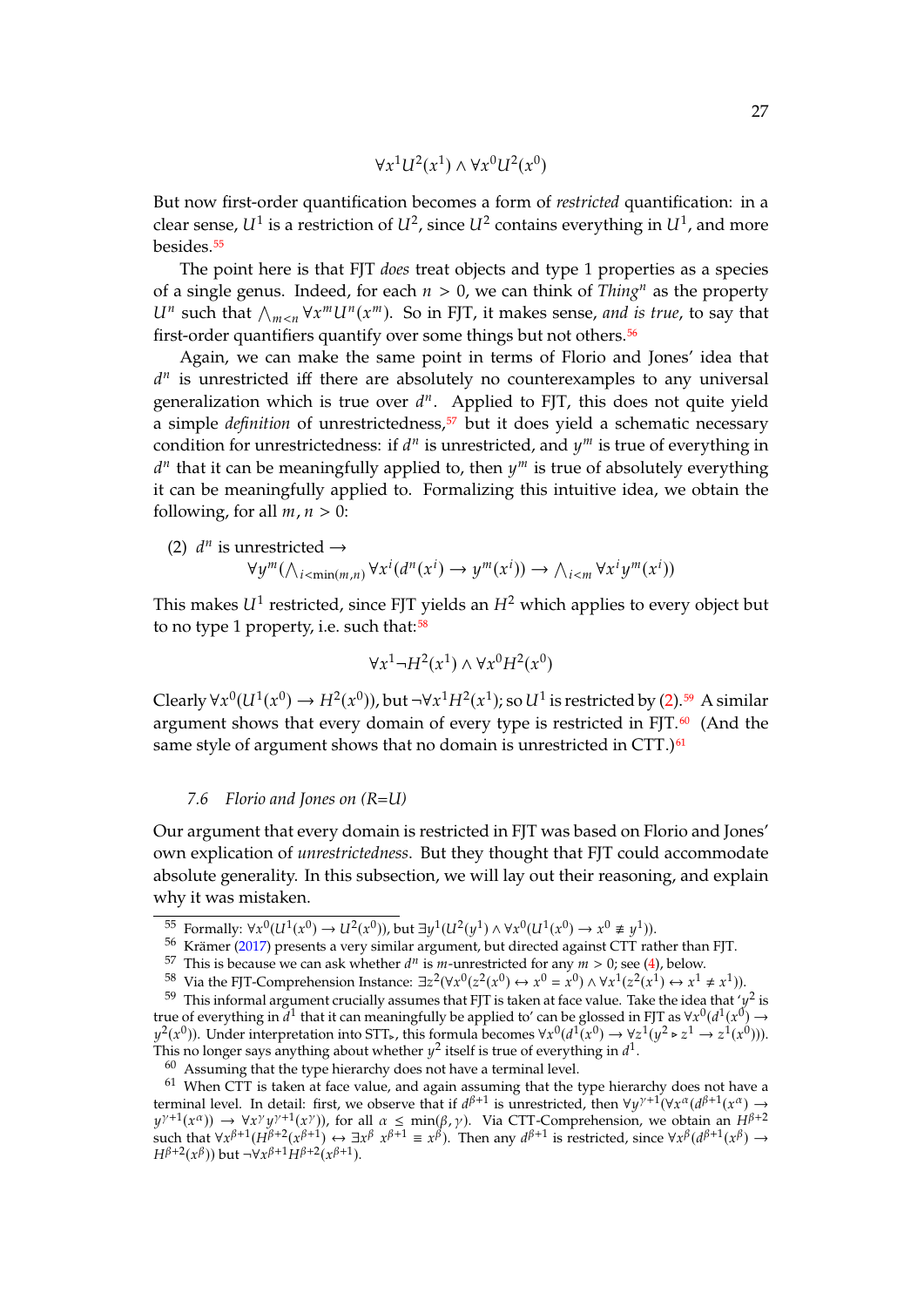$$\forall x^1 U^2(x^1) \wedge \forall x^0 U^2(x^0)$$

But now first-order quantification becomes a form of *restricted* quantification: in a clear sense, $U^1$ is a restriction of $U^2$, since $U^2$ contains everything in $U^1$, and more besides.[55]

The point here is that FJT *does* treat objects and type 1 properties as a species of a single genus. Indeed, for each $n > 0$, we can think of $Thing^n$ as the property $U^n$ such that $\bigwedge_{m<n} \forall x^m U^n(x^m)$. So in FJT, it makes sense, *and is true*, to say that first-order quantifiers quantify over some things but not others.[56]

Again, we can make the same point in terms of Florio and Jones' idea that $d^n$ is unrestricted iff there are absolutely no counterexamples to any universal generalization which is true over $d^n$. Applied to FJT, this does not quite yield a simple *definition* of unrestrictedness,[57] but it does yield a schematic necessary condition for unrestrictedness: if $d^n$ is unrestricted, and $y^m$ is true of everything in $d^n$ that it can be meaningfully applied to, then $y^m$ is true of absolutely everything it can be meaningfully applied to. Formalizing this intuitive idea, we obtain the following, for all $m, n > 0$:

(2) $d^n$ is unrestricted $\rightarrow$
$$\forall y^m (\bigwedge_{i<\min(m,n)} \forall x^i (d^n(x^i) \rightarrow y^m(x^i)) \rightarrow \bigwedge_{i<m} \forall x^i y^m(x^i))$$

This makes $U^1$ restricted, since FJT yields an $H^2$ which applies to every object but to no type 1 property, i.e. such that:[58]

$$\forall x^1 \neg H^2(x^1) \wedge \forall x^0 H^2(x^0)$$

Clearly $\forall x^0(U^1(x^0) \rightarrow H^2(x^0))$, but $\neg \forall x^1 H^2(x^1)$; so $U^1$ is restricted by (2).[59] A similar argument shows that every domain of every type is restricted in FJT.[60] (And the same style of argument shows that no domain is unrestricted in CTT.)[61]

### 7.6 Florio and Jones on (R=U)

Our argument that every domain is restricted in FJT was based on Florio and Jones' own explication of *unrestrictedness*. But they thought that FJT could accommodate absolute generality. In this subsection, we will lay out their reasoning, and explain why it was mistaken.

---

[55] Formally: $\forall x^0(U^1(x^0) \rightarrow U^2(x^0))$, but $\exists y^1(U^2(y^1) \wedge \forall x^0(U^1(x^0) \rightarrow x^0 \not\equiv y^1))$.

[56] Krämer (2017) presents a very similar argument, but directed against CTT rather than FJT.

[57] This is because we can ask whether $d^n$ is $m$-unrestricted for any $m > 0$; see (4), below.

[58] Via the FJT-Comprehension Instance: $\exists z^2(\forall x^0(z^2(x^0) \leftrightarrow x^0 = x^0) \wedge \forall x^1(z^2(x^1) \leftrightarrow x^1 \neq x^1))$.

[59] This informal argument crucially assumes that FJT is taken at face value. Take the idea that '$y^2$ is true of everything in $d^1$ that it can meaningfully be applied to' can be glossed in FJT as $\forall x^0(d^1(x^0) \rightarrow y^2(x^0))$. Under interpretation into STT$_\triangleright$, this formula becomes $\forall x^0(d^1(x^0) \rightarrow \forall z^1(y^2 \triangleright z^1 \rightarrow z^1(x^0)))$. This no longer says anything about whether $y^2$ itself is true of everything in $d^1$.

[60] Assuming that the type hierarchy does not have a terminal level.

[61] When CTT is taken at face value, and again assuming that the type hierarchy does not have a terminal level. In detail: first, we observe that if $d^{\beta+1}$ is unrestricted, then $\forall y^{\gamma+1}(\forall x^\alpha(d^{\beta+1}(x^\alpha) \rightarrow y^{\gamma+1}(x^\alpha)) \rightarrow \forall x^\gamma y^{\gamma+1}(x^\gamma))$, for all $\alpha \leq \min(\beta, \gamma)$. Via CTT-Comprehension, we obtain an $H^{\beta+2}$ such that $\forall x^{\beta+1}(H^{\beta+2}(x^{\beta+1}) \leftrightarrow \exists x^\beta\ x^{\beta+1} \equiv x^\beta)$. Then any $d^{\beta+1}$ is restricted, since $\forall x^\beta(d^{\beta+1}(x^\beta) \rightarrow H^{\beta+2}(x^\beta))$ but $\neg \forall x^{\beta+1} H^{\beta+2}(x^{\beta+1})$.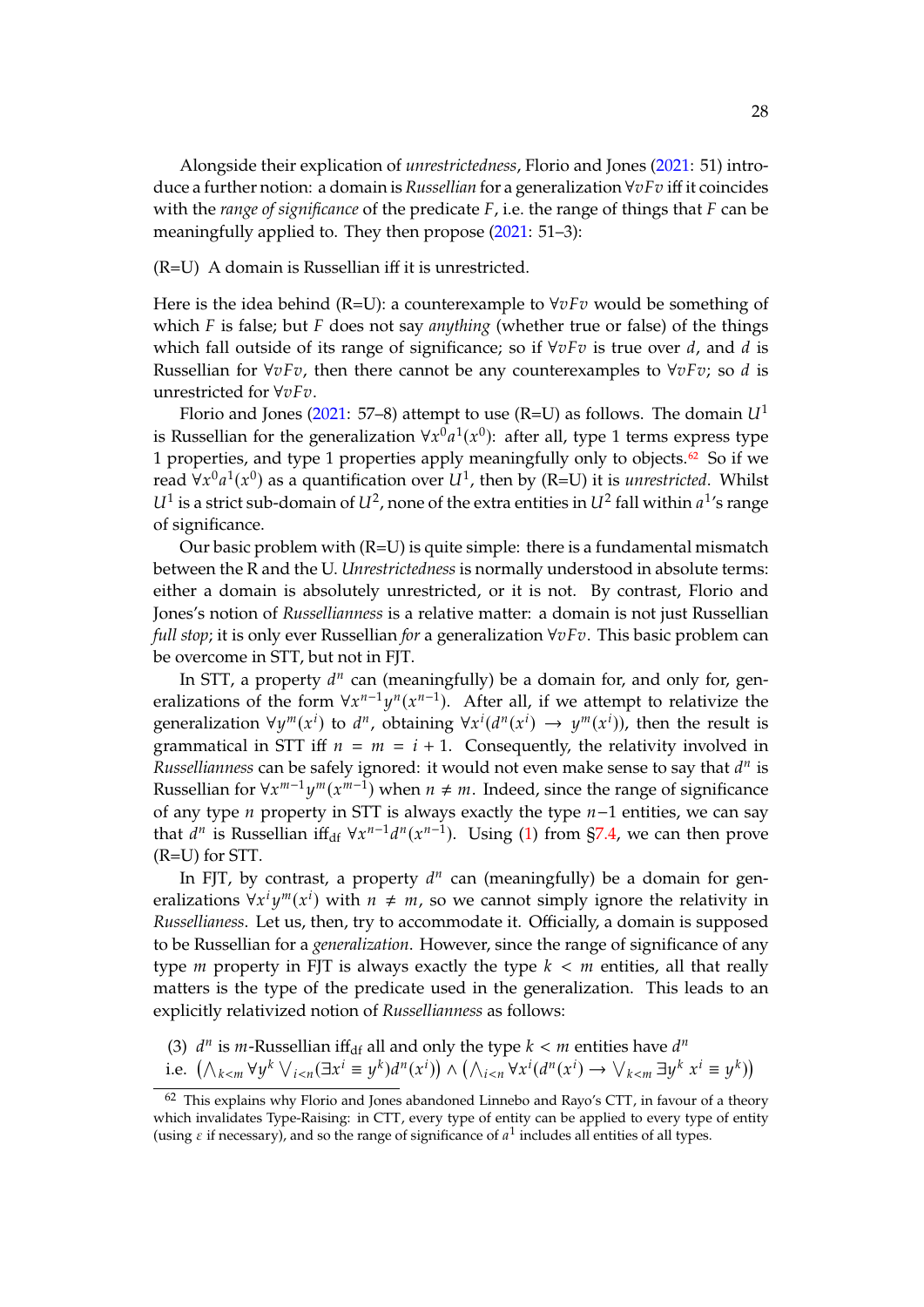Alongside their explication of *unrestrictedness*, Florio and Jones (2021: 51) introduce a further notion: a domain is *Russellian* for a generalization $\forall v F v$ iff it coincides with the *range of significance* of the predicate $F$, i.e. the range of things that $F$ can be meaningfully applied to. They then propose (2021: 51–3):

(R=U) A domain is Russellian iff it is unrestricted.

Here is the idea behind (R=U): a counterexample to $\forall v F v$ would be something of which $F$ is false; but $F$ does not say *anything* (whether true or false) of the things which fall outside of its range of significance; so if $\forall v F v$ is true over $d$, and $d$ is Russellian for $\forall v F v$, then there cannot be any counterexamples to $\forall v F v$; so $d$ is unrestricted for $\forall v F v$.

Florio and Jones (2021: 57–8) attempt to use (R=U) as follows. The domain $U^1$ is Russellian for the generalization $\forall x^0 a^1(x^0)$: after all, type 1 terms express type 1 properties, and type 1 properties apply meaningfully only to objects.[62] So if we read $\forall x^0 a^1(x^0)$ as a quantification over $U^1$, then by (R=U) it is *unrestricted*. Whilst $U^1$ is a strict sub-domain of $U^2$, none of the extra entities in $U^2$ fall within $a^1$'s range of significance.

Our basic problem with (R=U) is quite simple: there is a fundamental mismatch between the R and the U. *Unrestrictedness* is normally understood in absolute terms: either a domain is absolutely unrestricted, or it is not. By contrast, Florio and Jones's notion of *Russellianness* is a relative matter: a domain is not just Russellian *full stop*; it is only ever Russellian *for* a generalization $\forall v F v$. This basic problem can be overcome in STT, but not in FJT.

In STT, a property $d^n$ can (meaningfully) be a domain for, and only for, generalizations of the form $\forall x^{n-1} y^n(x^{n-1})$. After all, if we attempt to relativize the generalization $\forall y^m(x^i)$ to $d^n$, obtaining $\forall x^i(d^n(x^i) \rightarrow y^m(x^i))$, then the result is grammatical in STT iff $n = m = i + 1$. Consequently, the relativity involved in *Russellianness* can be safely ignored: it would not even make sense to say that $d^n$ is Russellian for $\forall x^{m-1} y^m(x^{m-1})$ when $n \neq m$. Indeed, since the range of significance of any type $n$ property in STT is always exactly the type $n-1$ entities, we can say that $d^n$ is Russellian iff$_{\text{df}}$ $\forall x^{n-1} d^n(x^{n-1})$. Using (1) from §7.4, we can then prove (R=U) for STT.

In FJT, by contrast, a property $d^n$ can (meaningfully) be a domain for generalizations $\forall x^i y^m(x^i)$ with $n \neq m$, so we cannot simply ignore the relativity in *Russellianess*. Let us, then, try to accommodate it. Officially, a domain is supposed to be Russellian for a *generalization*. However, since the range of significance of any type $m$ property in FJT is always exactly the type $k < m$ entities, all that really matters is the type of the predicate used in the generalization. This leads to an explicitly relativized notion of *Russellianness* as follows:

(3) $d^n$ is $m$-Russellian iff$_{\text{df}}$ all and only the type $k < m$ entities have $d^n$
i.e. $\left(\bigwedge_{k<m} \forall y^k \bigvee_{i<n} (\exists x^i \equiv y^k) d^n(x^i)\right) \wedge \left(\bigwedge_{i<n} \forall x^i (d^n(x^i) \rightarrow \bigvee_{k<m} \exists y^k\, x^i \equiv y^k)\right)$

[62] This explains why Florio and Jones abandoned Linnebo and Rayo's CTT, in favour of a theory which invalidates Type-Raising: in CTT, every type of entity can be applied to every type of entity (using $\varepsilon$ if necessary), and so the range of significance of $a^1$ includes all entities of all types.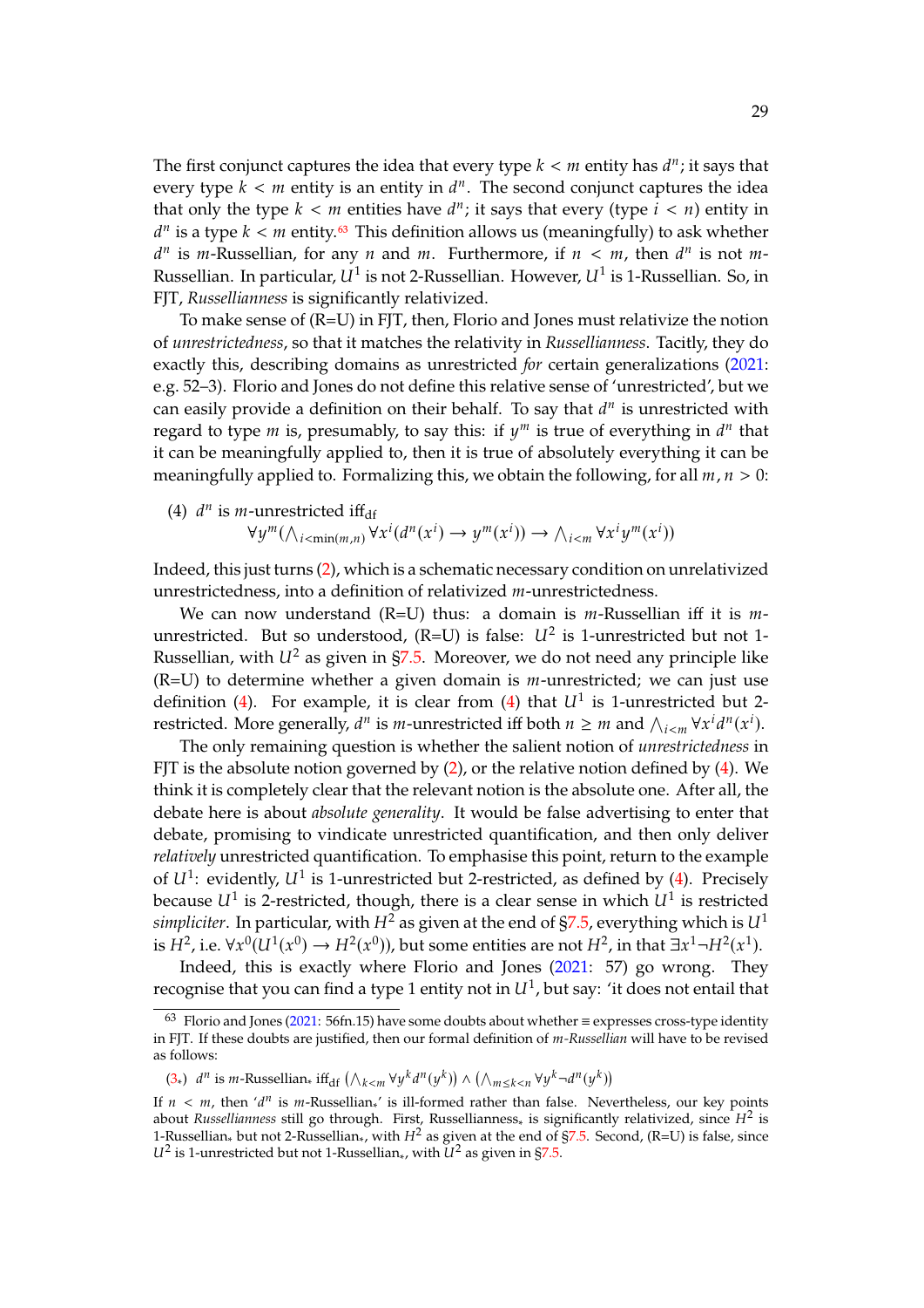The first conjunct captures the idea that every type $k < m$ entity has $d^n$; it says that every type $k < m$ entity is an entity in $d^n$. The second conjunct captures the idea that only the type $k < m$ entities have $d^n$; it says that every (type $i < n$) entity in $d^n$ is a type $k < m$ entity.[63] This definition allows us (meaningfully) to ask whether $d^n$ is $m$-Russellian, for any $n$ and $m$. Furthermore, if $n < m$, then $d^n$ is not $m$-Russellian. In particular, $U^1$ is not 2-Russellian. However, $U^1$ is 1-Russellian. So, in FJT, *Russellianness* is significantly relativized.

To make sense of (R=U) in FJT, then, Florio and Jones must relativize the notion of *unrestrictedness*, so that it matches the relativity in *Russellianness*. Tacitly, they do exactly this, describing domains as unrestricted *for* certain generalizations (2021: e.g. 52–3). Florio and Jones do not define this relative sense of 'unrestricted', but we can easily provide a definition on their behalf. To say that $d^n$ is unrestricted with regard to type $m$ is, presumably, to say this: if $y^m$ is true of everything in $d^n$ that it can be meaningfully applied to, then it is true of absolutely everything it can be meaningfully applied to. Formalizing this, we obtain the following, for all $m, n > 0$:

(4) $d^n$ is $m$-unrestricted iff$_{\text{df}}$
$$\forall y^m (\textstyle\bigwedge_{i<\min(m,n)} \forall x^i (d^n(x^i) \rightarrow y^m(x^i)) \rightarrow \textstyle\bigwedge_{i<m} \forall x^i y^m(x^i))$$

Indeed, this just turns (2), which is a schematic necessary condition on unrelativized unrestrictedness, into a definition of relativized $m$-unrestrictedness.

We can now understand (R=U) thus: a domain is $m$-Russellian iff it is $m$-unrestricted. But so understood, (R=U) is false: $U^2$ is 1-unrestricted but not 1-Russellian, with $U^2$ as given in §7.5. Moreover, we do not need any principle like (R=U) to determine whether a given domain is $m$-unrestricted; we can just use definition (4). For example, it is clear from (4) that $U^1$ is 1-unrestricted but 2-restricted. More generally, $d^n$ is $m$-unrestricted iff both $n \geq m$ and $\bigwedge_{i<m} \forall x^i d^n(x^i)$.

The only remaining question is whether the salient notion of *unrestrictedness* in FJT is the absolute notion governed by (2), or the relative notion defined by (4). We think it is completely clear that the relevant notion is the absolute one. After all, the debate here is about *absolute generality*. It would be false advertising to enter that debate, promising to vindicate unrestricted quantification, and then only deliver *relatively* unrestricted quantification. To emphasise this point, return to the example of $U^1$: evidently, $U^1$ is 1-unrestricted but 2-restricted, as defined by (4). Precisely because $U^1$ is 2-restricted, though, there is a clear sense in which $U^1$ is restricted *simpliciter*. In particular, with $H^2$ as given at the end of §7.5, everything which is $U^1$ is $H^2$, i.e. $\forall x^0(U^1(x^0) \rightarrow H^2(x^0))$, but some entities are not $H^2$, in that $\exists x^1 \neg H^2(x^1)$.

Indeed, this is exactly where Florio and Jones (2021: 57) go wrong. They recognise that you can find a type 1 entity not in $U^1$, but say: 'it does not entail that

---

[63] Florio and Jones (2021: 56fn.15) have some doubts about whether $\equiv$ expresses cross-type identity in FJT. If these doubts are justified, then our formal definition of *m-Russellian* will have to be revised as follows:

($3_*$) $d^n$ is $m$-Russellian$_*$ iff$_{\text{df}}$ $\left(\bigwedge_{k<m} \forall y^k d^n(y^k)\right) \wedge \left(\bigwedge_{m \leq k < n} \forall y^k \neg d^n(y^k)\right)$

If $n < m$, then '$d^n$ is $m$-Russellian$_*$' is ill-formed rather than false. Nevertheless, our key points about *Russellianness* still go through. First, Russellianness$_*$ is significantly relativized, since $H^2$ is 1-Russellian$_*$ but not 2-Russellian$_*$, with $H^2$ as given at the end of §7.5. Second, (R=U) is false, since $U^2$ is 1-unrestricted but not 1-Russellian$_*$, with $U^2$ as given in §7.5.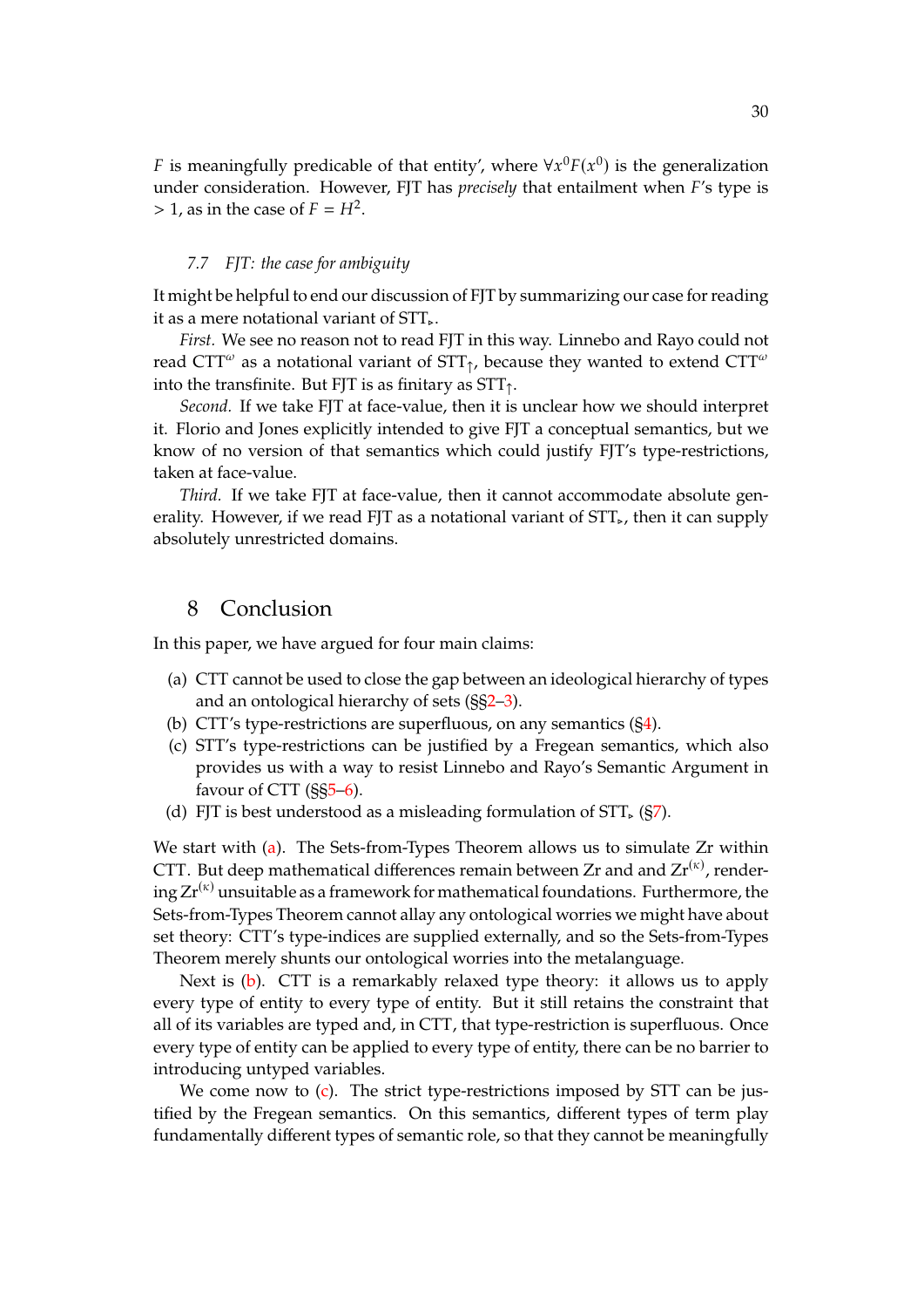$F$ is meaningfully predicable of that entity', where $\forall x^0 F(x^0)$ is the generalization under consideration. However, FJT has *precisely* that entailment when $F$'s type is $> 1$, as in the case of $F = H^2$.

### 7.7 FJT: the case for ambiguity

It might be helpful to end our discussion of FJT by summarizing our case for reading it as a mere notational variant of $\text{STT}_{\triangleright}$.

*First.* We see no reason not to read FJT in this way. Linnebo and Rayo could not read $\text{CTT}^{\omega}$ as a notational variant of $\text{STT}_{\uparrow}$, because they wanted to extend $\text{CTT}^{\omega}$ into the transfinite. But FJT is as finitary as $\text{STT}_{\uparrow}$.

*Second.* If we take FJT at face-value, then it is unclear how we should interpret it. Florio and Jones explicitly intended to give FJT a conceptual semantics, but we know of no version of that semantics which could justify FJT's type-restrictions, taken at face-value.

*Third.* If we take FJT at face-value, then it cannot accommodate absolute generality. However, if we read FJT as a notational variant of $\text{STT}_{\triangleright}$, then it can supply absolutely unrestricted domains.

## 8 Conclusion

In this paper, we have argued for four main claims:

(a) CTT cannot be used to close the gap between an ideological hierarchy of types and an ontological hierarchy of sets (§§2–3).
(b) CTT's type-restrictions are superfluous, on any semantics (§4).
(c) STT's type-restrictions can be justified by a Fregean semantics, which also provides us with a way to resist Linnebo and Rayo's Semantic Argument in favour of CTT (§§5–6).
(d) FJT is best understood as a misleading formulation of $\text{STT}_{\triangleright}$ (§7).

We start with (a). The Sets-from-Types Theorem allows us to simulate Zr within CTT. But deep mathematical differences remain between Zr and and $\text{Zr}^{(\kappa)}$, rendering $\text{Zr}^{(\kappa)}$ unsuitable as a framework for mathematical foundations. Furthermore, the Sets-from-Types Theorem cannot allay any ontological worries we might have about set theory: CTT's type-indices are supplied externally, and so the Sets-from-Types Theorem merely shunts our ontological worries into the metalanguage.

Next is (b). CTT is a remarkably relaxed type theory: it allows us to apply every type of entity to every type of entity. But it still retains the constraint that all of its variables are typed and, in CTT, that type-restriction is superfluous. Once every type of entity can be applied to every type of entity, there can be no barrier to introducing untyped variables.

We come now to (c). The strict type-restrictions imposed by STT can be justified by the Fregean semantics. On this semantics, different types of term play fundamentally different types of semantic role, so that they cannot be meaningfully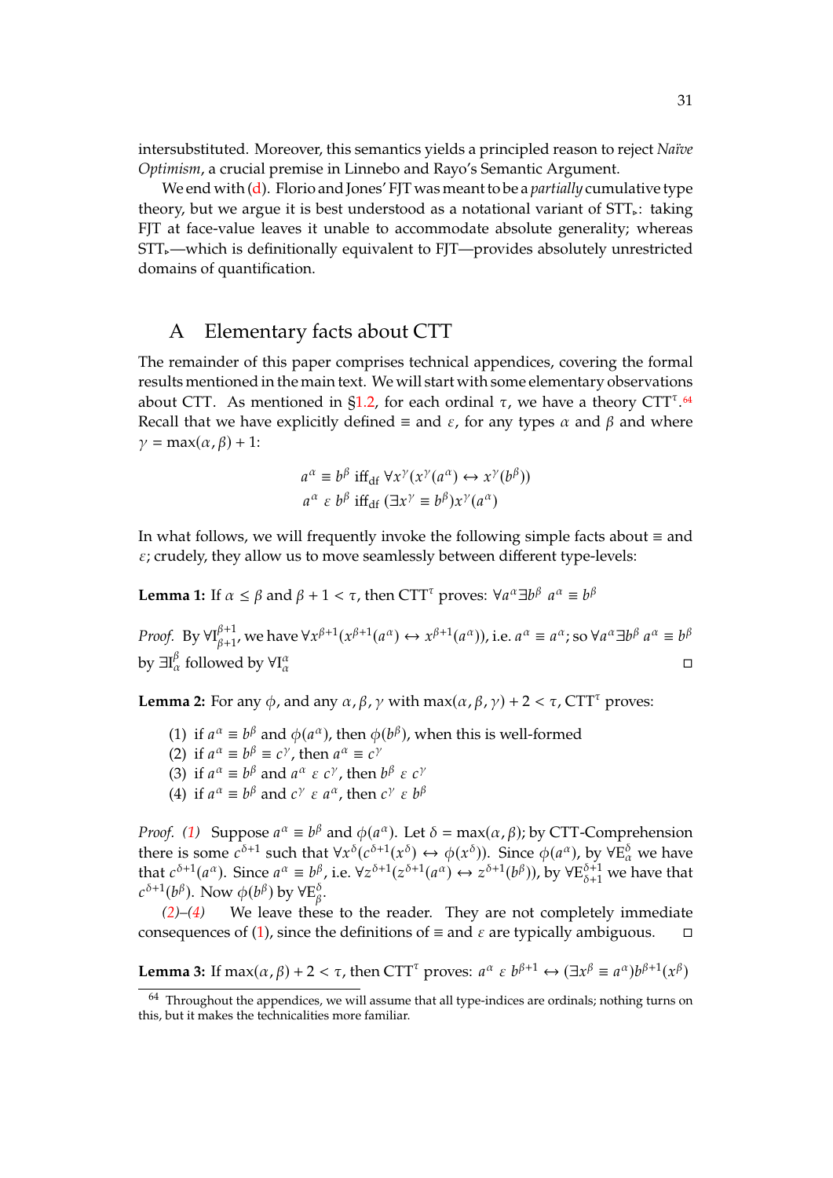intersubstituted. Moreover, this semantics yields a principled reason to reject *Naïve Optimism*, a crucial premise in Linnebo and Rayo's Semantic Argument.

We end with (d). Florio and Jones' FJT was meant to be a *partially* cumulative type theory, but we argue it is best understood as a notational variant of $\mathrm{STT}_{\triangleright}$: taking FJT at face-value leaves it unable to accommodate absolute generality; whereas $\mathrm{STT}_{\triangleright}$—which is definitionally equivalent to FJT—provides absolutely unrestricted domains of quantification.

## A Elementary facts about CTT

The remainder of this paper comprises technical appendices, covering the formal results mentioned in the main text. We will start with some elementary observations about CTT. As mentioned in §1.2, for each ordinal $\tau$, we have a theory $\mathrm{CTT}^{\tau}$.[64] Recall that we have explicitly defined $\equiv$ and $\varepsilon$, for any types $\alpha$ and $\beta$ and where $\gamma = \max(\alpha, \beta) + 1$:

$$a^{\alpha} \equiv b^{\beta} \text{ iff}_{\text{df}}\ \forall x^{\gamma}(x^{\gamma}(a^{\alpha}) \leftrightarrow x^{\gamma}(b^{\beta}))$$
$$a^{\alpha}\ \varepsilon\ b^{\beta} \text{ iff}_{\text{df}}\ (\exists x^{\gamma} \equiv b^{\beta})x^{\gamma}(a^{\alpha})$$

In what follows, we will frequently invoke the following simple facts about $\equiv$ and $\varepsilon$; crudely, they allow us to move seamlessly between different type-levels:

**Lemma 1:** If $\alpha \leq \beta$ and $\beta + 1 < \tau$, then $\mathrm{CTT}^{\tau}$ proves: $\forall a^{\alpha} \exists b^{\beta}\ a^{\alpha} \equiv b^{\beta}$

*Proof.* By $\forall\mathrm{I}^{\beta+1}_{\beta+1}$, we have $\forall x^{\beta+1}(x^{\beta+1}(a^{\alpha}) \leftrightarrow x^{\beta+1}(a^{\alpha}))$, i.e. $a^{\alpha} \equiv a^{\alpha}$; so $\forall a^{\alpha} \exists b^{\beta}\ a^{\alpha} \equiv b^{\beta}$ by $\exists\mathrm{I}^{\beta}_{\alpha}$ followed by $\forall\mathrm{I}^{\alpha}_{\alpha}$ □

**Lemma 2:** For any $\phi$, and any $\alpha, \beta, \gamma$ with $\max(\alpha, \beta, \gamma) + 2 < \tau$, $\mathrm{CTT}^{\tau}$ proves:

(1) if $a^{\alpha} \equiv b^{\beta}$ and $\phi(a^{\alpha})$, then $\phi(b^{\beta})$, when this is well-formed
(2) if $a^{\alpha} \equiv b^{\beta} \equiv c^{\gamma}$, then $a^{\alpha} \equiv c^{\gamma}$
(3) if $a^{\alpha} \equiv b^{\beta}$ and $a^{\alpha}\ \varepsilon\ c^{\gamma}$, then $b^{\beta}\ \varepsilon\ c^{\gamma}$
(4) if $a^{\alpha} \equiv b^{\beta}$ and $c^{\gamma}\ \varepsilon\ a^{\alpha}$, then $c^{\gamma}\ \varepsilon\ b^{\beta}$

*Proof. (1)* Suppose $a^{\alpha} \equiv b^{\beta}$ and $\phi(a^{\alpha})$. Let $\delta = \max(\alpha, \beta)$; by CTT-Comprehension there is some $c^{\delta+1}$ such that $\forall x^{\delta}(c^{\delta+1}(x^{\delta}) \leftrightarrow \phi(x^{\delta}))$. Since $\phi(a^{\alpha})$, by $\forall\mathrm{E}^{\delta}_{\alpha}$ we have that $c^{\delta+1}(a^{\alpha})$. Since $a^{\alpha} \equiv b^{\beta}$, i.e. $\forall z^{\delta+1}(z^{\delta+1}(a^{\alpha}) \leftrightarrow z^{\delta+1}(b^{\beta}))$, by $\forall\mathrm{E}^{\delta+1}_{\delta+1}$ we have that $c^{\delta+1}(b^{\beta})$. Now $\phi(b^{\beta})$ by $\forall\mathrm{E}^{\delta}_{\beta}$.

*(2)–(4)* We leave these to the reader. They are not completely immediate consequences of (1), since the definitions of $\equiv$ and $\varepsilon$ are typically ambiguous. □

**Lemma 3:** If $\max(\alpha, \beta) + 2 < \tau$, then $\mathrm{CTT}^{\tau}$ proves: $a^{\alpha}\ \varepsilon\ b^{\beta+1} \leftrightarrow (\exists x^{\beta} \equiv a^{\alpha})b^{\beta+1}(x^{\beta})$

[64] Throughout the appendices, we will assume that all type-indices are ordinals; nothing turns on this, but it makes the technicalities more familiar.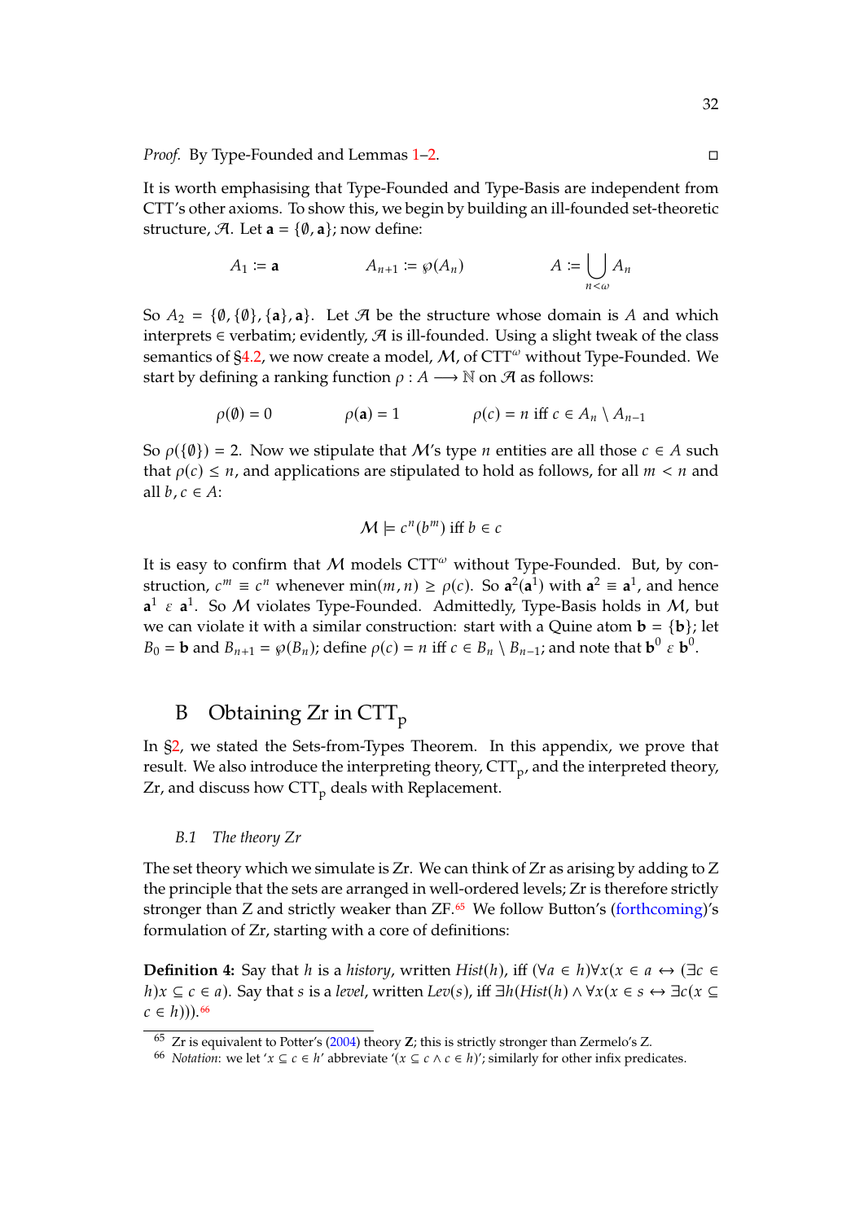*Proof.* By Type-Founded and Lemmas 1–2. □

It is worth emphasising that Type-Founded and Type-Basis are independent from CTT's other axioms. To show this, we begin by building an ill-founded set-theoretic structure, $\mathcal{A}$. Let $\mathbf{a} = \{\emptyset, \mathbf{a}\}$; now define:

$$A_1 := \mathbf{a} \qquad\qquad A_{n+1} := \wp(A_n) \qquad\qquad A := \bigcup_{n<\omega} A_n$$

So $A_2 = \{\emptyset, \{\emptyset\}, \{\mathbf{a}\}, \mathbf{a}\}$. Let $\mathcal{A}$ be the structure whose domain is $A$ and which interprets $\in$ verbatim; evidently, $\mathcal{A}$ is ill-founded. Using a slight tweak of the class semantics of §4.2, we now create a model, $\mathcal{M}$, of CTT$^\omega$ without Type-Founded. We start by defining a ranking function $\rho : A \longrightarrow \mathbb{N}$ on $\mathcal{A}$ as follows:

$$\rho(\emptyset) = 0 \qquad\qquad \rho(\mathbf{a}) = 1 \qquad\qquad \rho(c) = n \text{ iff } c \in A_n \setminus A_{n-1}$$

So $\rho(\{\emptyset\}) = 2$. Now we stipulate that $\mathcal{M}$'s type $n$ entities are all those $c \in A$ such that $\rho(c) \leq n$, and applications are stipulated to hold as follows, for all $m < n$ and all $b, c \in A$:

$$\mathcal{M} \models c^n(b^m) \text{ iff } b \in c$$

It is easy to confirm that $\mathcal{M}$ models CTT$^\omega$ without Type-Founded. But, by construction, $c^m \equiv c^n$ whenever $\min(m, n) \geq \rho(c)$. So $\mathbf{a}^2(\mathbf{a}^1)$ with $\mathbf{a}^2 \equiv \mathbf{a}^1$, and hence $\mathbf{a}^1 \;\varepsilon\; \mathbf{a}^1$. So $\mathcal{M}$ violates Type-Founded. Admittedly, Type-Basis holds in $\mathcal{M}$, but we can violate it with a similar construction: start with a Quine atom $\mathbf{b} = \{\mathbf{b}\}$; let $B_0 = \mathbf{b}$ and $B_{n+1} = \wp(B_n)$; define $\rho(c) = n$ iff $c \in B_n \setminus B_{n-1}$; and note that $\mathbf{b}^0 \;\varepsilon\; \mathbf{b}^0$.

## B Obtaining Zr in CTT$_\text{p}$

In §2, we stated the Sets-from-Types Theorem. In this appendix, we prove that result. We also introduce the interpreting theory, CTT$_\text{p}$, and the interpreted theory, Zr, and discuss how CTT$_\text{p}$ deals with Replacement.

### B.1 *The theory Zr*

The set theory which we simulate is Zr. We can think of Zr as arising by adding to Z the principle that the sets are arranged in well-ordered levels; Zr is therefore strictly stronger than Z and strictly weaker than ZF.[65] We follow Button's (forthcoming)'s formulation of Zr, starting with a core of definitions:

**Definition 4:** Say that $h$ is a *history*, written $\mathit{Hist}(h)$, iff $(\forall a \in h)\forall x(x \in a \leftrightarrow (\exists c \in h)x \subseteq c \in a)$. Say that $s$ is a *level*, written $\mathit{Lev}(s)$, iff $\exists h(\mathit{Hist}(h) \land \forall x(x \in s \leftrightarrow \exists c(x \subseteq c \in h)))$.[66]

[65] Zr is equivalent to Potter's (2004) theory **Z**; this is strictly stronger than Zermelo's Z.

[66] *Notation*: we let '$x \subseteq c \in h$' abbreviate '$(x \subseteq c \land c \in h)$'; similarly for other infix predicates.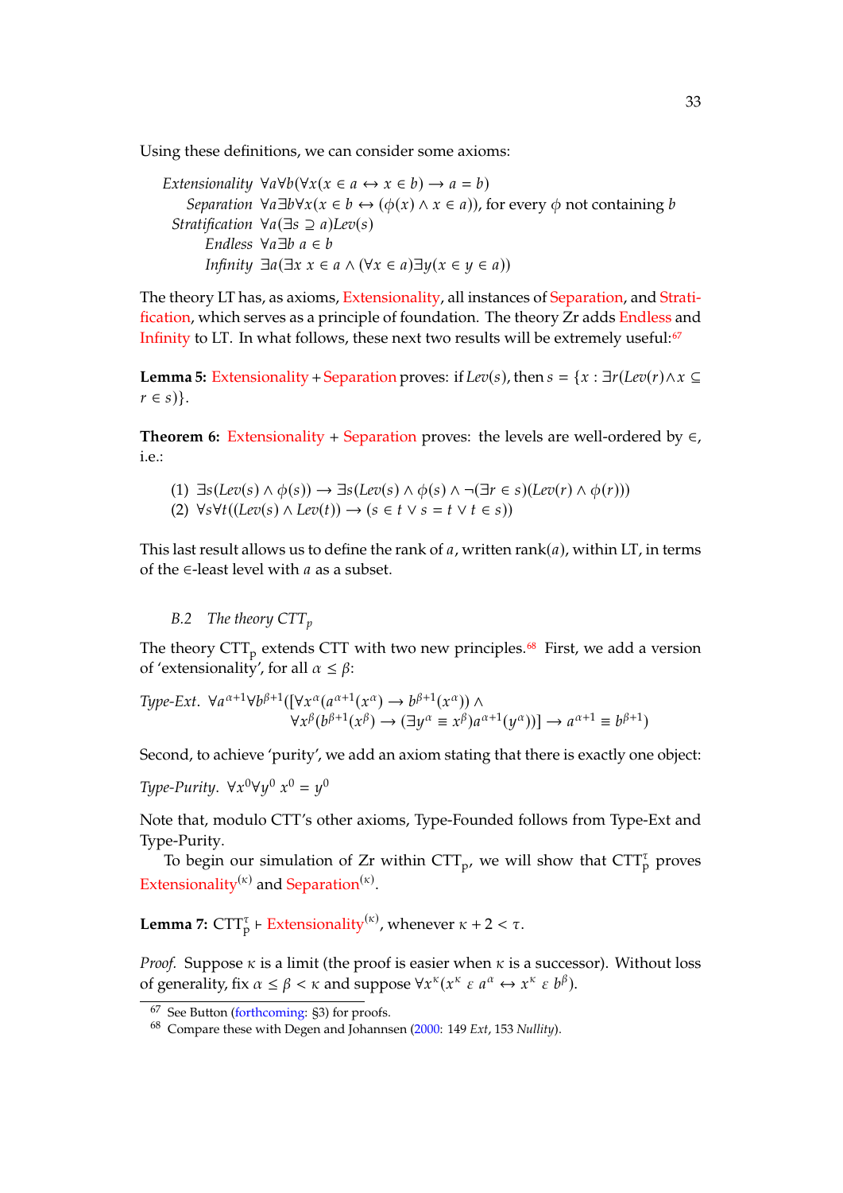Using these definitions, we can consider some axioms:

| | |
|---|---|
| *Extensionality* | $\forall a \forall b(\forall x(x \in a \leftrightarrow x \in b) \rightarrow a = b)$ |
| *Separation* | $\forall a \exists b \forall x(x \in b \leftrightarrow (\phi(x) \wedge x \in a))$, for every $\phi$ not containing $b$ |
| *Stratification* | $\forall a(\exists s \supseteq a)Lev(s)$ |
| *Endless* | $\forall a \exists b\ a \in b$ |
| *Infinity* | $\exists a(\exists x\ x \in a \wedge (\forall x \in a)\exists y(x \in y \in a))$ |

The theory LT has, as axioms, Extensionality, all instances of Separation, and Stratification, which serves as a principle of foundation. The theory Zr adds Endless and Infinity to LT. In what follows, these next two results will be extremely useful:[67]

**Lemma 5:** Extensionality + Separation proves: if $Lev(s)$, then $s = \{x : \exists r(Lev(r) \wedge x \subseteq r \in s)\}$.

**Theorem 6:** Extensionality + Separation proves: the levels are well-ordered by $\in$, i.e.:

(1) $\exists s(Lev(s) \wedge \phi(s)) \rightarrow \exists s(Lev(s) \wedge \phi(s) \wedge \neg(\exists r \in s)(Lev(r) \wedge \phi(r)))$
(2) $\forall s \forall t((Lev(s) \wedge Lev(t)) \rightarrow (s \in t \vee s = t \vee t \in s))$

This last result allows us to define the rank of $a$, written rank$(a)$, within LT, in terms of the $\in$-least level with $a$ as a subset.

### B.2 The theory CTT$_p$

The theory CTT$_\text{p}$ extends CTT with two new principles.[68] First, we add a version of 'extensionality', for all $\alpha \leq \beta$:

*Type-Ext.* $\forall a^{\alpha+1} \forall b^{\beta+1}([\forall x^{\alpha}(a^{\alpha+1}(x^{\alpha}) \rightarrow b^{\beta+1}(x^{\alpha})) \wedge$
$\forall x^{\beta}(b^{\beta+1}(x^{\beta}) \rightarrow (\exists y^{\alpha} \equiv x^{\beta})a^{\alpha+1}(y^{\alpha}))] \rightarrow a^{\alpha+1} \equiv b^{\beta+1})$

Second, to achieve 'purity', we add an axiom stating that there is exactly one object:

*Type-Purity.* $\forall x^0 \forall y^0\ x^0 = y^0$

Note that, modulo CTT's other axioms, Type-Founded follows from Type-Ext and Type-Purity.

To begin our simulation of Zr within CTT$_\text{p}$, we will show that CTT$_\text{p}^\tau$ proves Extensionality$^{(\kappa)}$ and Separation$^{(\kappa)}$.

**Lemma 7:** CTT$_\text{p}^\tau \vdash$ Extensionality$^{(\kappa)}$, whenever $\kappa + 2 < \tau$.

*Proof.* Suppose $\kappa$ is a limit (the proof is easier when $\kappa$ is a successor). Without loss of generality, fix $\alpha \leq \beta < \kappa$ and suppose $\forall x^{\kappa}(x^{\kappa}\ \varepsilon\ a^{\alpha} \leftrightarrow x^{\kappa}\ \varepsilon\ b^{\beta})$.

[67] See Button (forthcoming: §3) for proofs.

[68] Compare these with Degen and Johannsen (2000: 149 *Ext*, 153 *Nullity*).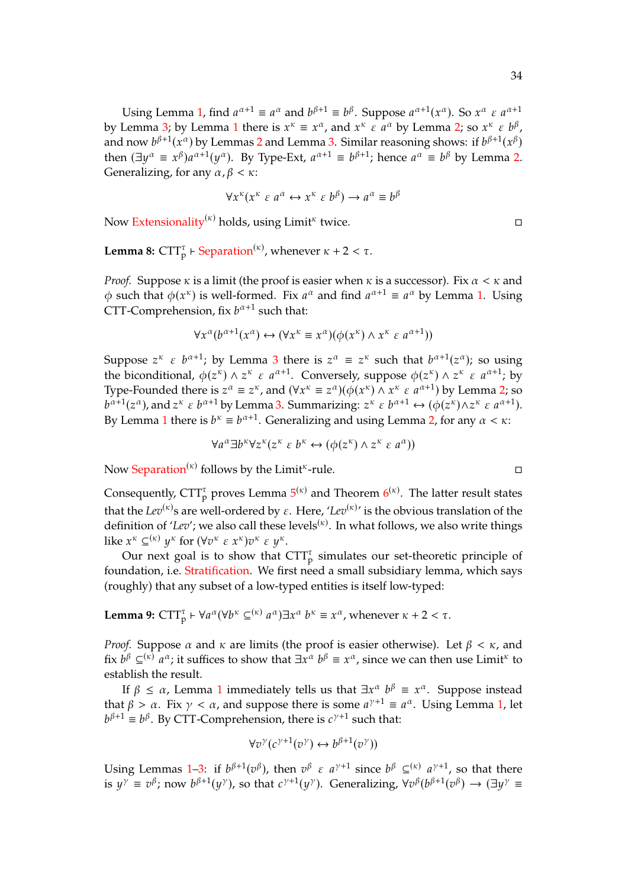Using Lemma 1, find $a^{\alpha+1} \equiv a^\alpha$ and $b^{\beta+1} \equiv b^\beta$. Suppose $a^{\alpha+1}(x^\alpha)$. So $x^\alpha \mathrel{\varepsilon} a^{\alpha+1}$ by Lemma 3; by Lemma 1 there is $x^\kappa \equiv x^\alpha$, and $x^\kappa \mathrel{\varepsilon} a^\alpha$ by Lemma 2; so $x^\kappa \mathrel{\varepsilon} b^\beta$, and now $b^{\beta+1}(x^\alpha)$ by Lemmas 2 and Lemma 3. Similar reasoning shows: if $b^{\beta+1}(x^\beta)$ then $(\exists y^\alpha \equiv x^\beta)a^{\alpha+1}(y^\alpha)$. By Type-Ext, $a^{\alpha+1} \equiv b^{\beta+1}$; hence $a^\alpha \equiv b^\beta$ by Lemma 2. Generalizing, for any $\alpha, \beta < \kappa$:

$$\forall x^\kappa (x^\kappa \mathrel{\varepsilon} a^\alpha \leftrightarrow x^\kappa \mathrel{\varepsilon} b^\beta) \rightarrow a^\alpha \equiv b^\beta$$

Now Extensionality$^{(\kappa)}$ holds, using Limit$^\kappa$ twice. □

**Lemma 8:** $\text{CTT}_\text{p}^\tau \vdash$ Separation$^{(\kappa)}$, whenever $\kappa + 2 < \tau$.

*Proof.* Suppose $\kappa$ is a limit (the proof is easier when $\kappa$ is a successor). Fix $\alpha < \kappa$ and $\phi$ such that $\phi(x^\kappa)$ is well-formed. Fix $a^\alpha$ and find $a^{\alpha+1} \equiv a^\alpha$ by Lemma 1. Using CTT-Comprehension, fix $b^{\alpha+1}$ such that:

$$\forall x^\alpha (b^{\alpha+1}(x^\alpha) \leftrightarrow (\forall x^\kappa \equiv x^\alpha)(\phi(x^\kappa) \wedge x^\kappa \mathrel{\varepsilon} a^{\alpha+1}))$$

Suppose $z^\kappa \mathrel{\varepsilon} b^{\alpha+1}$; by Lemma 3 there is $z^\alpha \equiv z^\kappa$ such that $b^{\alpha+1}(z^\alpha)$; so using the biconditional, $\phi(z^\kappa) \wedge z^\kappa \mathrel{\varepsilon} a^{\alpha+1}$. Conversely, suppose $\phi(z^\kappa) \wedge z^\kappa \mathrel{\varepsilon} a^{\alpha+1}$; by Type-Founded there is $z^\alpha \equiv z^\kappa$, and $(\forall x^\kappa \equiv z^\alpha)(\phi(x^\kappa) \wedge x^\kappa \mathrel{\varepsilon} a^{\alpha+1})$ by Lemma 2; so $b^{\alpha+1}(z^\alpha)$, and $z^\kappa \mathrel{\varepsilon} b^{\alpha+1}$ by Lemma 3. Summarizing: $z^\kappa \mathrel{\varepsilon} b^{\alpha+1} \leftrightarrow (\phi(z^\kappa) \wedge z^\kappa \mathrel{\varepsilon} a^{\alpha+1})$. By Lemma 1 there is $b^\kappa \equiv b^{\alpha+1}$. Generalizing and using Lemma 2, for any $\alpha < \kappa$:

$$\forall a^\alpha \exists b^\kappa \forall z^\kappa (z^\kappa \mathrel{\varepsilon} b^\kappa \leftrightarrow (\phi(z^\kappa) \wedge z^\kappa \mathrel{\varepsilon} a^\alpha))$$

Now Separation$^{(\kappa)}$ follows by the Limit$^\kappa$-rule. □

Consequently, $\text{CTT}_\text{p}^\tau$ proves Lemma 5$^{(\kappa)}$ and Theorem 6$^{(\kappa)}$. The latter result states that the *Lev*$^{(\kappa)}$s are well-ordered by $\varepsilon$. Here, '*Lev*$^{(\kappa)}$' is the obvious translation of the definition of '*Lev*'; we also call these levels$^{(\kappa)}$. In what follows, we also write things like $x^\kappa \subseteq^{(\kappa)} y^\kappa$ for $(\forall v^\kappa \mathrel{\varepsilon} x^\kappa) v^\kappa \mathrel{\varepsilon} y^\kappa$.

Our next goal is to show that $\text{CTT}_\text{p}^\tau$ simulates our set-theoretic principle of foundation, i.e. Stratification. We first need a small subsidiary lemma, which says (roughly) that any subset of a low-typed entities is itself low-typed:

**Lemma 9:** $\text{CTT}_\text{p}^\tau \vdash \forall a^\alpha (\forall b^\kappa \subseteq^{(\kappa)} a^\alpha) \exists x^\alpha\, b^\kappa \equiv x^\alpha$, whenever $\kappa + 2 < \tau$.

*Proof.* Suppose $\alpha$ and $\kappa$ are limits (the proof is easier otherwise). Let $\beta < \kappa$, and fix $b^\beta \subseteq^{(\kappa)} a^\alpha$; it suffices to show that $\exists x^\alpha\, b^\beta \equiv x^\alpha$, since we can then use Limit$^\kappa$ to establish the result.

If $\beta \leq \alpha$, Lemma 1 immediately tells us that $\exists x^\alpha\, b^\beta \equiv x^\alpha$. Suppose instead that $\beta > \alpha$. Fix $\gamma < \alpha$, and suppose there is some $a^{\gamma+1} \equiv a^\alpha$. Using Lemma 1, let $b^{\beta+1} \equiv b^\beta$. By CTT-Comprehension, there is $c^{\gamma+1}$ such that:

$$\forall v^\gamma (c^{\gamma+1}(v^\gamma) \leftrightarrow b^{\beta+1}(v^\gamma))$$

Using Lemmas 1–3: if $b^{\beta+1}(v^\beta)$, then $v^\beta \mathrel{\varepsilon} a^{\gamma+1}$ since $b^\beta \subseteq^{(\kappa)} a^{\gamma+1}$, so that there is $y^\gamma \equiv v^\beta$; now $b^{\beta+1}(y^\gamma)$, so that $c^{\gamma+1}(y^\gamma)$. Generalizing, $\forall v^\beta (b^{\beta+1}(v^\beta) \rightarrow (\exists y^\gamma \equiv$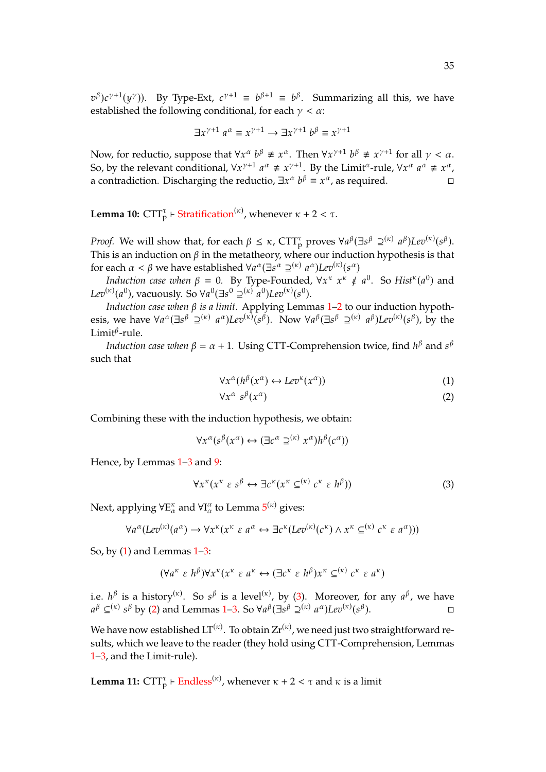$v^\beta)c^{\gamma+1}(y^\gamma))$. By Type-Ext, $c^{\gamma+1} \equiv b^{\beta+1} \equiv b^\beta$. Summarizing all this, we have established the following conditional, for each $\gamma < \alpha$:

$$\exists x^{\gamma+1}\, a^\alpha \equiv x^{\gamma+1} \rightarrow \exists x^{\gamma+1}\, b^\beta \equiv x^{\gamma+1}$$

Now, for reductio, suppose that $\forall x^\alpha\, b^\beta \not\equiv x^\alpha$. Then $\forall x^{\gamma+1}\, b^\beta \not\equiv x^{\gamma+1}$ for all $\gamma < \alpha$. So, by the relevant conditional, $\forall x^{\gamma+1}\, a^\alpha \not\equiv x^{\gamma+1}$. By the Limit$^\alpha$-rule, $\forall x^\alpha\, a^\alpha \not\equiv x^\alpha$, a contradiction. Discharging the reductio, $\exists x^\alpha\, b^\beta \equiv x^\alpha$, as required. □

**Lemma 10:** $\text{CTT}^\tau_\text{p} \vdash$ Stratification$^{(\kappa)}$, whenever $\kappa + 2 < \tau$.

*Proof.* We will show that, for each $\beta \leq \kappa$, $\text{CTT}^\tau_\text{p}$ proves $\forall a^\beta(\exists s^\beta \supseteq^{(\kappa)} a^\beta)\mathit{Lev}^{(\kappa)}(s^\beta)$. This is an induction on $\beta$ in the metatheory, where our induction hypothesis is that for each $\alpha < \beta$ we have established $\forall a^\alpha(\exists s^\alpha \supseteq^{(\kappa)} a^\alpha)\mathit{Lev}^{(\kappa)}(s^\alpha)$

*Induction case when $\beta = 0$.* By Type-Founded, $\forall x^\kappa\, x^\kappa \not\varepsilon\, a^0$. So $\mathit{Hist}^\kappa(a^0)$ and $\mathit{Lev}^{(\kappa)}(a^0)$, vacuously. So $\forall a^0(\exists s^0 \supseteq^{(\kappa)} a^0)\mathit{Lev}^{(\kappa)}(s^0)$.

*Induction case when $\beta$ is a limit.* Applying Lemmas 1–2 to our induction hypothesis, we have $\forall a^\alpha(\exists s^\beta \supseteq^{(\kappa)} a^\alpha)\mathit{Lev}^{(\kappa)}(s^\beta)$. Now $\forall a^\beta(\exists s^\beta \supseteq^{(\kappa)} a^\beta)\mathit{Lev}^{(\kappa)}(s^\beta)$, by the Limit$^\beta$-rule.

*Induction case when $\beta = \alpha + 1$.* Using CTT-Comprehension twice, find $h^\beta$ and $s^\beta$ such that

$$\forall x^\alpha(h^\beta(x^\alpha) \leftrightarrow \mathit{Lev}^\kappa(x^\alpha)) \tag{1}$$

$$\forall x^\alpha\ s^\beta(x^\alpha) \tag{2}$$

Combining these with the induction hypothesis, we obtain:

$$\forall x^\alpha(s^\beta(x^\alpha) \leftrightarrow (\exists c^\alpha \supseteq^{(\kappa)} x^\alpha)h^\beta(c^\alpha))$$

Hence, by Lemmas 1–3 and 9:

$$\forall x^\kappa(x^\kappa\ \varepsilon\ s^\beta \leftrightarrow \exists c^\kappa(x^\kappa \subseteq^{(\kappa)} c^\kappa\ \varepsilon\ h^\beta)) \tag{3}$$

Next, applying $\forall\text{E}^\kappa_\alpha$ and $\forall\text{I}^\alpha_\alpha$ to Lemma 5$^{(\kappa)}$ gives:

$$\forall a^\alpha(\mathit{Lev}^{(\kappa)}(a^\alpha) \rightarrow \forall x^\kappa(x^\kappa\ \varepsilon\ a^\alpha \leftrightarrow \exists c^\kappa(\mathit{Lev}^{(\kappa)}(c^\kappa) \wedge x^\kappa \subseteq^{(\kappa)} c^\kappa\ \varepsilon\ a^\alpha)))$$

So, by (1) and Lemmas 1–3:

$$(\forall a^\kappa\ \varepsilon\ h^\beta)\forall x^\kappa(x^\kappa\ \varepsilon\ a^\kappa \leftrightarrow (\exists c^\kappa\ \varepsilon\ h^\beta)x^\kappa \subseteq^{(\kappa)} c^\kappa\ \varepsilon\ a^\kappa)$$

i.e. $h^\beta$ is a history$^{(\kappa)}$. So $s^\beta$ is a level$^{(\kappa)}$, by (3). Moreover, for any $a^\beta$, we have $a^\beta \subseteq^{(\kappa)} s^\beta$ by (2) and Lemmas 1–3. So $\forall a^\beta(\exists s^\beta \supseteq^{(\kappa)} a^\alpha)\mathit{Lev}^{(\kappa)}(s^\beta)$. □

We have now established LT$^{(\kappa)}$. To obtain Zr$^{(\kappa)}$, we need just two straightforward results, which we leave to the reader (they hold using CTT-Comprehension, Lemmas 1–3, and the Limit-rule).

**Lemma 11:** $\text{CTT}^\tau_\text{p} \vdash$ Endless$^{(\kappa)}$, whenever $\kappa + 2 < \tau$ and $\kappa$ is a limit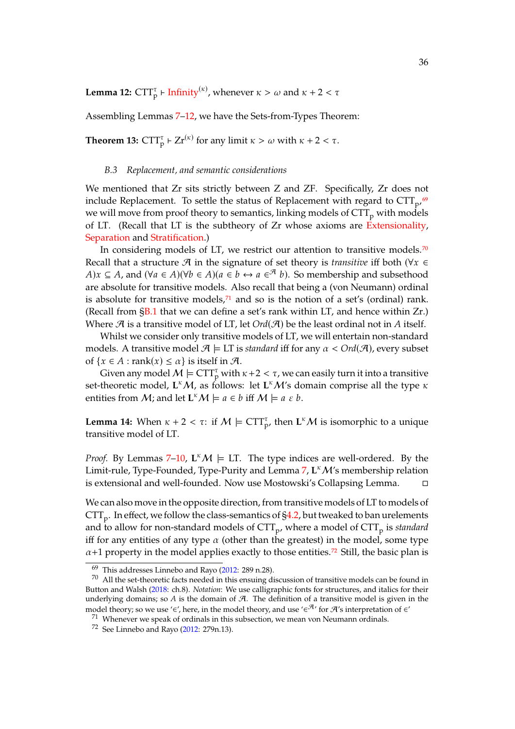**Lemma 12:** $\text{CTT}_\text{p}^\tau \vdash \text{Infinity}^{(\kappa)}$, whenever $\kappa > \omega$ and $\kappa + 2 < \tau$

Assembling Lemmas 7–12, we have the Sets-from-Types Theorem:

**Theorem 13:** $\text{CTT}_\text{p}^\tau \vdash \text{Zr}^{(\kappa)}$ for any limit $\kappa > \omega$ with $\kappa + 2 < \tau$.

### B.3 Replacement, and semantic considerations

We mentioned that Zr sits strictly between Z and ZF. Specifically, Zr does not include Replacement. To settle the status of Replacement with regard to $\text{CTT}_\text{p}$,[69] we will move from proof theory to semantics, linking models of $\text{CTT}_\text{p}$ with models of LT. (Recall that LT is the subtheory of Zr whose axioms are Extensionality, Separation and Stratification.)

In considering models of LT, we restrict our attention to transitive models.[70] Recall that a structure $\mathcal{A}$ in the signature of set theory is *transitive* iff both $(\forall x \in A)x \subseteq A$, and $(\forall a \in A)(\forall b \in A)(a \in b \leftrightarrow a \in^{\mathcal{A}} b)$. So membership and subsethood are absolute for transitive models. Also recall that being a (von Neumann) ordinal is absolute for transitive models,[71] and so is the notion of a set's (ordinal) rank. (Recall from §B.1 that we can define a set's rank within LT, and hence within Zr.) Where $\mathcal{A}$ is a transitive model of LT, let $Ord(\mathcal{A})$ be the least ordinal not in $A$ itself.

Whilst we consider only transitive models of LT, we will entertain non-standard models. A transitive model $\mathcal{A} \vDash \text{LT}$ is *standard* iff for any $\alpha < Ord(\mathcal{A})$, every subset of $\{x \in A : \text{rank}(x) \leq \alpha\}$ is itself in $\mathcal{A}$.

Given any model $\mathcal{M} \vDash \text{CTT}_\text{p}^\tau$ with $\kappa + 2 < \tau$, we can easily turn it into a transitive set-theoretic model, $\mathbf{L}^\kappa\mathcal{M}$, as follows: let $\mathbf{L}^\kappa\mathcal{M}$'s domain comprise all the type $\kappa$ entities from $\mathcal{M}$; and let $\mathbf{L}^\kappa\mathcal{M} \vDash a \in b$ iff $\mathcal{M} \vDash a \ \varepsilon \ b$.

**Lemma 14:** When $\kappa + 2 < \tau$: if $\mathcal{M} \vDash \text{CTT}_\text{p}^\tau$, then $\mathbf{L}^\kappa\mathcal{M}$ is isomorphic to a unique transitive model of LT.

*Proof.* By Lemmas 7–10, $\mathbf{L}^\kappa\mathcal{M} \vDash \text{LT}$. The type indices are well-ordered. By the Limit-rule, Type-Founded, Type-Purity and Lemma 7, $\mathbf{L}^\kappa\mathcal{M}$'s membership relation is extensional and well-founded. Now use Mostowski's Collapsing Lemma. □

We can also move in the opposite direction, from transitive models of LT to models of $\text{CTT}_\text{p}$. In effect, we follow the class-semantics of §4.2, but tweaked to ban urelements and to allow for non-standard models of $\text{CTT}_\text{p}$, where a model of $\text{CTT}_\text{p}$ is *standard* iff for any entities of any type $\alpha$ (other than the greatest) in the model, some type $\alpha+1$ property in the model applies exactly to those entities.[72] Still, the basic plan is

---

[69] This addresses Linnebo and Rayo (2012: 289 n.28).

[70] All the set-theoretic facts needed in this ensuing discussion of transitive models can be found in Button and Walsh (2018: ch.8). *Notation*: We use calligraphic fonts for structures, and italics for their underlying domains; so $A$ is the domain of $\mathcal{A}$. The definition of a transitive model is given in the model theory; so we use '$\in$', here, in the model theory, and use '$\in^{\mathcal{A}}$' for $\mathcal{A}$'s interpretation of $\in$'

[71] Whenever we speak of ordinals in this subsection, we mean von Neumann ordinals.

[72] See Linnebo and Rayo (2012: 279n.13).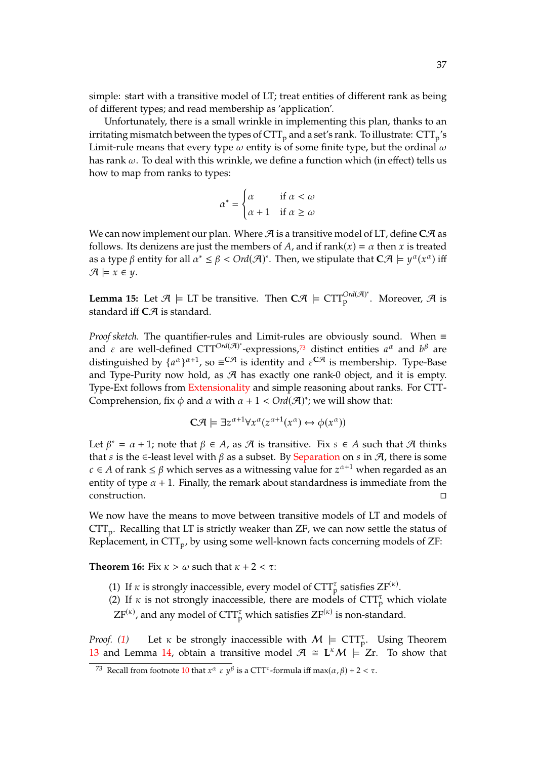simple: start with a transitive model of LT; treat entities of different rank as being of different types; and read membership as 'application'.

Unfortunately, there is a small wrinkle in implementing this plan, thanks to an irritating mismatch between the types of $\text{CTT}_\text{p}$ and a set's rank. To illustrate: $\text{CTT}_\text{p}$'s Limit-rule means that every type $\omega$ entity is of some finite type, but the ordinal $\omega$ has rank $\omega$. To deal with this wrinkle, we define a function which (in effect) tells us how to map from ranks to types:

$$\alpha^* = \begin{cases} \alpha & \text{if } \alpha < \omega \\ \alpha + 1 & \text{if } \alpha \geq \omega \end{cases}$$

We can now implement our plan. Where $\mathcal{A}$ is a transitive model of LT, define $\mathbf{C}\mathcal{A}$ as follows. Its denizens are just the members of $A$, and if $\text{rank}(x) = \alpha$ then $x$ is treated as a type $\beta$ entity for all $\alpha^* \leq \beta < Ord(\mathcal{A})^*$. Then, we stipulate that $\mathbf{C}\mathcal{A} \models y^\alpha(x^\alpha)$ iff $\mathcal{A} \models x \in y$.

**Lemma 15:** Let $\mathcal{A} \models \text{LT}$ be transitive. Then $\mathbf{C}\mathcal{A} \models \text{CTT}_\text{p}^{Ord(\mathcal{A})^*}$. Moreover, $\mathcal{A}$ is standard iff $\mathbf{C}\mathcal{A}$ is standard.

*Proof sketch.* The quantifier-rules and Limit-rules are obviously sound. When $\equiv$ and $\varepsilon$ are well-defined $\text{CTT}^{Ord(\mathcal{A})^*}$-expressions,[73] distinct entities $a^\alpha$ and $b^\beta$ are distinguished by $\{a^\alpha\}^{\alpha+1}$, so $\equiv^{\mathbf{C}\mathcal{A}}$ is identity and $\varepsilon^{\mathbf{C}\mathcal{A}}$ is membership. Type-Base and Type-Purity now hold, as $\mathcal{A}$ has exactly one rank-0 object, and it is empty. Type-Ext follows from Extensionality and simple reasoning about ranks. For CTT-Comprehension, fix $\phi$ and $\alpha$ with $\alpha + 1 < Ord(\mathcal{A})^*$; we will show that:

$$\mathbf{C}\mathcal{A} \models \exists z^{\alpha+1} \forall x^\alpha (z^{\alpha+1}(x^\alpha) \leftrightarrow \phi(x^\alpha))$$

Let $\beta^* = \alpha + 1$; note that $\beta \in A$, as $\mathcal{A}$ is transitive. Fix $s \in A$ such that $\mathcal{A}$ thinks that $s$ is the $\in$-least level with $\beta$ as a subset. By Separation on $s$ in $\mathcal{A}$, there is some $c \in A$ of rank $\leq \beta$ which serves as a witnessing value for $z^{\alpha+1}$ when regarded as an entity of type $\alpha + 1$. Finally, the remark about standardness is immediate from the construction. $\square$

We now have the means to move between transitive models of LT and models of $\text{CTT}_\text{p}$. Recalling that LT is strictly weaker than ZF, we can now settle the status of Replacement, in $\text{CTT}_\text{p}$, by using some well-known facts concerning models of ZF:

**Theorem 16:** Fix $\kappa > \omega$ such that $\kappa + 2 < \tau$:

(1) If $\kappa$ is strongly inaccessible, every model of $\text{CTT}_\text{p}^\tau$ satisfies $\text{ZF}^{(\kappa)}$.
(2) If $\kappa$ is not strongly inaccessible, there are models of $\text{CTT}_\text{p}^\tau$ which violate $\text{ZF}^{(\kappa)}$, and any model of $\text{CTT}_\text{p}^\tau$ which satisfies $\text{ZF}^{(\kappa)}$ is non-standard.

*Proof.* *(1)* Let $\kappa$ be strongly inaccessible with $\mathcal{M} \models \text{CTT}_\text{p}^\tau$. Using Theorem 13 and Lemma 14, obtain a transitive model $\mathcal{A} \cong \mathbf{L}^\kappa\mathcal{M} \models \text{Zr}$. To show that

[73] Recall from footnote 10 that $x^\alpha \; \varepsilon \; y^\beta$ is a $\text{CTT}^\tau$-formula iff $\max(\alpha, \beta) + 2 < \tau$.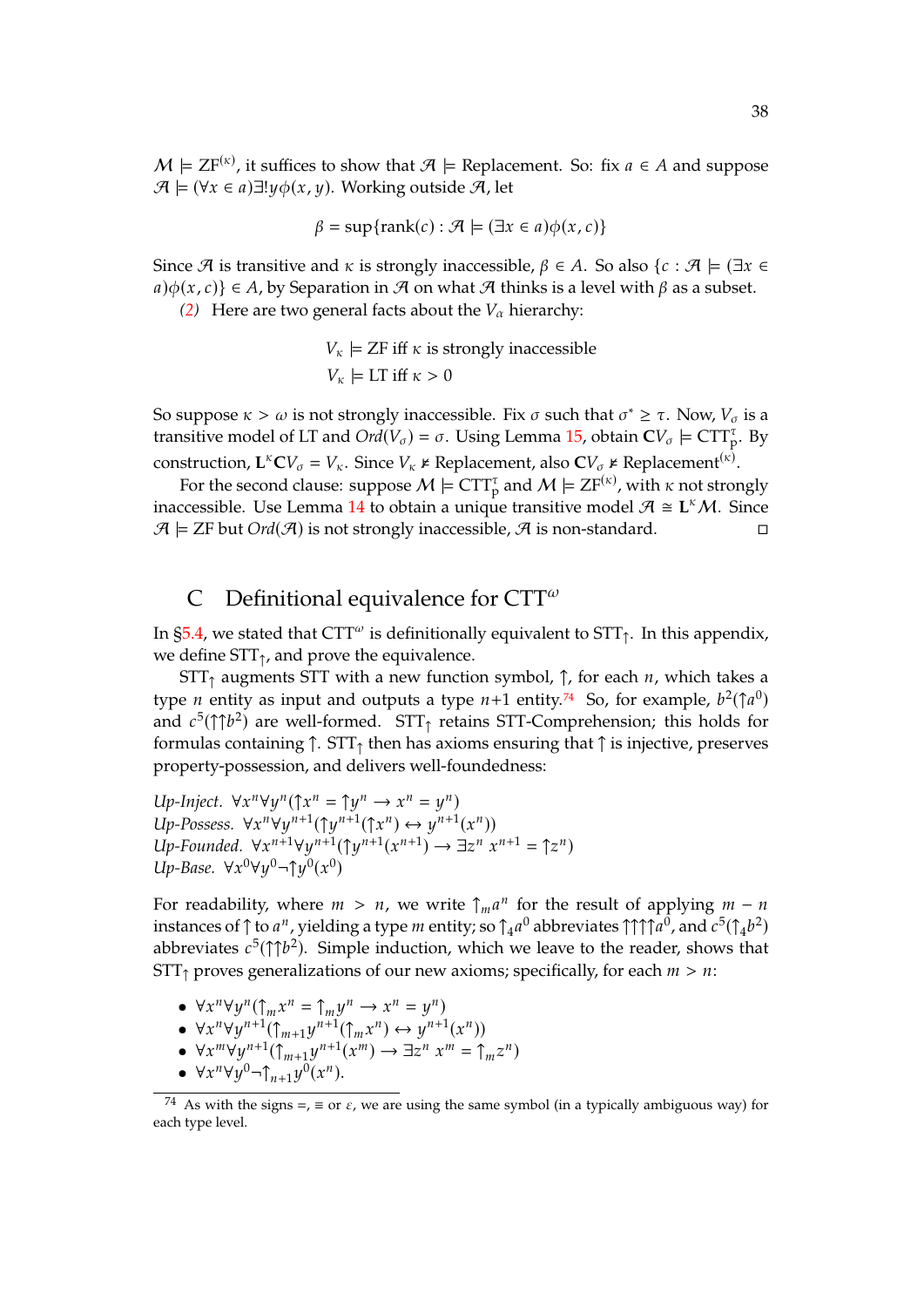$\mathcal{M} \models \mathrm{ZF}^{(\kappa)}$, it suffices to show that $\mathcal{A} \models$ Replacement. So: fix $a \in A$ and suppose $\mathcal{A} \models (\forall x \in a)\exists! y \phi(x, y)$. Working outside $\mathcal{A}$, let

$$\beta = \sup\{\text{rank}(c) : \mathcal{A} \models (\exists x \in a)\phi(x, c)\}$$

Since $\mathcal{A}$ is transitive and $\kappa$ is strongly inaccessible, $\beta \in A$. So also $\{c : \mathcal{A} \models (\exists x \in a)\phi(x, c)\} \in A$, by Separation in $\mathcal{A}$ on what $\mathcal{A}$ thinks is a level with $\beta$ as a subset.

*(2)* Here are two general facts about the $V_\alpha$ hierarchy:

$$V_\kappa \models \text{ZF iff } \kappa \text{ is strongly inaccessible}$$
$$V_\kappa \models \text{LT iff } \kappa > 0$$

So suppose $\kappa > \omega$ is not strongly inaccessible. Fix $\sigma$ such that $\sigma^* \geq \tau$. Now, $V_\sigma$ is a transitive model of LT and $Ord(V_\sigma) = \sigma$. Using Lemma 15, obtain $\mathbf{C}V_\sigma \models \mathrm{CTT}^\tau_\mathrm{p}$. By construction, $\mathbf{L}^\kappa\mathbf{C}V_\sigma = V_\kappa$. Since $V_\kappa \nvDash$ Replacement, also $\mathbf{C}V_\sigma \nvDash \text{Replacement}^{(\kappa)}$.

For the second clause: suppose $\mathcal{M} \models \mathrm{CTT}^\tau_\mathrm{p}$ and $\mathcal{M} \models \mathrm{ZF}^{(\kappa)}$, with $\kappa$ not strongly inaccessible. Use Lemma 14 to obtain a unique transitive model $\mathcal{A} \cong \mathbf{L}^\kappa\mathcal{M}$. Since $\mathcal{A} \models$ ZF but $Ord(\mathcal{A})$ is not strongly inaccessible, $\mathcal{A}$ is non-standard. □

## C Definitional equivalence for $\mathrm{CTT}^\omega$

In §5.4, we stated that $\mathrm{CTT}^\omega$ is definitionally equivalent to $\mathrm{STT}_\uparrow$. In this appendix, we define $\mathrm{STT}_\uparrow$, and prove the equivalence.

$\mathrm{STT}_\uparrow$ augments STT with a new function symbol, $\uparrow$, for each $n$, which takes a type $n$ entity as input and outputs a type $n+1$ entity.[74] So, for example, $b^2(\uparrow a^0)$ and $c^5(\uparrow\uparrow b^2)$ are well-formed. $\mathrm{STT}_\uparrow$ retains STT-Comprehension; this holds for formulas containing $\uparrow$. $\mathrm{STT}_\uparrow$ then has axioms ensuring that $\uparrow$ is injective, preserves property-possession, and delivers well-foundedness:

*Up-Inject.* $\forall x^n \forall y^n(\uparrow x^n = \uparrow y^n \rightarrow x^n = y^n)$
*Up-Possess.* $\forall x^n \forall y^{n+1}(\uparrow y^{n+1}(\uparrow x^n) \leftrightarrow y^{n+1}(x^n))$
*Up-Founded.* $\forall x^{n+1} \forall y^{n+1}(\uparrow y^{n+1}(x^{n+1}) \rightarrow \exists z^n\, x^{n+1} = \uparrow z^n)$
*Up-Base.* $\forall x^0 \forall y^0 \neg \uparrow y^0(x^0)$

For readability, where $m > n$, we write $\uparrow_m a^n$ for the result of applying $m - n$ instances of $\uparrow$ to $a^n$, yielding a type $m$ entity; so $\uparrow_4 a^0$ abbreviates $\uparrow\uparrow\uparrow\uparrow a^0$, and $c^5(\uparrow_4 b^2)$ abbreviates $c^5(\uparrow\uparrow b^2)$. Simple induction, which we leave to the reader, shows that $\mathrm{STT}_\uparrow$ proves generalizations of our new axioms; specifically, for each $m > n$:

- $\forall x^n \forall y^n(\uparrow_m x^n = \uparrow_m y^n \rightarrow x^n = y^n)$
- $\forall x^n \forall y^{n+1}(\uparrow_{m+1} y^{n+1}(\uparrow_m x^n) \leftrightarrow y^{n+1}(x^n))$
- $\forall x^m \forall y^{n+1}(\uparrow_{m+1} y^{n+1}(x^m) \rightarrow \exists z^n\, x^m = \uparrow_m z^n)$
- $\forall x^n \forall y^0 \neg \uparrow_{n+1} y^0(x^n)$.

[74] As with the signs $=$, $\equiv$ or $\varepsilon$, we are using the same symbol (in a typically ambiguous way) for each type level.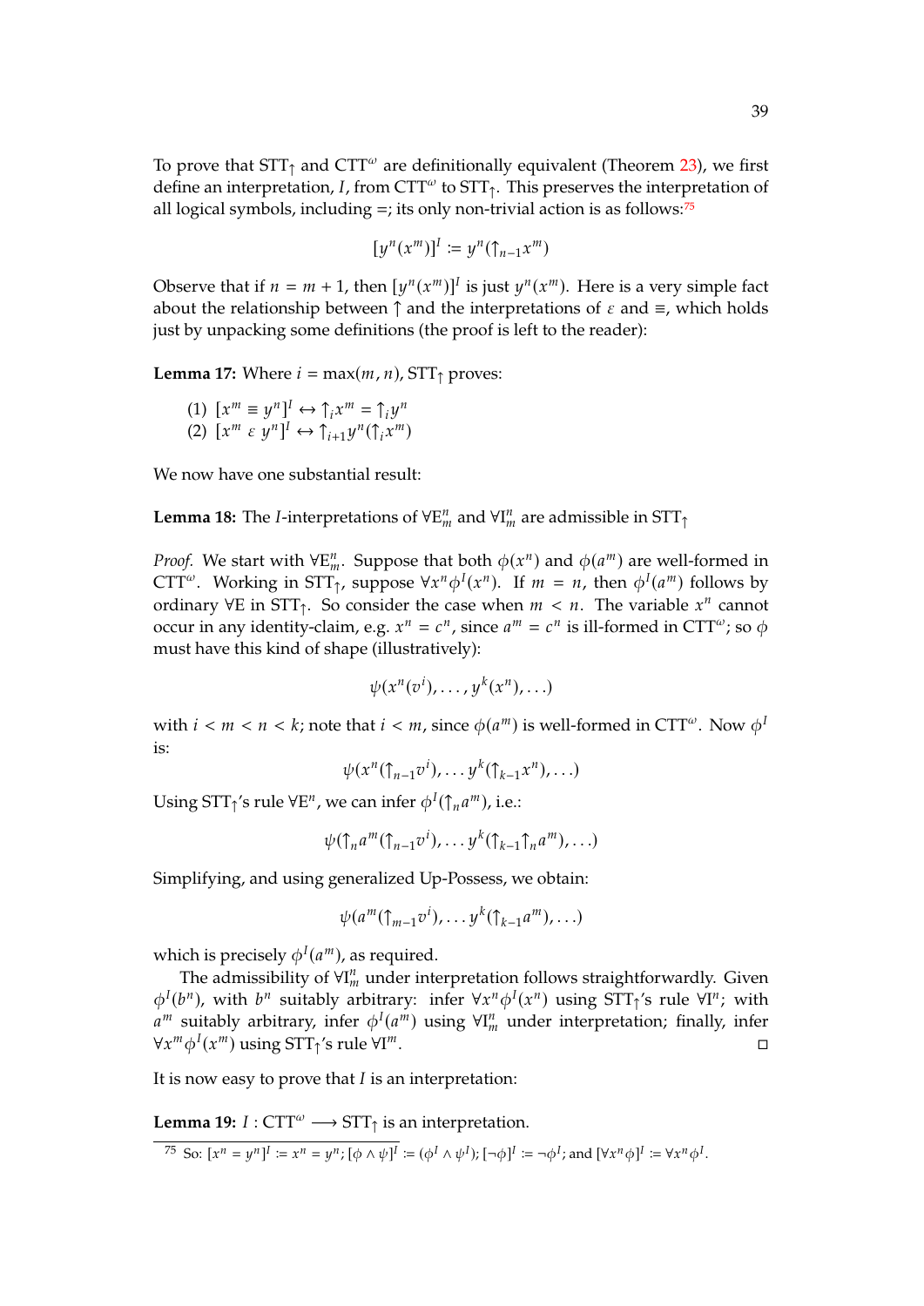To prove that $\text{STT}_{\uparrow}$ and $\text{CTT}^{\omega}$ are definitionally equivalent (Theorem 23), we first define an interpretation, $I$, from $\text{CTT}^{\omega}$ to $\text{STT}_{\uparrow}$. This preserves the interpretation of all logical symbols, including $=$; its only non-trivial action is as follows:[75]

$$[y^n(x^m)]^I := y^n(\uparrow_{n-1} x^m)$$

Observe that if $n = m + 1$, then $[y^n(x^m)]^I$ is just $y^n(x^m)$. Here is a very simple fact about the relationship between $\uparrow$ and the interpretations of $\varepsilon$ and $\equiv$, which holds just by unpacking some definitions (the proof is left to the reader):

**Lemma 17:** Where $i = \max(m, n)$, $\text{STT}_{\uparrow}$ proves:

(1) $[x^m \equiv y^n]^I \leftrightarrow \uparrow_i x^m = \uparrow_i y^n$
(2) $[x^m \; \varepsilon \; y^n]^I \leftrightarrow \uparrow_{i+1} y^n(\uparrow_i x^m)$

We now have one substantial result:

**Lemma 18:** The $I$-interpretations of $\forall\text{E}^n_m$ and $\forall\text{I}^n_m$ are admissible in $\text{STT}_{\uparrow}$

*Proof.* We start with $\forall\text{E}^n_m$. Suppose that both $\phi(x^n)$ and $\phi(a^m)$ are well-formed in $\text{CTT}^{\omega}$. Working in $\text{STT}_{\uparrow}$, suppose $\forall x^n \phi^I(x^n)$. If $m = n$, then $\phi^I(a^m)$ follows by ordinary $\forall$E in $\text{STT}_{\uparrow}$. So consider the case when $m < n$. The variable $x^n$ cannot occur in any identity-claim, e.g. $x^n = c^n$, since $a^m = c^n$ is ill-formed in $\text{CTT}^{\omega}$; so $\phi$ must have this kind of shape (illustratively):

$$\psi(x^n(v^i), \ldots, y^k(x^n), \ldots)$$

with $i < m < n < k$; note that $i < m$, since $\phi(a^m)$ is well-formed in $\text{CTT}^{\omega}$. Now $\phi^I$ is:

$$\psi(x^n(\uparrow_{n-1} v^i), \ldots y^k(\uparrow_{k-1} x^n), \ldots)$$

Using $\text{STT}_{\uparrow}$'s rule $\forall\text{E}^n$, we can infer $\phi^I(\uparrow_n a^m)$, i.e.:

$$\psi(\uparrow_n a^m(\uparrow_{n-1} v^i), \ldots y^k(\uparrow_{k-1}\uparrow_n a^m), \ldots)$$

Simplifying, and using generalized Up-Possess, we obtain:

$$\psi(a^m(\uparrow_{m-1} v^i), \ldots y^k(\uparrow_{k-1} a^m), \ldots)$$

which is precisely $\phi^I(a^m)$, as required.

The admissibility of $\forall\text{I}^n_m$ under interpretation follows straightforwardly. Given $\phi^I(b^n)$, with $b^n$ suitably arbitrary: infer $\forall x^n \phi^I(x^n)$ using $\text{STT}_{\uparrow}$'s rule $\forall\text{I}^n$; with $a^m$ suitably arbitrary, infer $\phi^I(a^m)$ using $\forall\text{I}^n_m$ under interpretation; finally, infer $\forall x^m \phi^I(x^m)$ using $\text{STT}_{\uparrow}$'s rule $\forall\text{I}^m$. ∎

It is now easy to prove that $I$ is an interpretation:

**Lemma 19:** $I : \text{CTT}^{\omega} \longrightarrow \text{STT}_{\uparrow}$ is an interpretation.

[75] So: $[x^n = y^n]^I := x^n = y^n$; $[\phi \wedge \psi]^I := (\phi^I \wedge \psi^I)$; $[\neg\phi]^I := \neg\phi^I$; and $[\forall x^n \phi]^I := \forall x^n \phi^I$.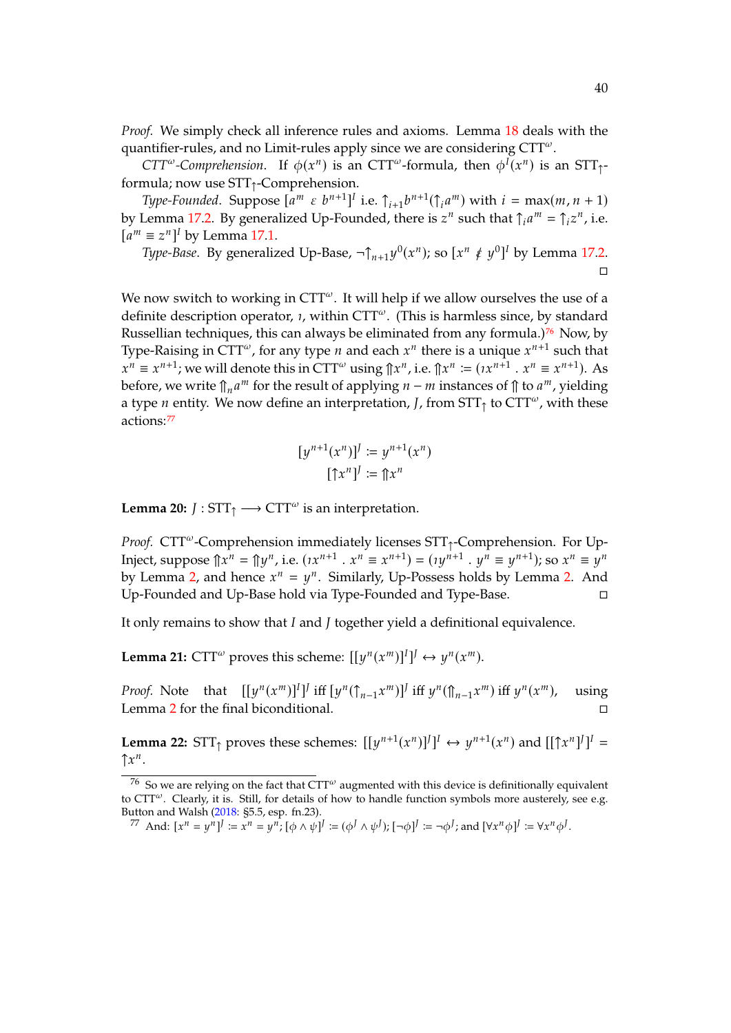*Proof.* We simply check all inference rules and axioms. Lemma 18 deals with the quantifier-rules, and no Limit-rules apply since we are considering $\text{CTT}^\omega$.

*$\text{CTT}^\omega$-Comprehension.* If $\phi(x^n)$ is an $\text{CTT}^\omega$-formula, then $\phi^I(x^n)$ is an $\text{STT}_\uparrow$-formula; now use $\text{STT}_\uparrow$-Comprehension.

*Type-Founded.* Suppose $[a^m \mathrel{\varepsilon} b^{n+1}]^I$ i.e. $\uparrow_{i+1}b^{n+1}(\uparrow_i a^m)$ with $i = \max(m, n+1)$ by Lemma 17.2. By generalized Up-Founded, there is $z^n$ such that $\uparrow_i a^m = \uparrow_i z^n$, i.e. $[a^m \equiv z^n]^I$ by Lemma 17.1.

*Type-Base.* By generalized Up-Base, $\neg\uparrow_{n+1}y^0(x^n)$; so $[x^n \mathrel{\not\varepsilon} y^0]^I$ by Lemma 17.2. ◻

We now switch to working in $\text{CTT}^\omega$. It will help if we allow ourselves the use of a definite description operator, $\iota$, within $\text{CTT}^\omega$. (This is harmless since, by standard Russellian techniques, this can always be eliminated from any formula.)[76] Now, by Type-Raising in $\text{CTT}^\omega$, for any type $n$ and each $x^n$ there is a unique $x^{n+1}$ such that $x^n \equiv x^{n+1}$; we will denote this in $\text{CTT}^\omega$ using $\Uparrow x^n$, i.e. $\Uparrow x^n := (\iota x^{n+1} \,.\, x^n \equiv x^{n+1})$. As before, we write $\Uparrow_n a^m$ for the result of applying $n - m$ instances of $\Uparrow$ to $a^m$, yielding a type $n$ entity. We now define an interpretation, $J$, from $\text{STT}_\uparrow$ to $\text{CTT}^\omega$, with these actions:[77]

$$[y^{n+1}(x^n)]^J := y^{n+1}(x^n)$$
$$[\uparrow x^n]^J := \Uparrow x^n$$

**Lemma 20:** $J : \text{STT}_\uparrow \longrightarrow \text{CTT}^\omega$ is an interpretation.

*Proof.* $\text{CTT}^\omega$-Comprehension immediately licenses $\text{STT}_\uparrow$-Comprehension. For Up-Inject, suppose $\Uparrow x^n = \Uparrow y^n$, i.e. $(\iota x^{n+1} \,.\, x^n \equiv x^{n+1}) = (\iota y^{n+1} \,.\, y^n \equiv y^{n+1})$; so $x^n \equiv y^n$ by Lemma 2, and hence $x^n = y^n$. Similarly, Up-Possess holds by Lemma 2. And Up-Founded and Up-Base hold via Type-Founded and Type-Base. ◻

It only remains to show that $I$ and $J$ together yield a definitional equivalence.

**Lemma 21:** $\text{CTT}^\omega$ proves this scheme: $[[y^n(x^m)]^I]^J \leftrightarrow y^n(x^m)$.

*Proof.* Note that $[[y^n(x^m)]^I]^J$ iff $[y^n(\uparrow_{n-1}x^m)]^J$ iff $y^n(\Uparrow_{n-1}x^m)$ iff $y^n(x^m)$, using Lemma 2 for the final biconditional. ◻

**Lemma 22:** $\text{STT}_\uparrow$ proves these schemes: $[[y^{n+1}(x^n)]^J]^I \leftrightarrow y^{n+1}(x^n)$ and $[[\uparrow x^n]^J]^I = \uparrow x^n$.

[76] So we are relying on the fact that $\text{CTT}^\omega$ augmented with this device is definitionally equivalent to $\text{CTT}^\omega$. Clearly, it is. Still, for details of how to handle function symbols more austerely, see e.g. Button and Walsh (2018: §5.5, esp. fn.23).

[77] And: $[x^n = y^n]^J := x^n = y^n$; $[\phi \wedge \psi]^J := (\phi^J \wedge \psi^J)$; $[\neg\phi]^J := \neg\phi^J$; and $[\forall x^n \phi]^J := \forall x^n \phi^J$.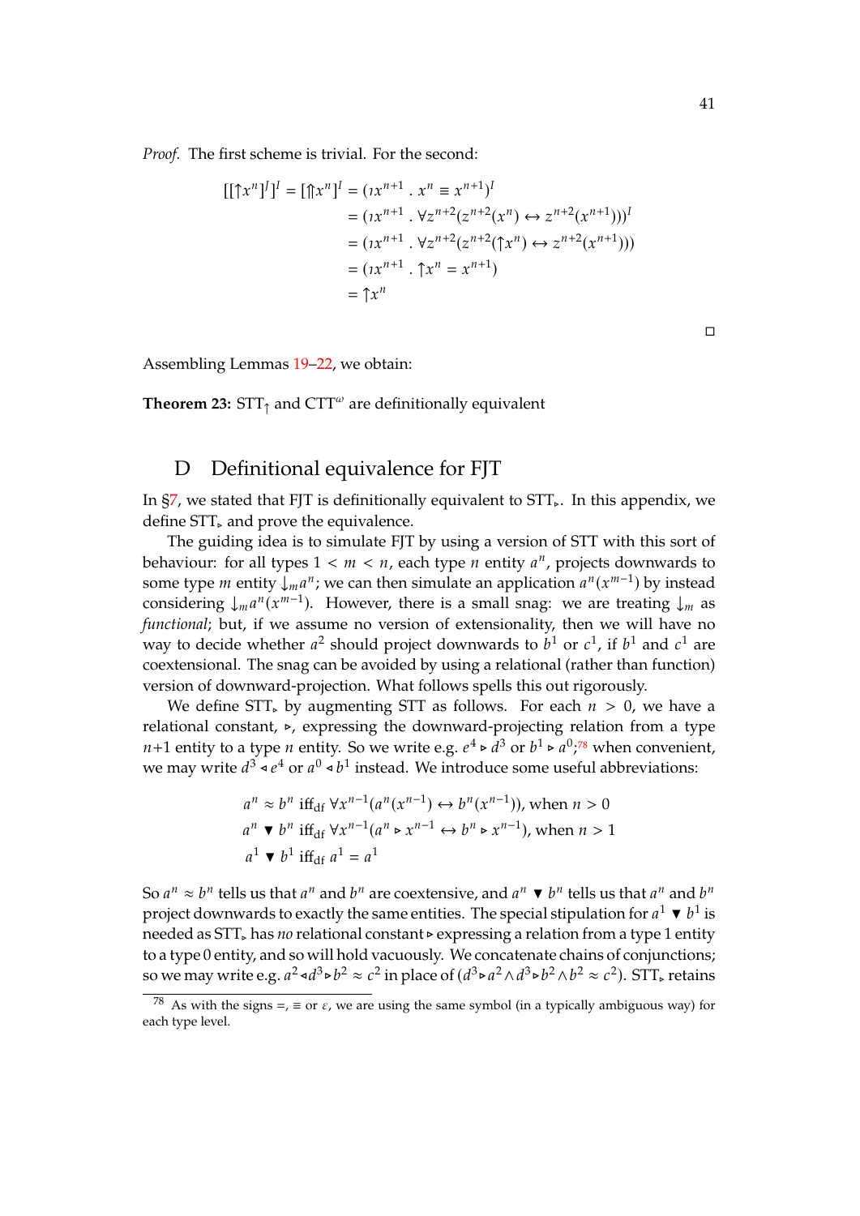*Proof.* The first scheme is trivial. For the second:

$$
\begin{aligned}
[[\uparrow x^n]^I]^I = [\Uparrow x^n]^I &= (\imath x^{n+1} \,.\, x^n \equiv x^{n+1})^I \\
&= (\imath x^{n+1} \,.\, \forall z^{n+2}(z^{n+2}(x^n) \leftrightarrow z^{n+2}(x^{n+1})))^I \\
&= (\imath x^{n+1} \,.\, \forall z^{n+2}(z^{n+2}(\uparrow x^n) \leftrightarrow z^{n+2}(x^{n+1}))) \\
&= (\imath x^{n+1} \,.\, \uparrow x^n = x^{n+1}) \\
&= \uparrow x^n
\end{aligned}
$$

□

Assembling Lemmas 19–22, we obtain:

**Theorem 23:** $\mathrm{STT}_{\uparrow}$ and $\mathrm{CTT}^{\omega}$ are definitionally equivalent

## D Definitional equivalence for FJT

In §7, we stated that FJT is definitionally equivalent to $\mathrm{STT}_{\triangleright}$. In this appendix, we define $\mathrm{STT}_{\triangleright}$ and prove the equivalence.

The guiding idea is to simulate FJT by using a version of STT with this sort of behaviour: for all types $1 < m < n$, each type $n$ entity $a^n$, projects downwards to some type $m$ entity $\downarrow_m a^n$; we can then simulate an application $a^n(x^{m-1})$ by instead considering $\downarrow_m a^n(x^{m-1})$. However, there is a small snag: we are treating $\downarrow_m$ as *functional*; but, if we assume no version of extensionality, then we will have no way to decide whether $a^2$ should project downwards to $b^1$ or $c^1$, if $b^1$ and $c^1$ are coextensional. The snag can be avoided by using a relational (rather than function) version of downward-projection. What follows spells this out rigorously.

We define $\mathrm{STT}_{\triangleright}$ by augmenting STT as follows. For each $n > 0$, we have a relational constant, $\triangleright$, expressing the downward-projecting relation from a type $n+1$ entity to a type $n$ entity. So we write e.g. $e^4 \triangleright d^3$ or $b^1 \triangleright a^0$;[78] when convenient, we may write $d^3 \triangleleft e^4$ or $a^0 \triangleleft b^1$ instead. We introduce some useful abbreviations:

$$
\begin{aligned}
&a^n \approx b^n \text{ iff}_{\text{df}} \; \forall x^{n-1}(a^n(x^{n-1}) \leftrightarrow b^n(x^{n-1})), \text{ when } n > 0 \\
&a^n \blacktriangledown b^n \text{ iff}_{\text{df}} \; \forall x^{n-1}(a^n \triangleright x^{n-1} \leftrightarrow b^n \triangleright x^{n-1}), \text{ when } n > 1 \\
&a^1 \blacktriangledown b^1 \text{ iff}_{\text{df}} \; a^1 = a^1
\end{aligned}
$$

So $a^n \approx b^n$ tells us that $a^n$ and $b^n$ are coextensive, and $a^n \blacktriangledown b^n$ tells us that $a^n$ and $b^n$ project downwards to exactly the same entities. The special stipulation for $a^1 \blacktriangledown b^1$ is needed as $\mathrm{STT}_{\triangleright}$ has *no* relational constant $\triangleright$ expressing a relation from a type 1 entity to a type 0 entity, and so will hold vacuously. We concatenate chains of conjunctions; so we may write e.g. $a^2 \triangleleft d^3 \triangleright b^2 \approx c^2$ in place of $(d^3 \triangleright a^2 \wedge d^3 \triangleright b^2 \wedge b^2 \approx c^2)$. $\mathrm{STT}_{\triangleright}$ retains

[78] As with the signs $=$, $\equiv$ or $\varepsilon$, we are using the same symbol (in a typically ambiguous way) for each type level.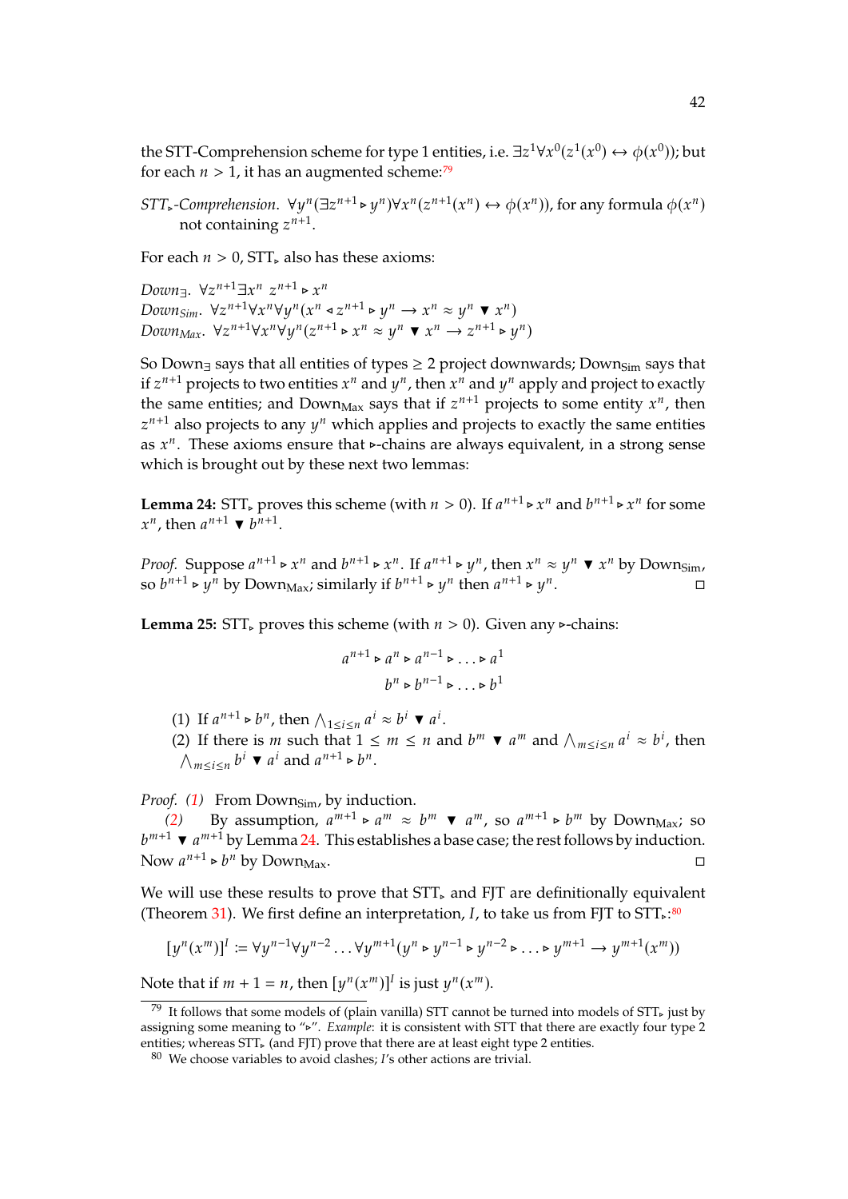the STT-Comprehension scheme for type 1 entities, i.e. $\exists z^1 \forall x^0(z^1(x^0) \leftrightarrow \phi(x^0))$; but for each $n > 1$, it has an augmented scheme:[79]

*STT$_\triangleright$-Comprehension.* $\forall y^n(\exists z^{n+1} \triangleright y^n)\forall x^n(z^{n+1}(x^n) \leftrightarrow \phi(x^n))$, for any formula $\phi(x^n)$ not containing $z^{n+1}$.

For each $n > 0$, STT$_\triangleright$ also has these axioms:

*Down$_\exists$.* $\forall z^{n+1}\exists x^n \; z^{n+1} \triangleright x^n$
*Down$_{Sim}$.* $\forall z^{n+1}\forall x^n \forall y^n(x^n \triangleleft z^{n+1} \triangleright y^n \rightarrow x^n \approx y^n \blacktriangledown x^n)$
*Down$_{Max}$.* $\forall z^{n+1}\forall x^n \forall y^n(z^{n+1} \triangleright x^n \approx y^n \blacktriangledown x^n \rightarrow z^{n+1} \triangleright y^n)$

So Down$_\exists$ says that all entities of types $\geq 2$ project downwards; Down$_{\text{Sim}}$ says that if $z^{n+1}$ projects to two entities $x^n$ and $y^n$, then $x^n$ and $y^n$ apply and project to exactly the same entities; and Down$_{\text{Max}}$ says that if $z^{n+1}$ projects to some entity $x^n$, then $z^{n+1}$ also projects to any $y^n$ which applies and projects to exactly the same entities as $x^n$. These axioms ensure that $\triangleright$-chains are always equivalent, in a strong sense which is brought out by these next two lemmas:

**Lemma 24:** STT$_\triangleright$ proves this scheme (with $n > 0$). If $a^{n+1} \triangleright x^n$ and $b^{n+1} \triangleright x^n$ for some $x^n$, then $a^{n+1} \blacktriangledown b^{n+1}$.

*Proof.* Suppose $a^{n+1} \triangleright x^n$ and $b^{n+1} \triangleright x^n$. If $a^{n+1} \triangleright y^n$, then $x^n \approx y^n \blacktriangledown x^n$ by Down$_{\text{Sim}}$, so $b^{n+1} \triangleright y^n$ by Down$_{\text{Max}}$; similarly if $b^{n+1} \triangleright y^n$ then $a^{n+1} \triangleright y^n$. □

**Lemma 25:** STT$_\triangleright$ proves this scheme (with $n > 0$). Given any $\triangleright$-chains:

$$a^{n+1} \triangleright a^n \triangleright a^{n-1} \triangleright \ldots \triangleright a^1$$
$$b^n \triangleright b^{n-1} \triangleright \ldots \triangleright b^1$$

(1) If $a^{n+1} \triangleright b^n$, then $\bigwedge_{1 \leq i \leq n} a^i \approx b^i \blacktriangledown a^i$.
(2) If there is $m$ such that $1 \leq m \leq n$ and $b^m \blacktriangledown a^m$ and $\bigwedge_{m \leq i \leq n} a^i \approx b^i$, then $\bigwedge_{m \leq i \leq n} b^i \blacktriangledown a^i$ and $a^{n+1} \triangleright b^n$.

*Proof.* *(1)* From Down$_{\text{Sim}}$, by induction.
*(2)* By assumption, $a^{m+1} \triangleright a^m \approx b^m \blacktriangledown a^m$, so $a^{m+1} \triangleright b^m$ by Down$_{\text{Max}}$; so $b^{m+1} \blacktriangledown a^{m+1}$ by Lemma 24. This establishes a base case; the rest follows by induction. Now $a^{n+1} \triangleright b^n$ by Down$_{\text{Max}}$. □

We will use these results to prove that STT$_\triangleright$ and FJT are definitionally equivalent (Theorem 31). We first define an interpretation, $I$, to take us from FJT to STT$_\triangleright$:[80]

$$[y^n(x^m)]^I := \forall y^{n-1}\forall y^{n-2} \ldots \forall y^{m+1}(y^n \triangleright y^{n-1} \triangleright y^{n-2} \triangleright \ldots \triangleright y^{m+1} \rightarrow y^{m+1}(x^m))$$

Note that if $m + 1 = n$, then $[y^n(x^m)]^I$ is just $y^n(x^m)$.

[79] It follows that some models of (plain vanilla) STT cannot be turned into models of STT$_\triangleright$ just by assigning some meaning to "$\triangleright$". *Example*: it is consistent with STT that there are exactly four type 2 entities; whereas STT$_\triangleright$ (and FJT) prove that there are at least eight type 2 entities.

[80] We choose variables to avoid clashes; $I$'s other actions are trivial.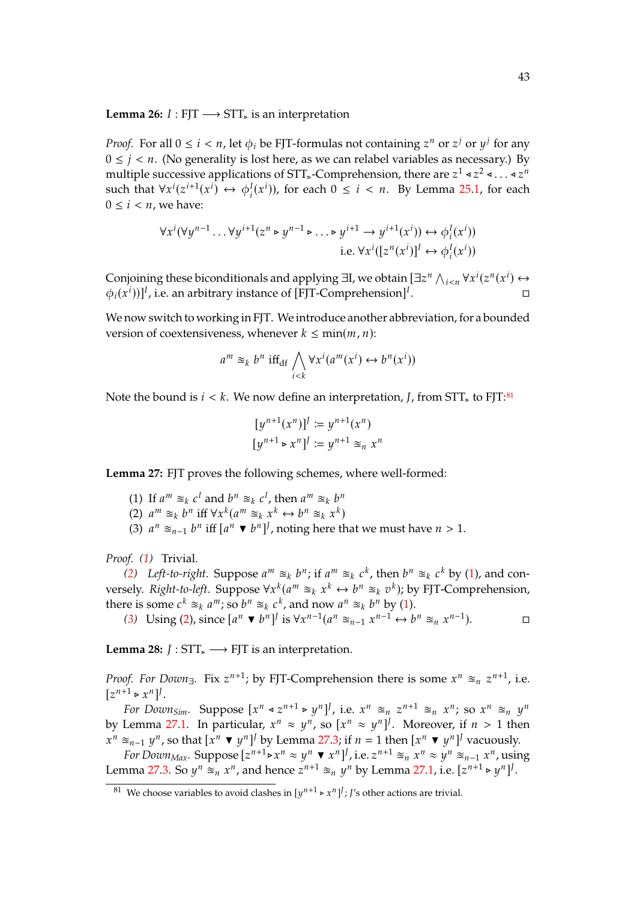**Lemma 26:** $I : \text{FJT} \longrightarrow \text{STT}_{\triangleright}$ is an interpretation

*Proof.* For all $0 \leq i < n$, let $\phi_i$ be FJT-formulas not containing $z^n$ or $z^j$ or $y^j$ for any $0 \leq j < n$. (No generality is lost here, as we can relabel variables as necessary.) By multiple successive applications of $\text{STT}_{\triangleright}$-Comprehension, there are $z^1 \triangleleft z^2 \triangleleft \ldots \triangleleft z^n$ such that $\forall x^i(z^{i+1}(x^i) \leftrightarrow \phi_i^I(x^i))$, for each $0 \leq i < n$. By Lemma 25.1, for each $0 \leq i < n$, we have:

$$\forall x^i(\forall y^{n-1} \ldots \forall y^{i+1}(z^n \triangleright y^{n-1} \triangleright \ldots \triangleright y^{i+1} \rightarrow y^{i+1}(x^i)) \leftrightarrow \phi_i^I(x^i))$$
$$\text{i.e. } \forall x^i([z^n(x^i)]^I \leftrightarrow \phi_i^I(x^i))$$

Conjoining these biconditionals and applying $\exists$I, we obtain $[\exists z^n \bigwedge_{i<n} \forall x^i(z^n(x^i) \leftrightarrow \phi_i(x^i))]^I$, i.e. an arbitrary instance of $[\text{FJT-Comprehension}]^I$. □

We now switch to working in FJT. We introduce another abbreviation, for a bounded version of coextensiveness, whenever $k \leq \min(m, n)$:

$$a^m \cong_k b^n \text{ iff}_{\text{df}} \bigwedge_{i<k} \forall x^i(a^m(x^i) \leftrightarrow b^n(x^i))$$

Note the bound is $i < k$. We now define an interpretation, $J$, from $\text{STT}_{\triangleright}$ to FJT:[81]

$$[y^{n+1}(x^n)]^J := y^{n+1}(x^n)$$
$$[y^{n+1} \triangleright x^n]^J := y^{n+1} \cong_n x^n$$

**Lemma 27:** FJT proves the following schemes, where well-formed:

(1) If $a^m \cong_k c^l$ and $b^n \cong_k c^l$, then $a^m \cong_k b^n$

(2) $a^m \cong_k b^n$ iff $\forall x^k(a^m \cong_k x^k \leftrightarrow b^n \cong_k x^k)$

(3) $a^n \cong_{n-1} b^n$ iff $[a^n \blacktriangledown b^n]^J$, noting here that we must have $n > 1$.

*Proof. (1)* Trivial.

*(2) Left-to-right.* Suppose $a^m \cong_k b^n$; if $a^m \cong_k c^k$, then $b^n \cong_k c^k$ by (1), and conversely. *Right-to-left.* Suppose $\forall x^k(a^m \cong_k x^k \leftrightarrow b^n \cong_k v^k)$; by FJT-Comprehension, there is some $c^k \cong_k a^m$; so $b^n \cong_k c^k$, and now $a^n \cong_k b^n$ by (1).

*(3)* Using (2), since $[a^n \blacktriangledown b^n]^J$ is $\forall x^{n-1}(a^n \cong_{n-1} x^{n-1} \leftrightarrow b^n \cong_n x^{n-1})$. □

**Lemma 28:** $J : \text{STT}_{\triangleright} \longrightarrow \text{FJT}$ is an interpretation.

*Proof. For Down$_\exists$.* Fix $z^{n+1}$; by FJT-Comprehension there is some $x^n \cong_n z^{n+1}$, i.e. $[z^{n+1} \triangleright x^n]^J$.

*For Down$_{Sim}$.* Suppose $[x^n \triangleleft z^{n+1} \triangleright y^n]^J$, i.e. $x^n \cong_n z^{n+1} \cong_n x^n$; so $x^n \cong_n y^n$ by Lemma 27.1. In particular, $x^n \approx y^n$, so $[x^n \approx y^n]^J$. Moreover, if $n > 1$ then $x^n \cong_{n-1} y^n$, so that $[x^n \blacktriangledown y^n]^J$ by Lemma 27.3; if $n = 1$ then $[x^n \blacktriangledown y^n]^J$ vacuously.

*For Down$_{Max}$.* Suppose $[z^{n+1} \triangleright x^n \approx y^n \blacktriangledown x^n]^J$, i.e. $z^{n+1} \cong_n x^n \approx y^n \cong_{n-1} x^n$, using Lemma 27.3. So $y^n \cong_n x^n$, and hence $z^{n+1} \cong_n y^n$ by Lemma 27.1, i.e. $[z^{n+1} \triangleright y^n]^J$.

[81] We choose variables to avoid clashes in $[y^{n+1} \triangleright x^n]^J$; $J$'s other actions are trivial.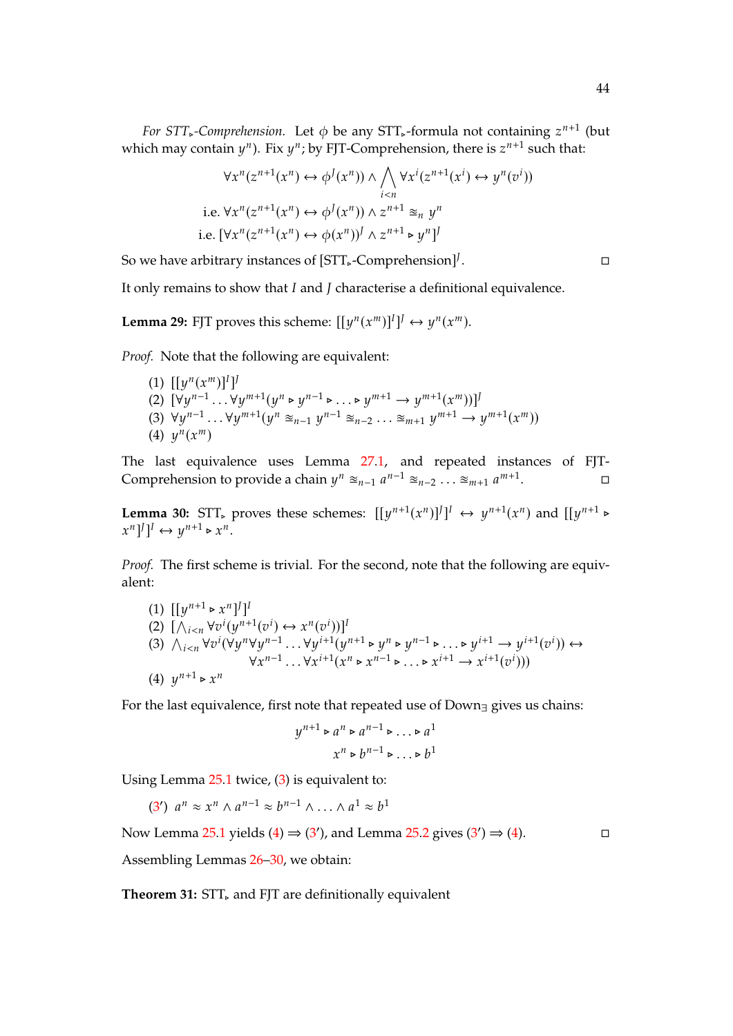*For STT$_\triangleright$-Comprehension.* Let $\phi$ be any STT$_\triangleright$-formula not containing $z^{n+1}$ (but which may contain $y^n$). Fix $y^n$; by FJT-Comprehension, there is $z^{n+1}$ such that:

$$\forall x^n(z^{n+1}(x^n) \leftrightarrow \phi^J(x^n)) \wedge \bigwedge_{i<n} \forall x^i(z^{n+1}(x^i) \leftrightarrow y^n(v^i))$$

$$\text{i.e. } \forall x^n(z^{n+1}(x^n) \leftrightarrow \phi^J(x^n)) \wedge z^{n+1} \cong_n y^n$$

$$\text{i.e. } [\forall x^n(z^{n+1}(x^n) \leftrightarrow \phi(x^n))^J \wedge z^{n+1} \triangleright y^n]^J$$

So we have arbitrary instances of [STT$_\triangleright$-Comprehension]$^J$. ◻

It only remains to show that $I$ and $J$ characterise a definitional equivalence.

**Lemma 29:** FJT proves this scheme: $[[y^n(x^m)]^I]^J \leftrightarrow y^n(x^m)$.

*Proof.* Note that the following are equivalent:

(1) $[[y^n(x^m)]^I]^J$
(2) $[\forall y^{n-1} \ldots \forall y^{m+1}(y^n \triangleright y^{n-1} \triangleright \ldots \triangleright y^{m+1} \to y^{m+1}(x^m))]^J$
(3) $\forall y^{n-1} \ldots \forall y^{m+1}(y^n \cong_{n-1} y^{n-1} \cong_{n-2} \ldots \cong_{m+1} y^{m+1} \to y^{m+1}(x^m))$
(4) $y^n(x^m)$

The last equivalence uses Lemma 27.1, and repeated instances of FJT-Comprehension to provide a chain $y^n \cong_{n-1} a^{n-1} \cong_{n-2} \ldots \cong_{m+1} a^{m+1}$. ◻

**Lemma 30:** STT$_\triangleright$ proves these schemes: $[[y^{n+1}(x^n)]^J]^I \leftrightarrow y^{n+1}(x^n)$ and $[[y^{n+1} \triangleright x^n]^J]^I \leftrightarrow y^{n+1} \triangleright x^n$.

*Proof.* The first scheme is trivial. For the second, note that the following are equivalent:

(1) $[[y^{n+1} \triangleright x^n]^J]^I$
(2) $[\bigwedge_{i<n} \forall v^i(y^{n+1}(v^i) \leftrightarrow x^n(v^i))]^I$
(3) $\bigwedge_{i<n} \forall v^i(\forall y^n \forall y^{n-1} \ldots \forall y^{i+1}(y^{n+1} \triangleright y^n \triangleright y^{n-1} \triangleright \ldots \triangleright y^{i+1} \to y^{i+1}(v^i)) \leftrightarrow$
$\quad\quad \forall x^{n-1} \ldots \forall x^{i+1}(x^n \triangleright x^{n-1} \triangleright \ldots \triangleright x^{i+1} \to x^{i+1}(v^i)))$
(4) $y^{n+1} \triangleright x^n$

For the last equivalence, first note that repeated use of Down$_\exists$ gives us chains:

$$y^{n+1} \triangleright a^n \triangleright a^{n-1} \triangleright \ldots \triangleright a^1$$

$$x^n \triangleright b^{n-1} \triangleright \ldots \triangleright b^1$$

Using Lemma 25.1 twice, (3) is equivalent to:

(3′) $a^n \approx x^n \wedge a^{n-1} \approx b^{n-1} \wedge \ldots \wedge a^1 \approx b^1$

Now Lemma 25.1 yields (4) ⇒ (3′), and Lemma 25.2 gives (3′) ⇒ (4). ◻

Assembling Lemmas 26–30, we obtain:

**Theorem 31:** STT$_\triangleright$ and FJT are definitionally equivalent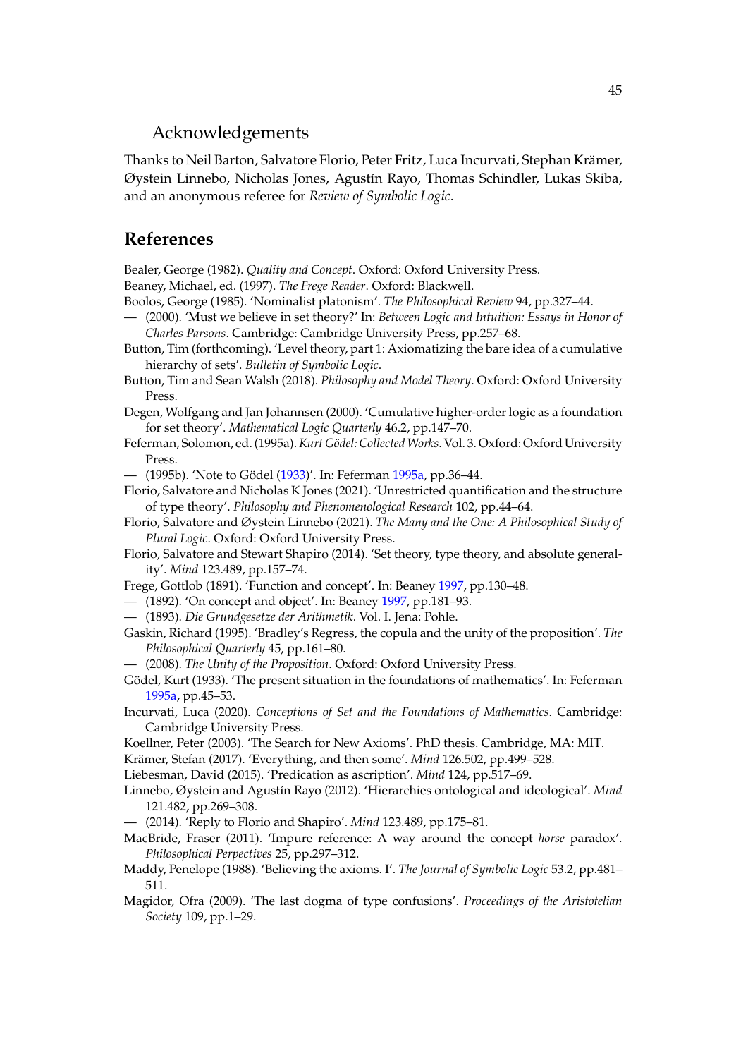## Acknowledgements

Thanks to Neil Barton, Salvatore Florio, Peter Fritz, Luca Incurvati, Stephan Krämer, Øystein Linnebo, Nicholas Jones, Agustín Rayo, Thomas Schindler, Lukas Skiba, and an anonymous referee for *Review of Symbolic Logic*.

# References

Bealer, George (1982). *Quality and Concept*. Oxford: Oxford University Press.

Beaney, Michael, ed. (1997). *The Frege Reader*. Oxford: Blackwell.

Boolos, George (1985). 'Nominalist platonism'. *The Philosophical Review* 94, pp.327–44.

— (2000). 'Must we believe in set theory?' In: *Between Logic and Intuition: Essays in Honor of Charles Parsons*. Cambridge: Cambridge University Press, pp.257–68.

Button, Tim (forthcoming). 'Level theory, part 1: Axiomatizing the bare idea of a cumulative hierarchy of sets'. *Bulletin of Symbolic Logic*.

Button, Tim and Sean Walsh (2018). *Philosophy and Model Theory*. Oxford: Oxford University Press.

Degen, Wolfgang and Jan Johannsen (2000). 'Cumulative higher-order logic as a foundation for set theory'. *Mathematical Logic Quarterly* 46.2, pp.147–70.

Feferman, Solomon, ed. (1995a). *Kurt Gödel: Collected Works*. Vol. 3. Oxford: Oxford University Press.

— (1995b). 'Note to Gödel (1933)'. In: Feferman 1995a, pp.36–44.

Florio, Salvatore and Nicholas K Jones (2021). 'Unrestricted quantification and the structure of type theory'. *Philosophy and Phenomenological Research* 102, pp.44–64.

Florio, Salvatore and Øystein Linnebo (2021). *The Many and the One: A Philosophical Study of Plural Logic*. Oxford: Oxford University Press.

Florio, Salvatore and Stewart Shapiro (2014). 'Set theory, type theory, and absolute generality'. *Mind* 123.489, pp.157–74.

Frege, Gottlob (1891). 'Function and concept'. In: Beaney 1997, pp.130–48.

— (1892). 'On concept and object'. In: Beaney 1997, pp.181–93.

— (1893). *Die Grundgesetze der Arithmetik*. Vol. I. Jena: Pohle.

Gaskin, Richard (1995). 'Bradley's Regress, the copula and the unity of the proposition'. *The Philosophical Quarterly* 45, pp.161–80.

— (2008). *The Unity of the Proposition*. Oxford: Oxford University Press.

Gödel, Kurt (1933). 'The present situation in the foundations of mathematics'. In: Feferman 1995a, pp.45–53.

Incurvati, Luca (2020). *Conceptions of Set and the Foundations of Mathematics*. Cambridge: Cambridge University Press.

Koellner, Peter (2003). 'The Search for New Axioms'. PhD thesis. Cambridge, MA: MIT.

Krämer, Stefan (2017). 'Everything, and then some'. *Mind* 126.502, pp.499–528.

Liebesman, David (2015). 'Predication as ascription'. *Mind* 124, pp.517–69.

Linnebo, Øystein and Agustín Rayo (2012). 'Hierarchies ontological and ideological'. *Mind* 121.482, pp.269–308.

— (2014). 'Reply to Florio and Shapiro'. *Mind* 123.489, pp.175–81.

MacBride, Fraser (2011). 'Impure reference: A way around the concept *horse* paradox'. *Philosophical Perpectives* 25, pp.297–312.

Maddy, Penelope (1988). 'Believing the axioms. I'. *The Journal of Symbolic Logic* 53.2, pp.481–511.

Magidor, Ofra (2009). 'The last dogma of type confusions'. *Proceedings of the Aristotelian Society* 109, pp.1–29.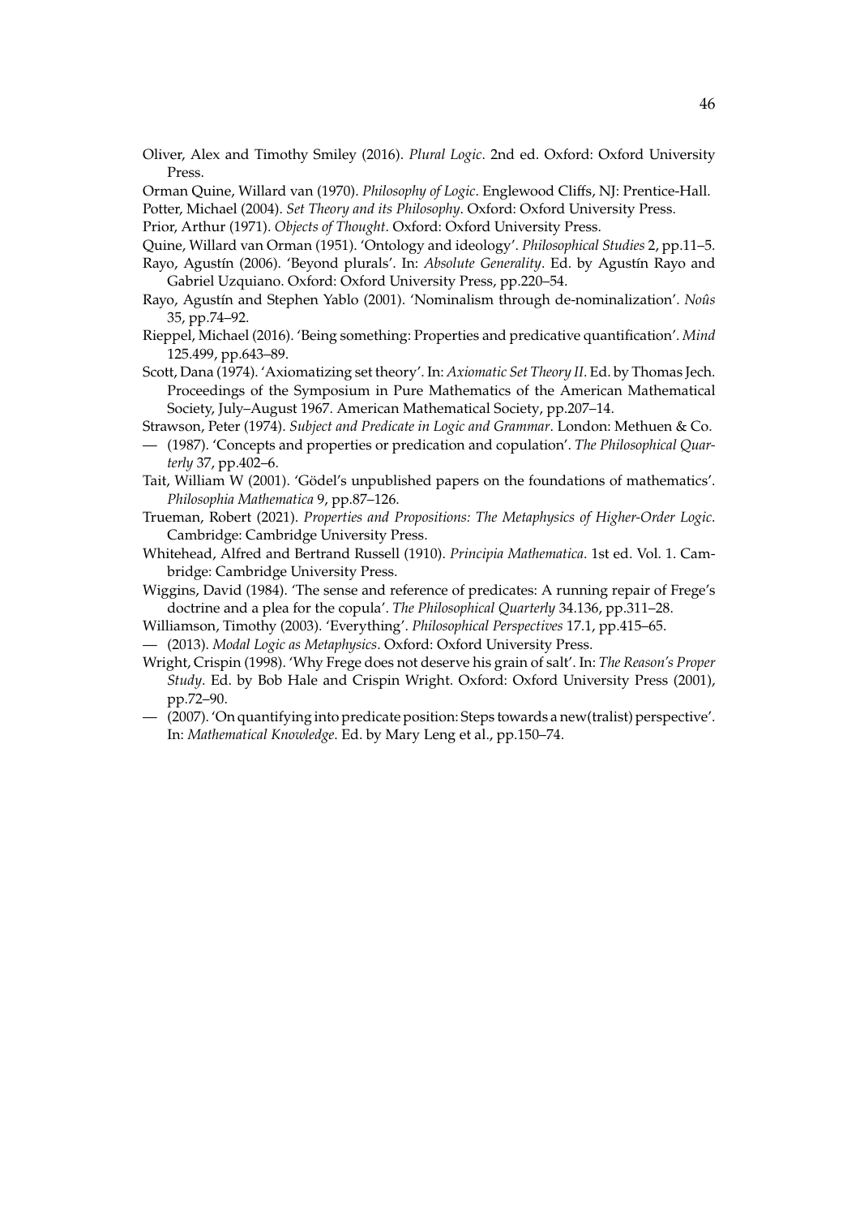Oliver, Alex and Timothy Smiley (2016). *Plural Logic*. 2nd ed. Oxford: Oxford University Press.

Orman Quine, Willard van (1970). *Philosophy of Logic*. Englewood Cliffs, NJ: Prentice-Hall.

Potter, Michael (2004). *Set Theory and its Philosophy*. Oxford: Oxford University Press.

Prior, Arthur (1971). *Objects of Thought*. Oxford: Oxford University Press.

Quine, Willard van Orman (1951). 'Ontology and ideology'. *Philosophical Studies* 2, pp.11–5.

Rayo, Agustín (2006). 'Beyond plurals'. In: *Absolute Generality*. Ed. by Agustín Rayo and Gabriel Uzquiano. Oxford: Oxford University Press, pp.220–54.

Rayo, Agustín and Stephen Yablo (2001). 'Nominalism through de-nominalization'. *Noûs* 35, pp.74–92.

Rieppel, Michael (2016). 'Being something: Properties and predicative quantification'. *Mind* 125.499, pp.643–89.

Scott, Dana (1974). 'Axiomatizing set theory'. In: *Axiomatic Set Theory II*. Ed. by Thomas Jech. Proceedings of the Symposium in Pure Mathematics of the American Mathematical Society, July–August 1967. American Mathematical Society, pp.207–14.

Strawson, Peter (1974). *Subject and Predicate in Logic and Grammar*. London: Methuen & Co.

— (1987). 'Concepts and properties or predication and copulation'. *The Philosophical Quarterly* 37, pp.402–6.

Tait, William W (2001). 'Gödel's unpublished papers on the foundations of mathematics'. *Philosophia Mathematica* 9, pp.87–126.

Trueman, Robert (2021). *Properties and Propositions: The Metaphysics of Higher-Order Logic*. Cambridge: Cambridge University Press.

Whitehead, Alfred and Bertrand Russell (1910). *Principia Mathematica*. 1st ed. Vol. 1. Cambridge: Cambridge University Press.

Wiggins, David (1984). 'The sense and reference of predicates: A running repair of Frege's doctrine and a plea for the copula'. *The Philosophical Quarterly* 34.136, pp.311–28.

Williamson, Timothy (2003). 'Everything'. *Philosophical Perspectives* 17.1, pp.415–65.

— (2013). *Modal Logic as Metaphysics*. Oxford: Oxford University Press.

Wright, Crispin (1998). 'Why Frege does not deserve his grain of salt'. In: *The Reason's Proper Study*. Ed. by Bob Hale and Crispin Wright. Oxford: Oxford University Press (2001), pp.72–90.

— (2007). 'On quantifying into predicate position: Steps towards a new(tralist) perspective'. In: *Mathematical Knowledge*. Ed. by Mary Leng et al., pp.150–74.